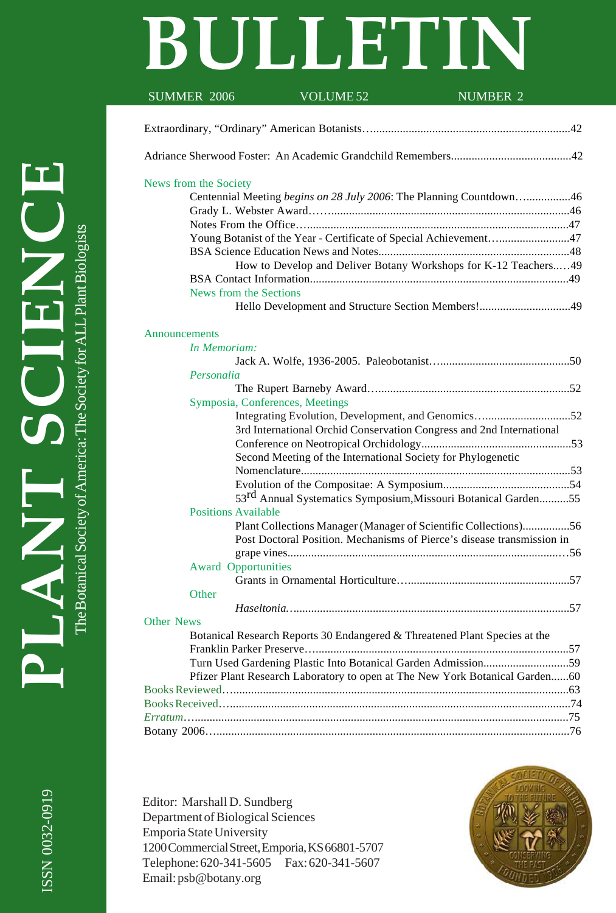# PLANT SCIENCE BULLETIN

The Botanical Society of America: The Society for ALL Plant Biologists

SUMMER 2006 VOLUME 52 NUMBER 2

ISSN 0032-0919

Extraordinary, "Ordinary" American Botanists....42

Adriance Sherwood Foster: An Academic Grandchild Remembers....42

**News from the Society**

- Centennial Meeting *begins on 28 July 2006*: The Planning Countdown....46
- Grady L. Webster Award....46
- Notes From the Office....47
- Young Botanist of the Year - Certificate of Special Achievement....47
- BSA Science Education News and Notes....48
  - How to Develop and Deliver Botany Workshops for K-12 Teachers....49
- BSA Contact Information....49
- News from the Sections
  - Hello Development and Structure Section Members!....49

**Announcements**

- *In Memoriam:*
  - Jack A. Wolfe, 1936-2005. Paleobotanist....50
- *Personalia*
  - The Rupert Barneby Award....52
- Symposia, Conferences, Meetings
  - Integrating Evolution, Development, and Genomics....52
  - 3rd International Orchid Conservation Congress and 2nd International Conference on Neotropical Orchidology....53
  - Second Meeting of the International Society for Phylogenetic Nomenclature....53
  - Evolution of the Compositae: A Symposium....54
  - 53rd Annual Systematics Symposium, Missouri Botanical Garden....55
- Positions Available
  - Plant Collections Manager (Manager of Scientific Collections)....56
  - Post Doctoral Position. Mechanisms of Pierce's disease transmission in grape vines....56
- Award Opportunities
  - Grants in Ornamental Horticulture....57
- Other
  - *Haseltonia*....57

**Other News**

- Botanical Research Reports 30 Endangered & Threatened Plant Species at the Franklin Parker Preserve....57
- Turn Used Gardening Plastic Into Botanical Garden Admission....59
- Pfizer Plant Research Laboratory to open at The New York Botanical Garden....60

Books Reviewed....63

Books Received....74

*Erratum*....75

Botany 2006....76

Editor: Marshall D. Sundberg
Department of Biological Sciences
Emporia State University
1200 Commercial Street, Emporia, KS 66801-5707
Telephone: 620-341-5605 Fax: 620-341-5607
Email: psb@botany.org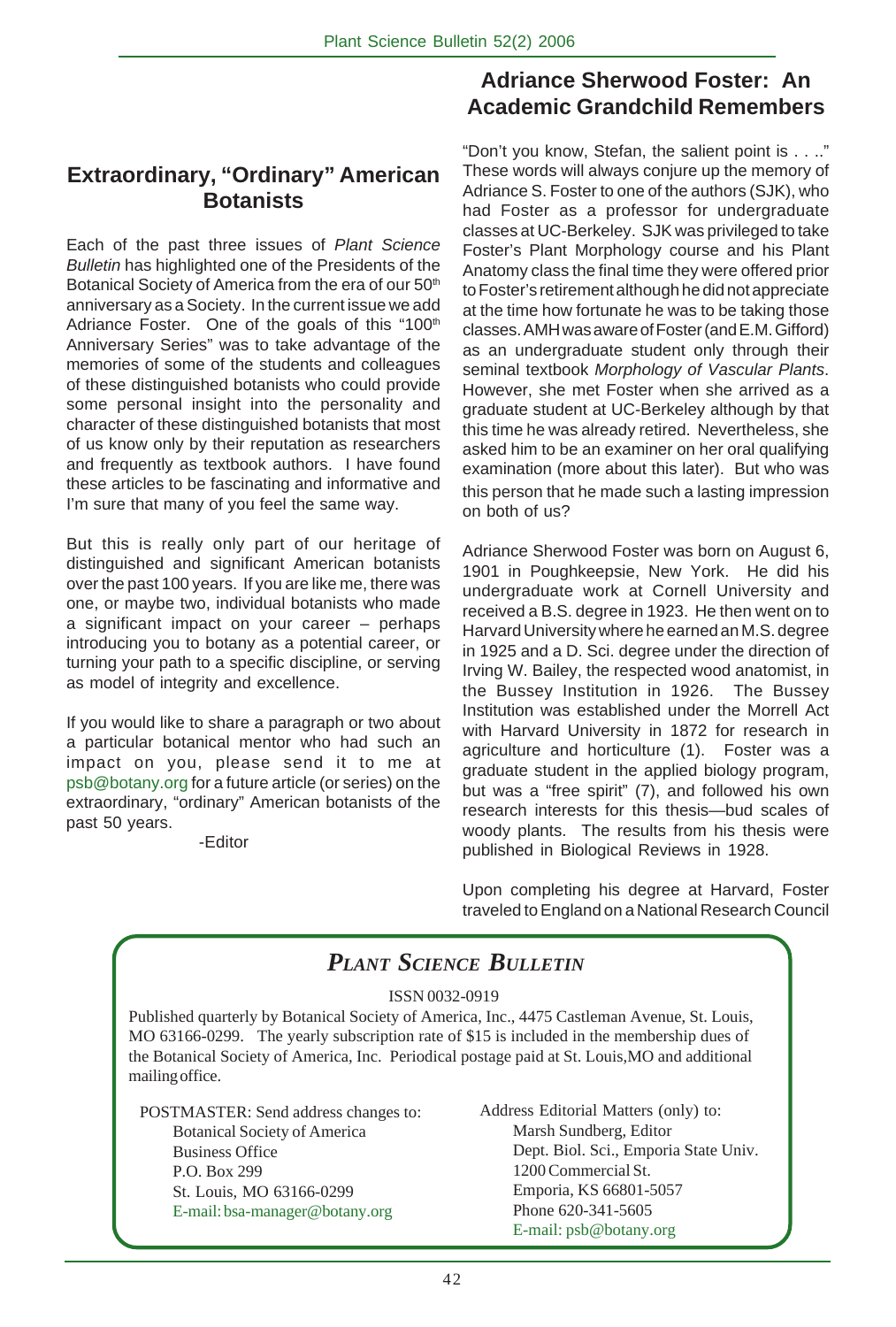## Extraordinary, "Ordinary" American Botanists

Each of the past three issues of *Plant Science Bulletin* has highlighted one of the Presidents of the Botanical Society of America from the era of our 50th anniversary as a Society. In the current issue we add Adriance Foster. One of the goals of this "100th Anniversary Series" was to take advantage of the memories of some of the students and colleagues of these distinguished botanists who could provide some personal insight into the personality and character of these distinguished botanists that most of us know only by their reputation as researchers and frequently as textbook authors. I have found these articles to be fascinating and informative and I'm sure that many of you feel the same way.

But this is really only part of our heritage of distinguished and significant American botanists over the past 100 years. If you are like me, there was one, or maybe two, individual botanists who made a significant impact on your career – perhaps introducing you to botany as a potential career, or turning your path to a specific discipline, or serving as model of integrity and excellence.

If you would like to share a paragraph or two about a particular botanical mentor who had such an impact on you, please send it to me at psb@botany.org for a future article (or series) on the extraordinary, "ordinary" American botanists of the past 50 years.

-Editor

## Adriance Sherwood Foster: An Academic Grandchild Remembers

"Don't you know, Stefan, the salient point is . . .." These words will always conjure up the memory of Adriance S. Foster to one of the authors (SJK), who had Foster as a professor for undergraduate classes at UC-Berkeley. SJK was privileged to take Foster's Plant Morphology course and his Plant Anatomy class the final time they were offered prior to Foster's retirement although he did not appreciate at the time how fortunate he was to be taking those classes. AMH was aware of Foster (and E.M. Gifford) as an undergraduate student only through their seminal textbook *Morphology of Vascular Plants*. However, she met Foster when she arrived as a graduate student at UC-Berkeley although by that this time he was already retired. Nevertheless, she asked him to be an examiner on her oral qualifying examination (more about this later). But who was this person that he made such a lasting impression on both of us?

Adriance Sherwood Foster was born on August 6, 1901 in Poughkeepsie, New York. He did his undergraduate work at Cornell University and received a B.S. degree in 1923. He then went on to Harvard University where he earned an M.S. degree in 1925 and a D. Sci. degree under the direction of Irving W. Bailey, the respected wood anatomist, in the Bussey Institution in 1926. The Bussey Institution was established under the Morrell Act with Harvard University in 1872 for research in agriculture and horticulture (1). Foster was a graduate student in the applied biology program, but was a "free spirit" (7), and followed his own research interests for this thesis—bud scales of woody plants. The results from his thesis were published in Biological Reviews in 1928.

Upon completing his degree at Harvard, Foster traveled to England on a National Research Council

---

### *Plant Science Bulletin*

ISSN 0032-0919

Published quarterly by Botanical Society of America, Inc., 4475 Castleman Avenue, St. Louis, MO 63166-0299. The yearly subscription rate of $15 is included in the membership dues of the Botanical Society of America, Inc. Periodical postage paid at St. Louis,MO and additional mailing office.

POSTMASTER: Send address changes to:
Botanical Society of America
Business Office
P.O. Box 299
St. Louis, MO 63166-0299
E-mail: bsa-manager@botany.org

Address Editorial Matters (only) to:
Marsh Sundberg, Editor
Dept. Biol. Sci., Emporia State Univ.
1200 Commercial St.
Emporia, KS 66801-5057
Phone 620-341-5605
E-mail: psb@botany.org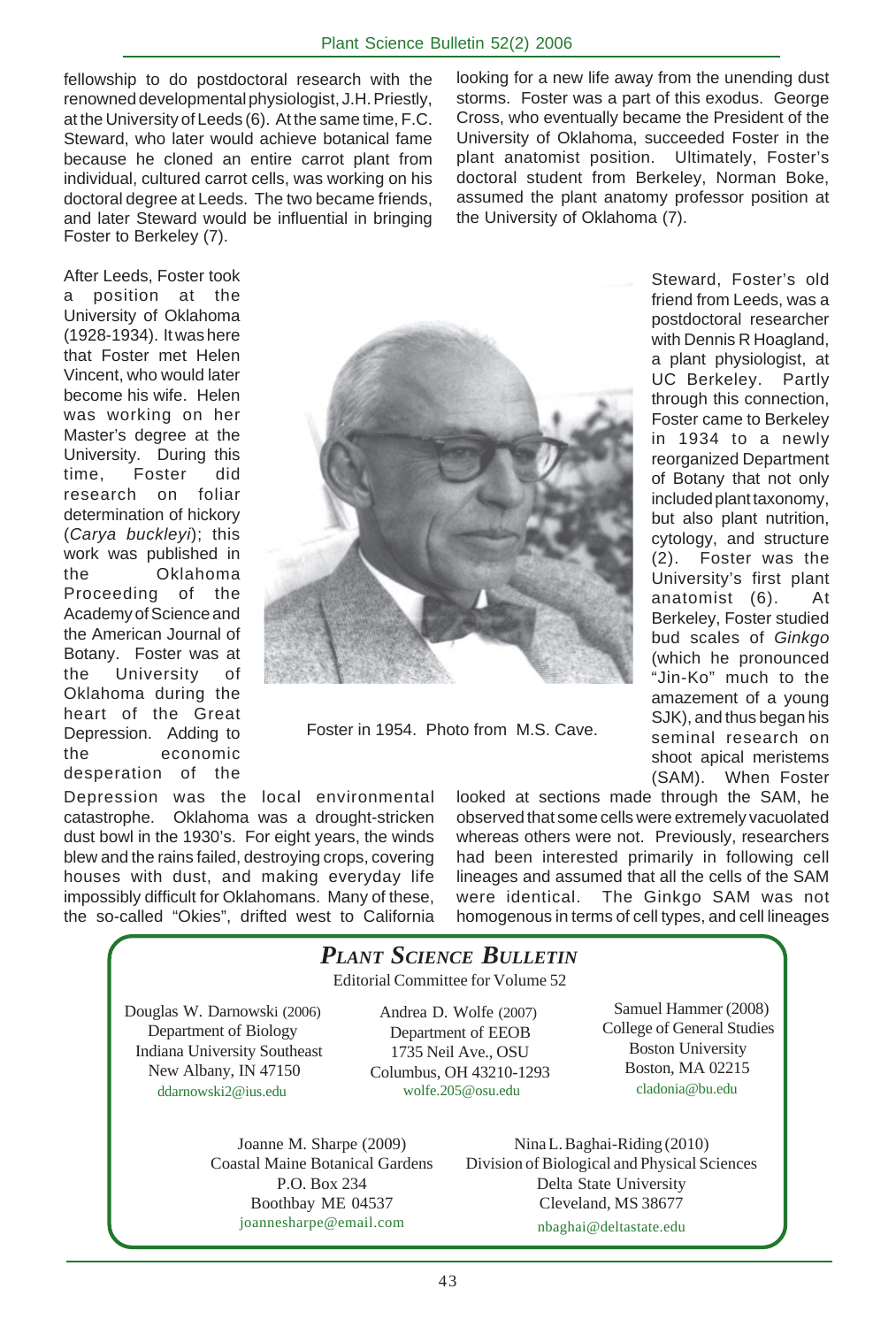fellowship to do postdoctoral research with the renowned developmental physiologist, J.H. Priestly, at the University of Leeds (6). At the same time, F.C. Steward, who later would achieve botanical fame because he cloned an entire carrot plant from individual, cultured carrot cells, was working on his doctoral degree at Leeds. The two became friends, and later Steward would be influential in bringing Foster to Berkeley (7).

After Leeds, Foster took a position at the University of Oklahoma (1928-1934). It was here that Foster met Helen Vincent, who would later become his wife. Helen was working on her Master's degree at the University. During this time, Foster did research on foliar determination of hickory (*Carya buckleyi*); this work was published in the Oklahoma Proceeding of the Academy of Science and the American Journal of Botany. Foster was at the University of Oklahoma during the heart of the Great Depression. Adding to the economic desperation of the Depression was the local environmental catastrophe. Oklahoma was a drought-stricken dust bowl in the 1930's. For eight years, the winds blew and the rains failed, destroying crops, covering houses with dust, and making everyday life impossibly difficult for Oklahomans. Many of these, the so-called "Okies", drifted west to California looking for a new life away from the unending dust storms. Foster was a part of this exodus. George Cross, who eventually became the President of the University of Oklahoma, succeeded Foster in the plant anatomist position. Ultimately, Foster's doctoral student from Berkeley, Norman Boke, assumed the plant anatomy professor position at the University of Oklahoma (7).

Foster in 1954. Photo from M.S. Cave.

Steward, Foster's old friend from Leeds, was a postdoctoral researcher with Dennis R Hoagland, a plant physiologist, at UC Berkeley. Partly through this connection, Foster came to Berkeley in 1934 to a newly reorganized Department of Botany that not only included plant taxonomy, but also plant nutrition, cytology, and structure (2). Foster was the University's first plant anatomist (6). At Berkeley, Foster studied bud scales of *Ginkgo* (which he pronounced "Jin-Ko" much to the amazement of a young SJK), and thus began his seminal research on shoot apical meristems (SAM). When Foster looked at sections made through the SAM, he observed that some cells were extremely vacuolated whereas others were not. Previously, researchers had been interested primarily in following cell lineages and assumed that all the cells of the SAM were identical. The Ginkgo SAM was not homogenous in terms of cell types, and cell lineages

## *PLANT SCIENCE BULLETIN*

Editorial Committee for Volume 52

Douglas W. Darnowski (2006)
Department of Biology
Indiana University Southeast
New Albany, IN 47150
ddarnowski2@ius.edu

Andrea D. Wolfe (2007)
Department of EEOB
1735 Neil Ave., OSU
Columbus, OH 43210-1293
wolfe.205@osu.edu

Samuel Hammer (2008)
College of General Studies
Boston University
Boston, MA 02215
cladonia@bu.edu

Joanne M. Sharpe (2009)
Coastal Maine Botanical Gardens
P.O. Box 234
Boothbay ME 04537
joannesharpe@email.com

Nina L. Baghai-Riding (2010)
Division of Biological and Physical Sciences
Delta State University
Cleveland, MS 38677
nbaghai@deltastate.edu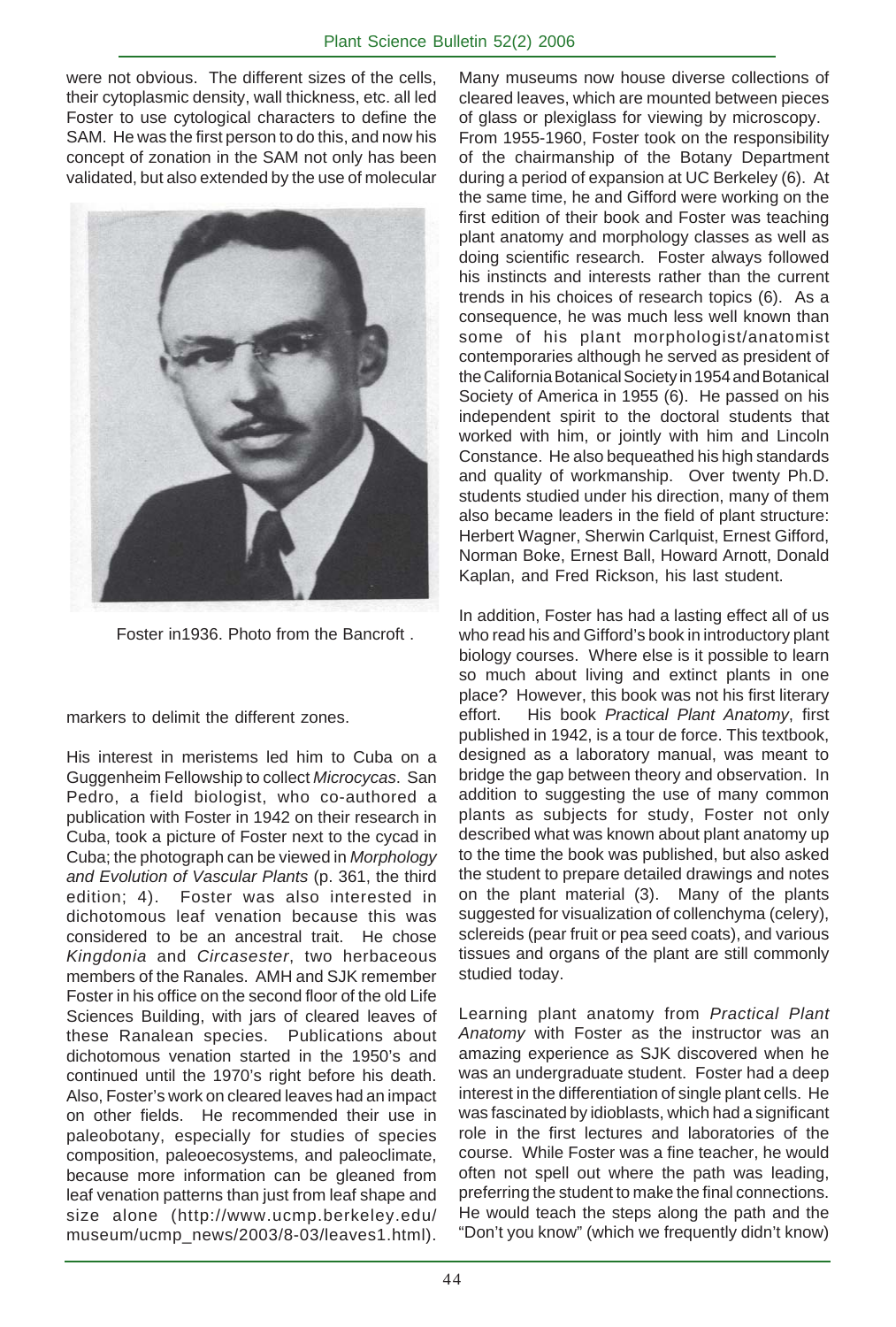were not obvious. The different sizes of the cells, their cytoplasmic density, wall thickness, etc. all led Foster to use cytological characters to define the SAM. He was the first person to do this, and now his concept of zonation in the SAM not only has been validated, but also extended by the use of molecular markers to delimit the different zones.

Foster in1936. Photo from the Bancroft .

His interest in meristems led him to Cuba on a Guggenheim Fellowship to collect *Microcycas*. San Pedro, a field biologist, who co-authored a publication with Foster in 1942 on their research in Cuba, took a picture of Foster next to the cycad in Cuba; the photograph can be viewed in *Morphology and Evolution of Vascular Plants* (p. 361, the third edition; 4). Foster was also interested in dichotomous leaf venation because this was considered to be an ancestral trait. He chose *Kingdonia* and *Circasester*, two herbaceous members of the Ranales. AMH and SJK remember Foster in his office on the second floor of the old Life Sciences Building, with jars of cleared leaves of these Ranalean species. Publications about dichotomous venation started in the 1950's and continued until the 1970's right before his death. Also, Foster's work on cleared leaves had an impact on other fields. He recommended their use in paleobotany, especially for studies of species composition, paleoecosystems, and paleoclimate, because more information can be gleaned from leaf venation patterns than just from leaf shape and size alone (http://www.ucmp.berkeley.edu/museum/ucmp_news/2003/8-03/leaves1.html). Many museums now house diverse collections of cleared leaves, which are mounted between pieces of glass or plexiglass for viewing by microscopy.

From 1955-1960, Foster took on the responsibility of the chairmanship of the Botany Department during a period of expansion at UC Berkeley (6). At the same time, he and Gifford were working on the first edition of their book and Foster was teaching plant anatomy and morphology classes as well as doing scientific research. Foster always followed his instincts and interests rather than the current trends in his choices of research topics (6). As a consequence, he was much less well known than some of his plant morphologist/anatomist contemporaries although he served as president of the California Botanical Society in 1954 and Botanical Society of America in 1955 (6). He passed on his independent spirit to the doctoral students that worked with him, or jointly with him and Lincoln Constance. He also bequeathed his high standards and quality of workmanship. Over twenty Ph.D. students studied under his direction, many of them also became leaders in the field of plant structure: Herbert Wagner, Sherwin Carlquist, Ernest Gifford, Norman Boke, Ernest Ball, Howard Arnott, Donald Kaplan, and Fred Rickson, his last student.

In addition, Foster has had a lasting effect all of us who read his and Gifford's book in introductory plant biology courses. Where else is it possible to learn so much about living and extinct plants in one place? However, this book was not his first literary effort. His book *Practical Plant Anatomy*, first published in 1942, is a tour de force. This textbook, designed as a laboratory manual, was meant to bridge the gap between theory and observation. In addition to suggesting the use of many common plants as subjects for study, Foster not only described what was known about plant anatomy up to the time the book was published, but also asked the student to prepare detailed drawings and notes on the plant material (3). Many of the plants suggested for visualization of collenchyma (celery), sclereids (pear fruit or pea seed coats), and various tissues and organs of the plant are still commonly studied today.

Learning plant anatomy from *Practical Plant Anatomy* with Foster as the instructor was an amazing experience as SJK discovered when he was an undergraduate student. Foster had a deep interest in the differentiation of single plant cells. He was fascinated by idioblasts, which had a significant role in the first lectures and laboratories of the course. While Foster was a fine teacher, he would often not spell out where the path was leading, preferring the student to make the final connections. He would teach the steps along the path and the "Don't you know" (which we frequently didn't know)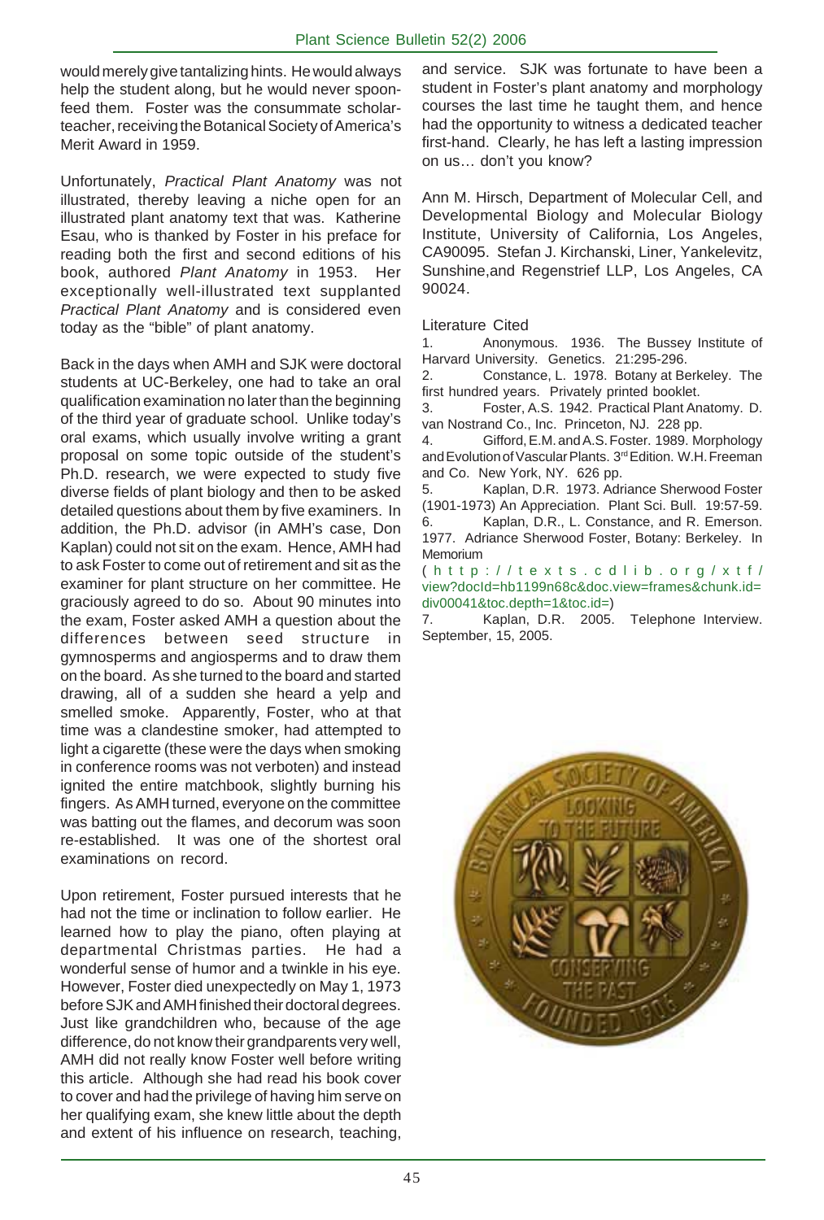would merely give tantalizing hints. He would always help the student along, but he would never spoon-feed them. Foster was the consummate scholar-teacher, receiving the Botanical Society of America's Merit Award in 1959.

Unfortunately, *Practical Plant Anatomy* was not illustrated, thereby leaving a niche open for an illustrated plant anatomy text that was. Katherine Esau, who is thanked by Foster in his preface for reading both the first and second editions of his book, authored *Plant Anatomy* in 1953. Her exceptionally well-illustrated text supplanted *Practical Plant Anatomy* and is considered even today as the "bible" of plant anatomy.

Back in the days when AMH and SJK were doctoral students at UC-Berkeley, one had to take an oral qualification examination no later than the beginning of the third year of graduate school. Unlike today's oral exams, which usually involve writing a grant proposal on some topic outside of the student's Ph.D. research, we were expected to study five diverse fields of plant biology and then to be asked detailed questions about them by five examiners. In addition, the Ph.D. advisor (in AMH's case, Don Kaplan) could not sit on the exam. Hence, AMH had to ask Foster to come out of retirement and sit as the examiner for plant structure on her committee. He graciously agreed to do so. About 90 minutes into the exam, Foster asked AMH a question about the differences between seed structure in gymnosperms and angiosperms and to draw them on the board. As she turned to the board and started drawing, all of a sudden she heard a yelp and smelled smoke. Apparently, Foster, who at that time was a clandestine smoker, had attempted to light a cigarette (these were the days when smoking in conference rooms was not verboten) and instead ignited the entire matchbook, slightly burning his fingers. As AMH turned, everyone on the committee was batting out the flames, and decorum was soon re-established. It was one of the shortest oral examinations on record.

Upon retirement, Foster pursued interests that he had not the time or inclination to follow earlier. He learned how to play the piano, often playing at departmental Christmas parties. He had a wonderful sense of humor and a twinkle in his eye. However, Foster died unexpectedly on May 1, 1973 before SJK and AMH finished their doctoral degrees. Just like grandchildren who, because of the age difference, do not know their grandparents very well, AMH did not really know Foster well before writing this article. Although she had read his book cover to cover and had the privilege of having him serve on her qualifying exam, she knew little about the depth and extent of his influence on research, teaching, and service. SJK was fortunate to have been a student in Foster's plant anatomy and morphology courses the last time he taught them, and hence had the opportunity to witness a dedicated teacher first-hand. Clearly, he has left a lasting impression on us… don't you know?

Ann M. Hirsch, Department of Molecular Cell, and Developmental Biology and Molecular Biology Institute, University of California, Los Angeles, CA90095. Stefan J. Kirchanski, Liner, Yankelevitz, Sunshine,and Regenstrief LLP, Los Angeles, CA 90024.

## Literature Cited

1. Anonymous. 1936. The Bussey Institute of Harvard University. Genetics. 21:295-296.
2. Constance, L. 1978. Botany at Berkeley. The first hundred years. Privately printed booklet.
3. Foster, A.S. 1942. Practical Plant Anatomy. D. van Nostrand Co., Inc. Princeton, NJ. 228 pp.
4. Gifford, E.M. and A.S. Foster. 1989. Morphology and Evolution of Vascular Plants. 3rd Edition. W.H. Freeman and Co. New York, NY. 626 pp.
5. Kaplan, D.R. 1973. Adriance Sherwood Foster (1901-1973) An Appreciation. Plant Sci. Bull. 19:57-59.
6. Kaplan, D.R., L. Constance, and R. Emerson. 1977. Adriance Sherwood Foster, Botany: Berkeley. In Memorium (http://texts.cdlib.org/xtf/view?docId=hb1199n68c&doc.view=frames&chunk.id=div00041&toc.depth=1&toc.id=)
7. Kaplan, D.R. 2005. Telephone Interview. September, 15, 2005.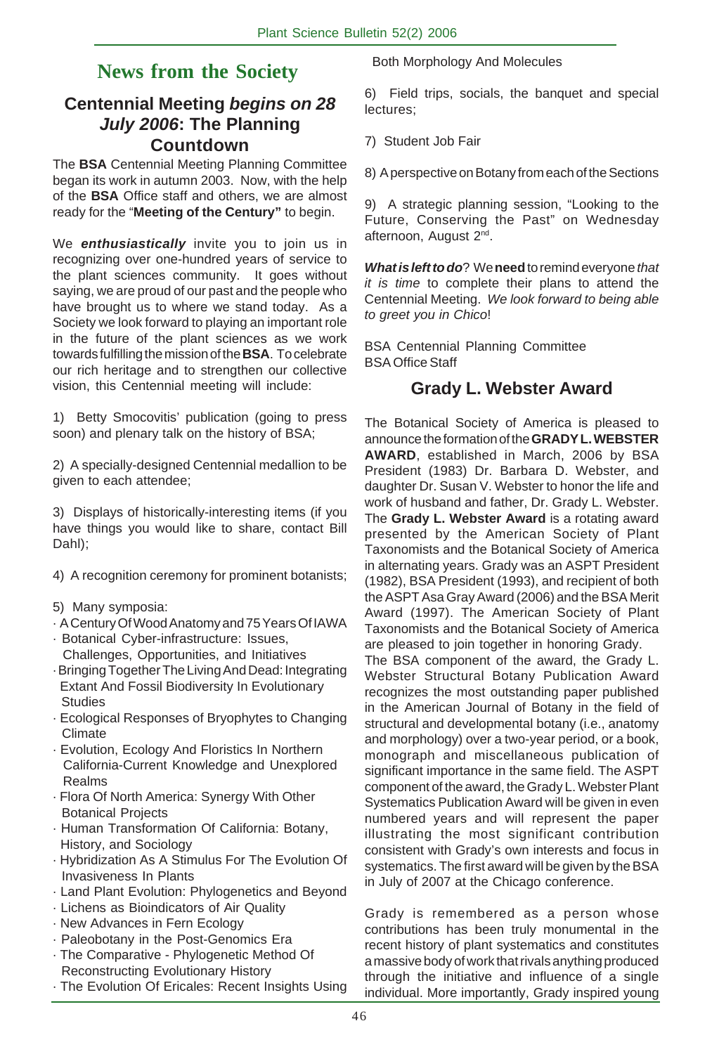# News from the Society

## Centennial Meeting *begins on 28 July 2006*: The Planning Countdown

The **BSA** Centennial Meeting Planning Committee began its work in autumn 2003. Now, with the help of the **BSA** Office staff and others, we are almost ready for the "**Meeting of the Century"** to begin.

We ***enthusiastically*** invite you to join us in recognizing over one-hundred years of service to the plant sciences community. It goes without saying, we are proud of our past and the people who have brought us to where we stand today. As a Society we look forward to playing an important role in the future of the plant sciences as we work towards fulfilling the mission of the **BSA**. To celebrate our rich heritage and to strengthen our collective vision, this Centennial meeting will include:

1) Betty Smocovitis' publication (going to press soon) and plenary talk on the history of BSA;

2) A specially-designed Centennial medallion to be given to each attendee;

3) Displays of historically-interesting items (if you have things you would like to share, contact Bill Dahl);

4) A recognition ceremony for prominent botanists;

5) Many symposia:
- A Century Of Wood Anatomy and 75 Years Of IAWA
- Botanical Cyber-infrastructure: Issues, Challenges, Opportunities, and Initiatives
- Bringing Together The Living And Dead: Integrating Extant And Fossil Biodiversity In Evolutionary Studies
- Ecological Responses of Bryophytes to Changing Climate
- Evolution, Ecology And Floristics In Northern California-Current Knowledge and Unexplored Realms
- Flora Of North America: Synergy With Other Botanical Projects
- Human Transformation Of California: Botany, History, and Sociology
- Hybridization As A Stimulus For The Evolution Of Invasiveness In Plants
- Land Plant Evolution: Phylogenetics and Beyond
- Lichens as Bioindicators of Air Quality
- New Advances in Fern Ecology
- Paleobotany in the Post-Genomics Era
- The Comparative - Phylogenetic Method Of Reconstructing Evolutionary History
- The Evolution Of Ericales: Recent Insights Using Both Morphology And Molecules

6) Field trips, socials, the banquet and special lectures;

7) Student Job Fair

8) A perspective on Botany from each of the Sections

9) A strategic planning session, "Looking to the Future, Conserving the Past" on Wednesday afternoon, August 2nd.

***What is left to do***? We **need** to remind everyone *that it is time* to complete their plans to attend the Centennial Meeting. *We look forward to being able to greet you in Chico*!

BSA Centennial Planning Committee
BSA Office Staff

## Grady L. Webster Award

The Botanical Society of America is pleased to announce the formation of the **GRADY L. WEBSTER AWARD**, established in March, 2006 by BSA President (1983) Dr. Barbara D. Webster, and daughter Dr. Susan V. Webster to honor the life and work of husband and father, Dr. Grady L. Webster. The **Grady L. Webster Award** is a rotating award presented by the American Society of Plant Taxonomists and the Botanical Society of America in alternating years. Grady was an ASPT President (1982), BSA President (1993), and recipient of both the ASPT Asa Gray Award (2006) and the BSA Merit Award (1997). The American Society of Plant Taxonomists and the Botanical Society of America are pleased to join together in honoring Grady.

The BSA component of the award, the Grady L. Webster Structural Botany Publication Award recognizes the most outstanding paper published in the American Journal of Botany in the field of structural and developmental botany (i.e., anatomy and morphology) over a two-year period, or a book, monograph and miscellaneous publication of significant importance in the same field. The ASPT component of the award, the Grady L. Webster Plant Systematics Publication Award will be given in even numbered years and will represent the paper illustrating the most significant contribution consistent with Grady's own interests and focus in systematics. The first award will be given by the BSA in July of 2007 at the Chicago conference.

Grady is remembered as a person whose contributions has been truly monumental in the recent history of plant systematics and constitutes a massive body of work that rivals anything produced through the initiative and influence of a single individual. More importantly, Grady inspired young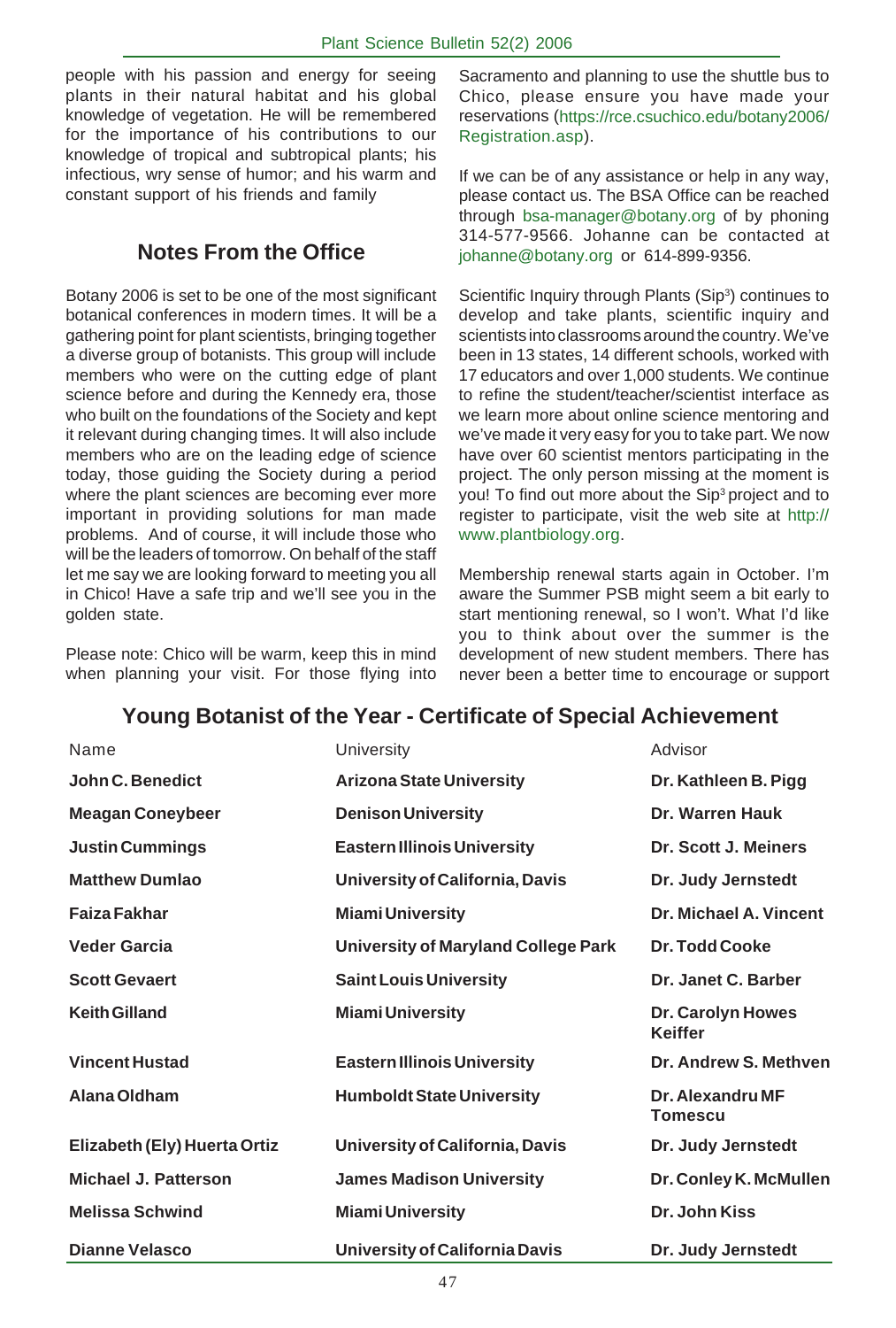people with his passion and energy for seeing plants in their natural habitat and his global knowledge of vegetation. He will be remembered for the importance of his contributions to our knowledge of tropical and subtropical plants; his infectious, wry sense of humor; and his warm and constant support of his friends and family

## Notes From the Office

Botany 2006 is set to be one of the most significant botanical conferences in modern times. It will be a gathering point for plant scientists, bringing together a diverse group of botanists. This group will include members who were on the cutting edge of plant science before and during the Kennedy era, those who built on the foundations of the Society and kept it relevant during changing times. It will also include members who are on the leading edge of science today, those guiding the Society during a period where the plant sciences are becoming ever more important in providing solutions for man made problems. And of course, it will include those who will be the leaders of tomorrow. On behalf of the staff let me say we are looking forward to meeting you all in Chico! Have a safe trip and we'll see you in the golden state.

Please note: Chico will be warm, keep this in mind when planning your visit. For those flying into Sacramento and planning to use the shuttle bus to Chico, please ensure you have made your reservations (https://rce.csuchico.edu/botany2006/Registration.asp).

If we can be of any assistance or help in any way, please contact us. The BSA Office can be reached through bsa-manager@botany.org of by phoning 314-577-9566. Johanne can be contacted at johanne@botany.org or 614-899-9356.

Scientific Inquiry through Plants (Sip[3]) continues to develop and take plants, scientific inquiry and scientists into classrooms around the country. We've been in 13 states, 14 different schools, worked with 17 educators and over 1,000 students. We continue to refine the student/teacher/scientist interface as we learn more about online science mentoring and we've made it very easy for you to take part. We now have over 60 scientist mentors participating in the project. The only person missing at the moment is you! To find out more about the Sip[3] project and to register to participate, visit the web site at http://www.plantbiology.org.

Membership renewal starts again in October. I'm aware the Summer PSB might seem a bit early to start mentioning renewal, so I won't. What I'd like you to think about over the summer is the development of new student members. There has never been a better time to encourage or support

## Young Botanist of the Year - Certificate of Special Achievement

| Name | University | Advisor |
|---|---|---|
| **John C. Benedict** | **Arizona State University** | **Dr. Kathleen B. Pigg** |
| **Meagan Coneybeer** | **Denison University** | **Dr. Warren Hauk** |
| **Justin Cummings** | **Eastern Illinois University** | **Dr. Scott J. Meiners** |
| **Matthew Dumlao** | **University of California, Davis** | **Dr. Judy Jernstedt** |
| **Faiza Fakhar** | **Miami University** | **Dr. Michael A. Vincent** |
| **Veder Garcia** | **University of Maryland College Park** | **Dr. Todd Cooke** |
| **Scott Gevaert** | **Saint Louis University** | **Dr. Janet C. Barber** |
| **Keith Gilland** | **Miami University** | **Dr. Carolyn Howes Keiffer** |
| **Vincent Hustad** | **Eastern Illinois University** | **Dr. Andrew S. Methven** |
| **Alana Oldham** | **Humboldt State University** | **Dr. Alexandru MF Tomescu** |
| **Elizabeth (Ely) Huerta Ortiz** | **University of California, Davis** | **Dr. Judy Jernstedt** |
| **Michael J. Patterson** | **James Madison University** | **Dr. Conley K. McMullen** |
| **Melissa Schwind** | **Miami University** | **Dr. John Kiss** |
| **Dianne Velasco** | **University of California Davis** | **Dr. Judy Jernstedt** |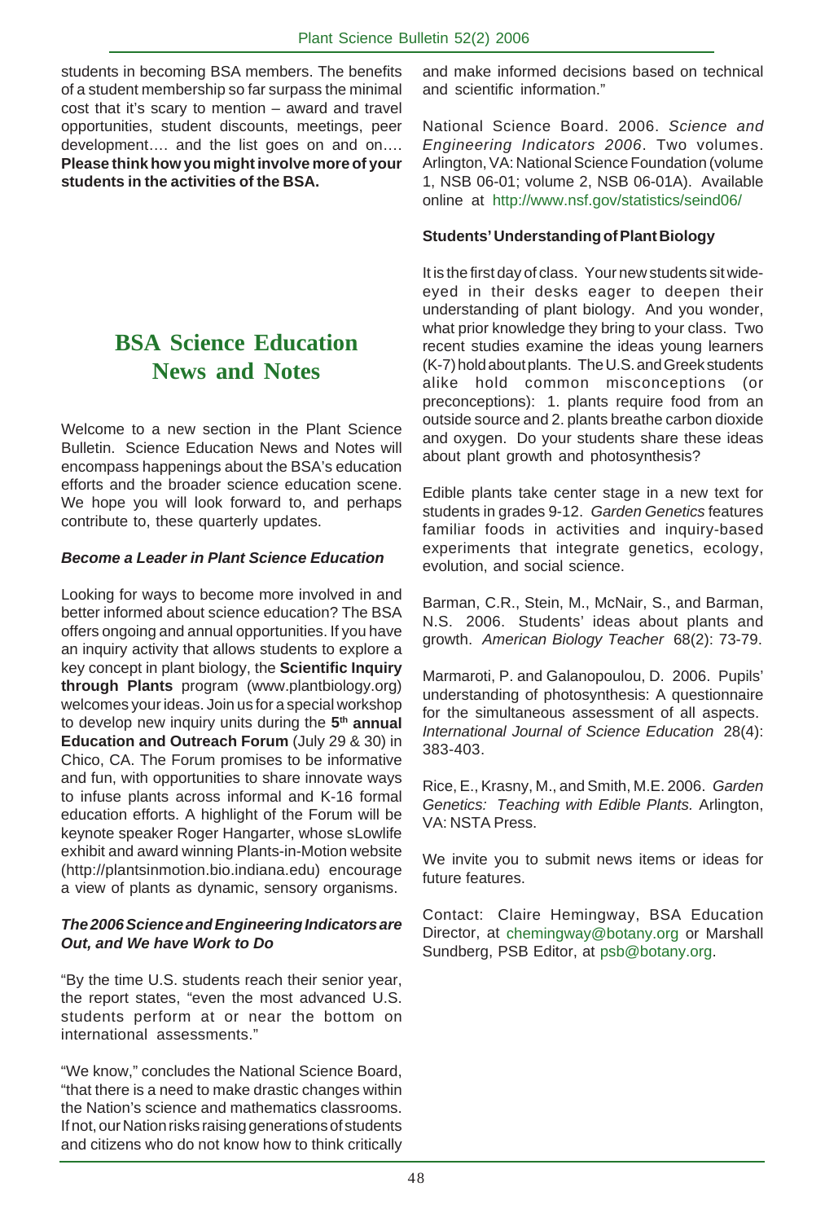students in becoming BSA members. The benefits of a student membership so far surpass the minimal cost that it's scary to mention – award and travel opportunities, student discounts, meetings, peer development…. and the list goes on and on…. **Please think how you might involve more of your students in the activities of the BSA.**

# BSA Science Education News and Notes

Welcome to a new section in the Plant Science Bulletin. Science Education News and Notes will encompass happenings about the BSA's education efforts and the broader science education scene. We hope you will look forward to, and perhaps contribute to, these quarterly updates.

### *Become a Leader in Plant Science Education*

Looking for ways to become more involved in and better informed about science education? The BSA offers ongoing and annual opportunities. If you have an inquiry activity that allows students to explore a key concept in plant biology, the **Scientific Inquiry through Plants** program (www.plantbiology.org) welcomes your ideas. Join us for a special workshop to develop new inquiry units during the **5th annual Education and Outreach Forum** (July 29 & 30) in Chico, CA. The Forum promises to be informative and fun, with opportunities to share innovate ways to infuse plants across informal and K-16 formal education efforts. A highlight of the Forum will be keynote speaker Roger Hangarter, whose sLowlife exhibit and award winning Plants-in-Motion website (http://plantsinmotion.bio.indiana.edu) encourage a view of plants as dynamic, sensory organisms.

### *The 2006 Science and Engineering Indicators are Out, and We have Work to Do*

"By the time U.S. students reach their senior year, the report states, "even the most advanced U.S. students perform at or near the bottom on international assessments."

"We know," concludes the National Science Board, "that there is a need to make drastic changes within the Nation's science and mathematics classrooms. If not, our Nation risks raising generations of students and citizens who do not know how to think critically and make informed decisions based on technical and scientific information."

National Science Board. 2006. *Science and Engineering Indicators 2006*. Two volumes. Arlington, VA: National Science Foundation (volume 1, NSB 06-01; volume 2, NSB 06-01A). Available online at http://www.nsf.gov/statistics/seind06/

### Students' Understanding of Plant Biology

It is the first day of class. Your new students sit wide-eyed in their desks eager to deepen their understanding of plant biology. And you wonder, what prior knowledge they bring to your class. Two recent studies examine the ideas young learners (K-7) hold about plants. The U.S. and Greek students alike hold common misconceptions (or preconceptions): 1. plants require food from an outside source and 2. plants breathe carbon dioxide and oxygen. Do your students share these ideas about plant growth and photosynthesis?

Edible plants take center stage in a new text for students in grades 9-12. *Garden Genetics* features familiar foods in activities and inquiry-based experiments that integrate genetics, ecology, evolution, and social science.

Barman, C.R., Stein, M., McNair, S., and Barman, N.S. 2006. Students' ideas about plants and growth. *American Biology Teacher* 68(2): 73-79.

Marmaroti, P. and Galanopoulou, D. 2006. Pupils' understanding of photosynthesis: A questionnaire for the simultaneous assessment of all aspects. *International Journal of Science Education* 28(4): 383-403.

Rice, E., Krasny, M., and Smith, M.E. 2006. *Garden Genetics: Teaching with Edible Plants.* Arlington, VA: NSTA Press.

We invite you to submit news items or ideas for future features.

Contact: Claire Hemingway, BSA Education Director, at chemingway@botany.org or Marshall Sundberg, PSB Editor, at psb@botany.org.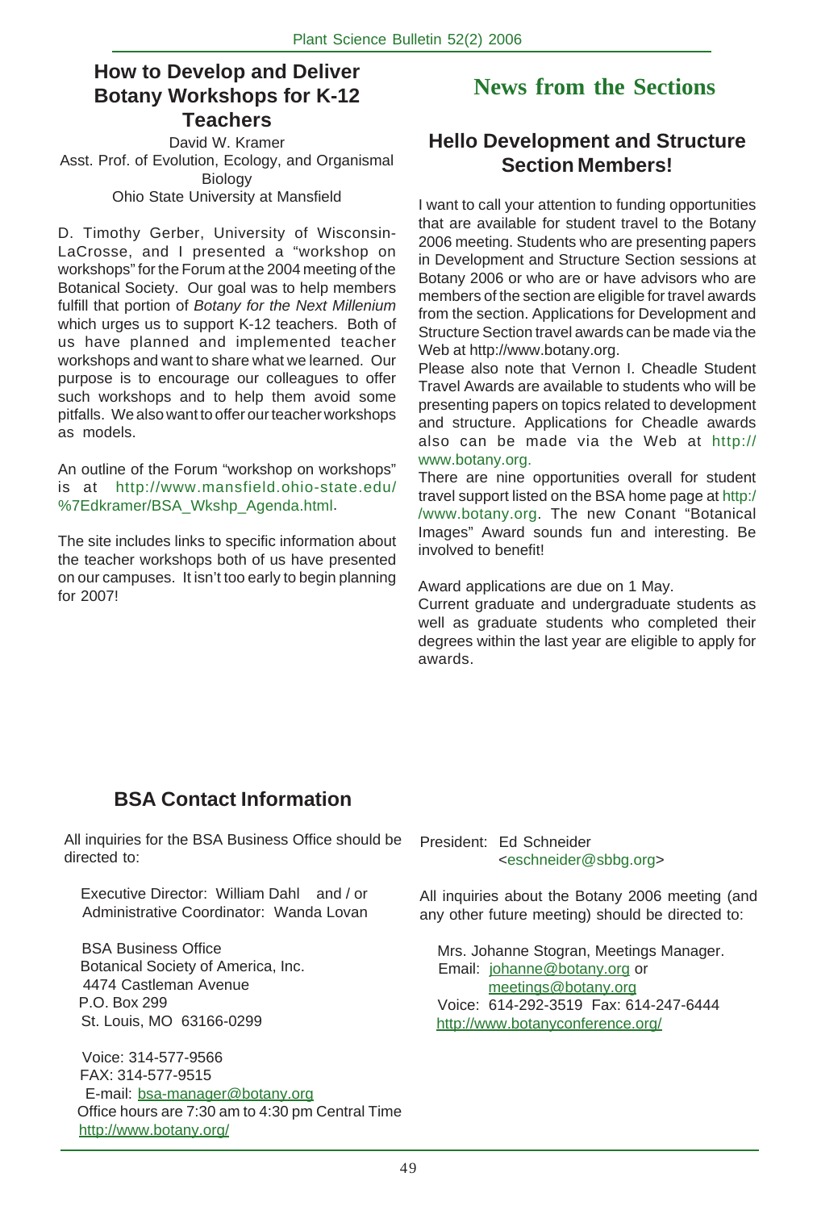## How to Develop and Deliver Botany Workshops for K-12 Teachers

David W. Kramer
Asst. Prof. of Evolution, Ecology, and Organismal Biology
Ohio State University at Mansfield

D. Timothy Gerber, University of Wisconsin-LaCrosse, and I presented a "workshop on workshops" for the Forum at the 2004 meeting of the Botanical Society. Our goal was to help members fulfill that portion of *Botany for the Next Millenium* which urges us to support K-12 teachers. Both of us have planned and implemented teacher workshops and want to share what we learned. Our purpose is to encourage our colleagues to offer such workshops and to help them avoid some pitfalls. We also want to offer our teacher workshops as models.

An outline of the Forum "workshop on workshops" is at http://www.mansfield.ohio-state.edu/%7Edkramer/BSA_Wkshp_Agenda.html.

The site includes links to specific information about the teacher workshops both of us have presented on our campuses. It isn't too early to begin planning for 2007!

# News from the Sections

## Hello Development and Structure Section Members!

I want to call your attention to funding opportunities that are available for student travel to the Botany 2006 meeting. Students who are presenting papers in Development and Structure Section sessions at Botany 2006 or who are or have advisors who are members of the section are eligible for travel awards from the section. Applications for Development and Structure Section travel awards can be made via the Web at http://www.botany.org.

Please also note that Vernon I. Cheadle Student Travel Awards are available to students who will be presenting papers on topics related to development and structure. Applications for Cheadle awards also can be made via the Web at http://www.botany.org.

There are nine opportunities overall for student travel support listed on the BSA home page at http://www.botany.org. The new Conant "Botanical Images" Award sounds fun and interesting. Be involved to benefit!

Award applications are due on 1 May.

Current graduate and undergraduate students as well as graduate students who completed their degrees within the last year are eligible to apply for awards.

## BSA Contact Information

All inquiries for the BSA Business Office should be directed to:

Executive Director: William Dahl and / or
Administrative Coordinator: Wanda Lovan

BSA Business Office
Botanical Society of America, Inc.
4474 Castleman Avenue
P.O. Box 299
St. Louis, MO 63166-0299

Voice: 314-577-9566
FAX: 314-577-9515
E-mail: bsa-manager@botany.org
Office hours are 7:30 am to 4:30 pm Central Time
http://www.botany.org/

President: Ed Schneider
<eschneider@sbbg.org>

All inquiries about the Botany 2006 meeting (and any other future meeting) should be directed to:

Mrs. Johanne Stogran, Meetings Manager.
Email: johanne@botany.org or
meetings@botany.org
Voice: 614-292-3519 Fax: 614-247-6444
http://www.botanyconference.org/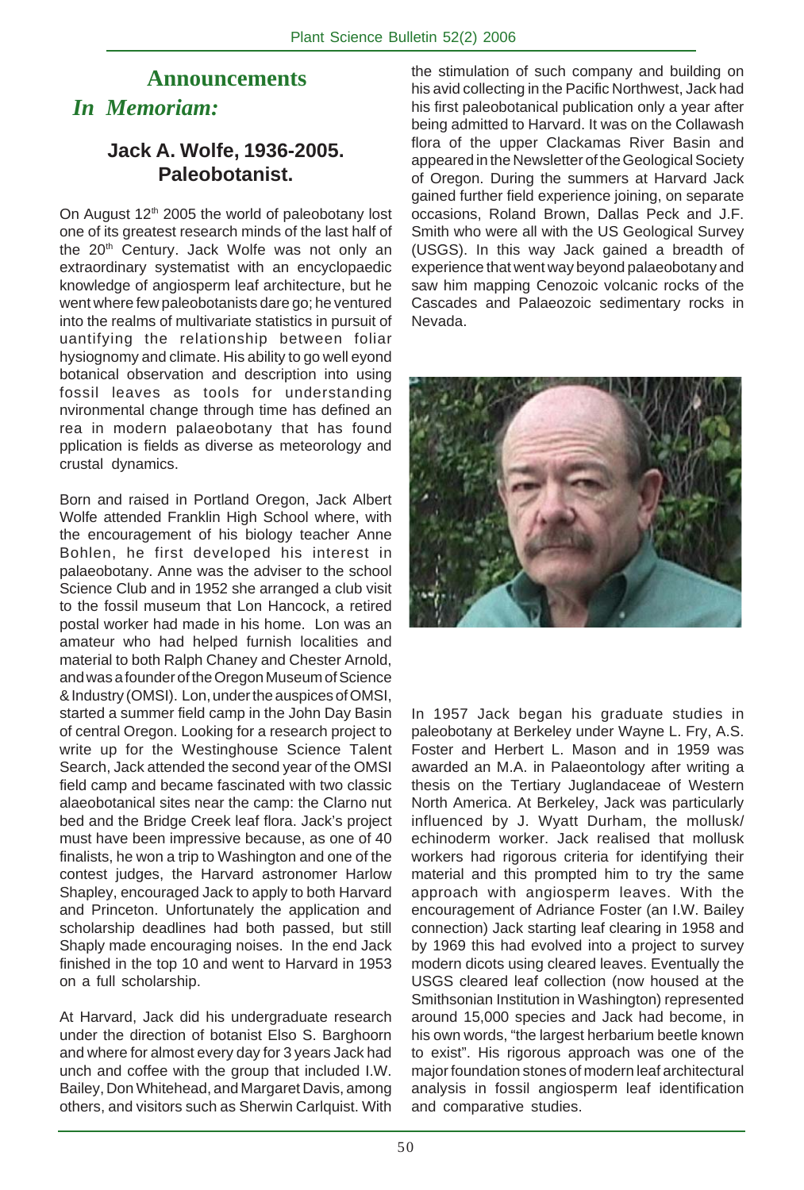# Announcements

## *In Memoriam:*

### Jack A. Wolfe, 1936-2005. Paleobotanist.

On August 12th 2005 the world of paleobotany lost one of its greatest research minds of the last half of the 20th Century. Jack Wolfe was not only an extraordinary systematist with an encyclopaedic knowledge of angiosperm leaf architecture, but he went where few paleobotanists dare go; he ventured into the realms of multivariate statistics in pursuit of uantifying the relationship between foliar hysiognomy and climate. His ability to go well eyond botanical observation and description into using fossil leaves as tools for understanding nvironmental change through time has defined an rea in modern palaeobotany that has found pplication is fields as diverse as meteorology and crustal dynamics.

Born and raised in Portland Oregon, Jack Albert Wolfe attended Franklin High School where, with the encouragement of his biology teacher Anne Bohlen, he first developed his interest in palaeobotany. Anne was the adviser to the school Science Club and in 1952 she arranged a club visit to the fossil museum that Lon Hancock, a retired postal worker had made in his home. Lon was an amateur who had helped furnish localities and material to both Ralph Chaney and Chester Arnold, and was a founder of the Oregon Museum of Science & Industry (OMSI). Lon, under the auspices of OMSI, started a summer field camp in the John Day Basin of central Oregon. Looking for a research project to write up for the Westinghouse Science Talent Search, Jack attended the second year of the OMSI field camp and became fascinated with two classic alaeobotanical sites near the camp: the Clarno nut bed and the Bridge Creek leaf flora. Jack's project must have been impressive because, as one of 40 finalists, he won a trip to Washington and one of the contest judges, the Harvard astronomer Harlow Shapley, encouraged Jack to apply to both Harvard and Princeton. Unfortunately the application and scholarship deadlines had both passed, but still Shaply made encouraging noises. In the end Jack finished in the top 10 and went to Harvard in 1953 on a full scholarship.

At Harvard, Jack did his undergraduate research under the direction of botanist Elso S. Barghoorn and where for almost every day for 3 years Jack had unch and coffee with the group that included I.W. Bailey, Don Whitehead, and Margaret Davis, among others, and visitors such as Sherwin Carlquist. With the stimulation of such company and building on his avid collecting in the Pacific Northwest, Jack had his first paleobotanical publication only a year after being admitted to Harvard. It was on the Collawash flora of the upper Clackamas River Basin and appeared in the Newsletter of the Geological Society of Oregon. During the summers at Harvard Jack gained further field experience joining, on separate occasions, Roland Brown, Dallas Peck and J.F. Smith who were all with the US Geological Survey (USGS). In this way Jack gained a breadth of experience that went way beyond palaeobotany and saw him mapping Cenozoic volcanic rocks of the Cascades and Palaeozoic sedimentary rocks in Nevada.

In 1957 Jack began his graduate studies in paleobotany at Berkeley under Wayne L. Fry, A.S. Foster and Herbert L. Mason and in 1959 was awarded an M.A. in Palaeontology after writing a thesis on the Tertiary Juglandaceae of Western North America. At Berkeley, Jack was particularly influenced by J. Wyatt Durham, the mollusk/echinoderm worker. Jack realised that mollusk workers had rigorous criteria for identifying their material and this prompted him to try the same approach with angiosperm leaves. With the encouragement of Adriance Foster (an I.W. Bailey connection) Jack starting leaf clearing in 1958 and by 1969 this had evolved into a project to survey modern dicots using cleared leaves. Eventually the USGS cleared leaf collection (now housed at the Smithsonian Institution in Washington) represented around 15,000 species and Jack had become, in his own words, "the largest herbarium beetle known to exist". His rigorous approach was one of the major foundation stones of modern leaf architectural analysis in fossil angiosperm leaf identification and comparative studies.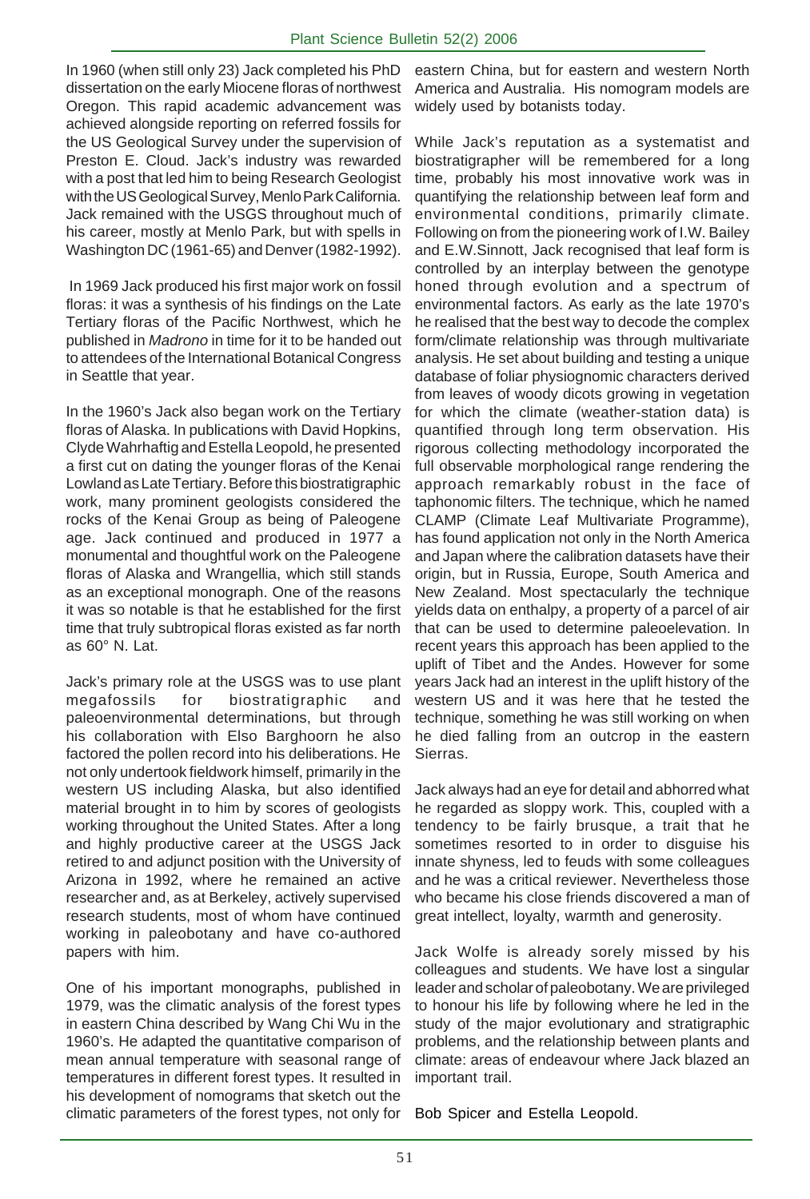In 1960 (when still only 23) Jack completed his PhD dissertation on the early Miocene floras of northwest Oregon. This rapid academic advancement was achieved alongside reporting on referred fossils for the US Geological Survey under the supervision of Preston E. Cloud. Jack's industry was rewarded with a post that led him to being Research Geologist with the US Geological Survey, Menlo Park California. Jack remained with the USGS throughout much of his career, mostly at Menlo Park, but with spells in Washington DC (1961-65) and Denver (1982-1992).

In 1969 Jack produced his first major work on fossil floras: it was a synthesis of his findings on the Late Tertiary floras of the Pacific Northwest, which he published in *Madrono* in time for it to be handed out to attendees of the International Botanical Congress in Seattle that year.

In the 1960's Jack also began work on the Tertiary floras of Alaska. In publications with David Hopkins, Clyde Wahrhaftig and Estella Leopold, he presented a first cut on dating the younger floras of the Kenai Lowland as Late Tertiary. Before this biostratigraphic work, many prominent geologists considered the rocks of the Kenai Group as being of Paleogene age. Jack continued and produced in 1977 a monumental and thoughtful work on the Paleogene floras of Alaska and Wrangellia, which still stands as an exceptional monograph. One of the reasons it was so notable is that he established for the first time that truly subtropical floras existed as far north as 60° N. Lat.

Jack's primary role at the USGS was to use plant megafossils for biostratigraphic and paleoenvironmental determinations, but through his collaboration with Elso Barghoorn he also factored the pollen record into his deliberations. He not only undertook fieldwork himself, primarily in the western US including Alaska, but also identified material brought in to him by scores of geologists working throughout the United States. After a long and highly productive career at the USGS Jack retired to and adjunct position with the University of Arizona in 1992, where he remained an active researcher and, as at Berkeley, actively supervised research students, most of whom have continued working in paleobotany and have co-authored papers with him.

One of his important monographs, published in 1979, was the climatic analysis of the forest types in eastern China described by Wang Chi Wu in the 1960's. He adapted the quantitative comparison of mean annual temperature with seasonal range of temperatures in different forest types. It resulted in his development of nomograms that sketch out the climatic parameters of the forest types, not only for eastern China, but for eastern and western North America and Australia. His nomogram models are widely used by botanists today.

While Jack's reputation as a systematist and biostratigrapher will be remembered for a long time, probably his most innovative work was in quantifying the relationship between leaf form and environmental conditions, primarily climate. Following on from the pioneering work of I.W. Bailey and E.W.Sinnott, Jack recognised that leaf form is controlled by an interplay between the genotype honed through evolution and a spectrum of environmental factors. As early as the late 1970's he realised that the best way to decode the complex form/climate relationship was through multivariate analysis. He set about building and testing a unique database of foliar physiognomic characters derived from leaves of woody dicots growing in vegetation for which the climate (weather-station data) is quantified through long term observation. His rigorous collecting methodology incorporated the full observable morphological range rendering the approach remarkably robust in the face of taphonomic filters. The technique, which he named CLAMP (Climate Leaf Multivariate Programme), has found application not only in the North America and Japan where the calibration datasets have their origin, but in Russia, Europe, South America and New Zealand. Most spectacularly the technique yields data on enthalpy, a property of a parcel of air that can be used to determine paleoelevation. In recent years this approach has been applied to the uplift of Tibet and the Andes. However for some years Jack had an interest in the uplift history of the western US and it was here that he tested the technique, something he was still working on when he died falling from an outcrop in the eastern Sierras.

Jack always had an eye for detail and abhorred what he regarded as sloppy work. This, coupled with a tendency to be fairly brusque, a trait that he sometimes resorted to in order to disguise his innate shyness, led to feuds with some colleagues and he was a critical reviewer. Nevertheless those who became his close friends discovered a man of great intellect, loyalty, warmth and generosity.

Jack Wolfe is already sorely missed by his colleagues and students. We have lost a singular leader and scholar of paleobotany. We are privileged to honour his life by following where he led in the study of the major evolutionary and stratigraphic problems, and the relationship between plants and climate: areas of endeavour where Jack blazed an important trail.

Bob Spicer and Estella Leopold.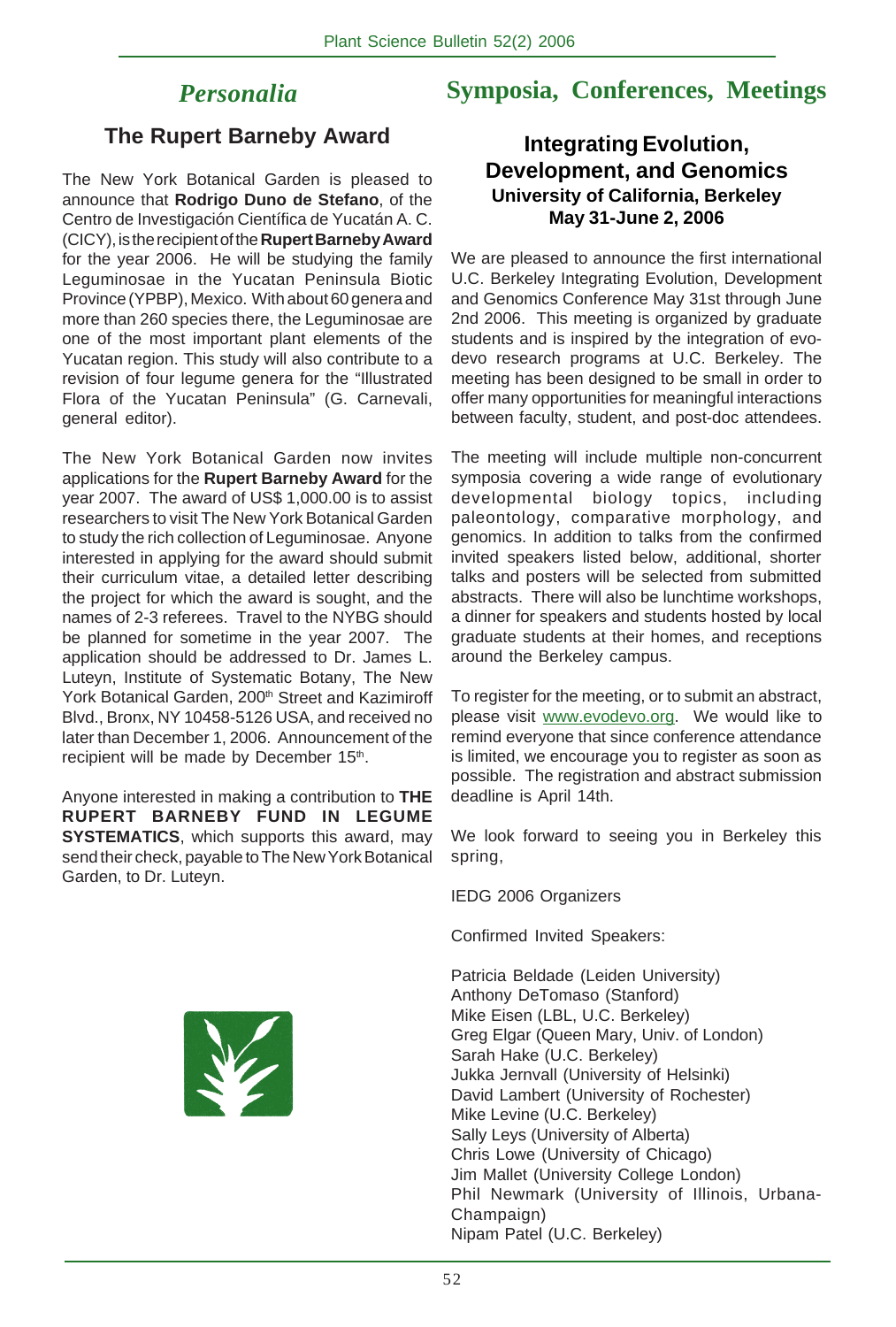# *Personalia*

## The Rupert Barneby Award

The New York Botanical Garden is pleased to announce that **Rodrigo Duno de Stefano**, of the Centro de Investigación Científica de Yucatán A. C. (CICY), is the recipient of the **Rupert Barneby Award** for the year 2006. He will be studying the family Leguminosae in the Yucatan Peninsula Biotic Province (YPBP), Mexico. With about 60 genera and more than 260 species there, the Leguminosae are one of the most important plant elements of the Yucatan region. This study will also contribute to a revision of four legume genera for the "Illustrated Flora of the Yucatan Peninsula" (G. Carnevali, general editor).

The New York Botanical Garden now invites applications for the **Rupert Barneby Award** for the year 2007. The award of US$ 1,000.00 is to assist researchers to visit The New York Botanical Garden to study the rich collection of Leguminosae. Anyone interested in applying for the award should submit their curriculum vitae, a detailed letter describing the project for which the award is sought, and the names of 2-3 referees. Travel to the NYBG should be planned for sometime in the year 2007. The application should be addressed to Dr. James L. Luteyn, Institute of Systematic Botany, The New York Botanical Garden, 200th Street and Kazimiroff Blvd., Bronx, NY 10458-5126 USA, and received no later than December 1, 2006. Announcement of the recipient will be made by December 15th.

Anyone interested in making a contribution to **THE RUPERT BARNEBY FUND IN LEGUME SYSTEMATICS**, which supports this award, may send their check, payable to The New York Botanical Garden, to Dr. Luteyn.

# Symposia, Conferences, Meetings

## Integrating Evolution, Development, and Genomics
### University of California, Berkeley
### May 31-June 2, 2006

We are pleased to announce the first international U.C. Berkeley Integrating Evolution, Development and Genomics Conference May 31st through June 2nd 2006. This meeting is organized by graduate students and is inspired by the integration of evo-devo research programs at U.C. Berkeley. The meeting has been designed to be small in order to offer many opportunities for meaningful interactions between faculty, student, and post-doc attendees.

The meeting will include multiple non-concurrent symposia covering a wide range of evolutionary developmental biology topics, including paleontology, comparative morphology, and genomics. In addition to talks from the confirmed invited speakers listed below, additional, shorter talks and posters will be selected from submitted abstracts. There will also be lunchtime workshops, a dinner for speakers and students hosted by local graduate students at their homes, and receptions around the Berkeley campus.

To register for the meeting, or to submit an abstract, please visit www.evodevo.org. We would like to remind everyone that since conference attendance is limited, we encourage you to register as soon as possible. The registration and abstract submission deadline is April 14th.

We look forward to seeing you in Berkeley this spring,

IEDG 2006 Organizers

Confirmed Invited Speakers:

Patricia Beldade (Leiden University)
Anthony DeTomaso (Stanford)
Mike Eisen (LBL, U.C. Berkeley)
Greg Elgar (Queen Mary, Univ. of London)
Sarah Hake (U.C. Berkeley)
Jukka Jernvall (University of Helsinki)
David Lambert (University of Rochester)
Mike Levine (U.C. Berkeley)
Sally Leys (University of Alberta)
Chris Lowe (University of Chicago)
Jim Mallet (University College London)
Phil Newmark (University of Illinois, Urbana-Champaign)
Nipam Patel (U.C. Berkeley)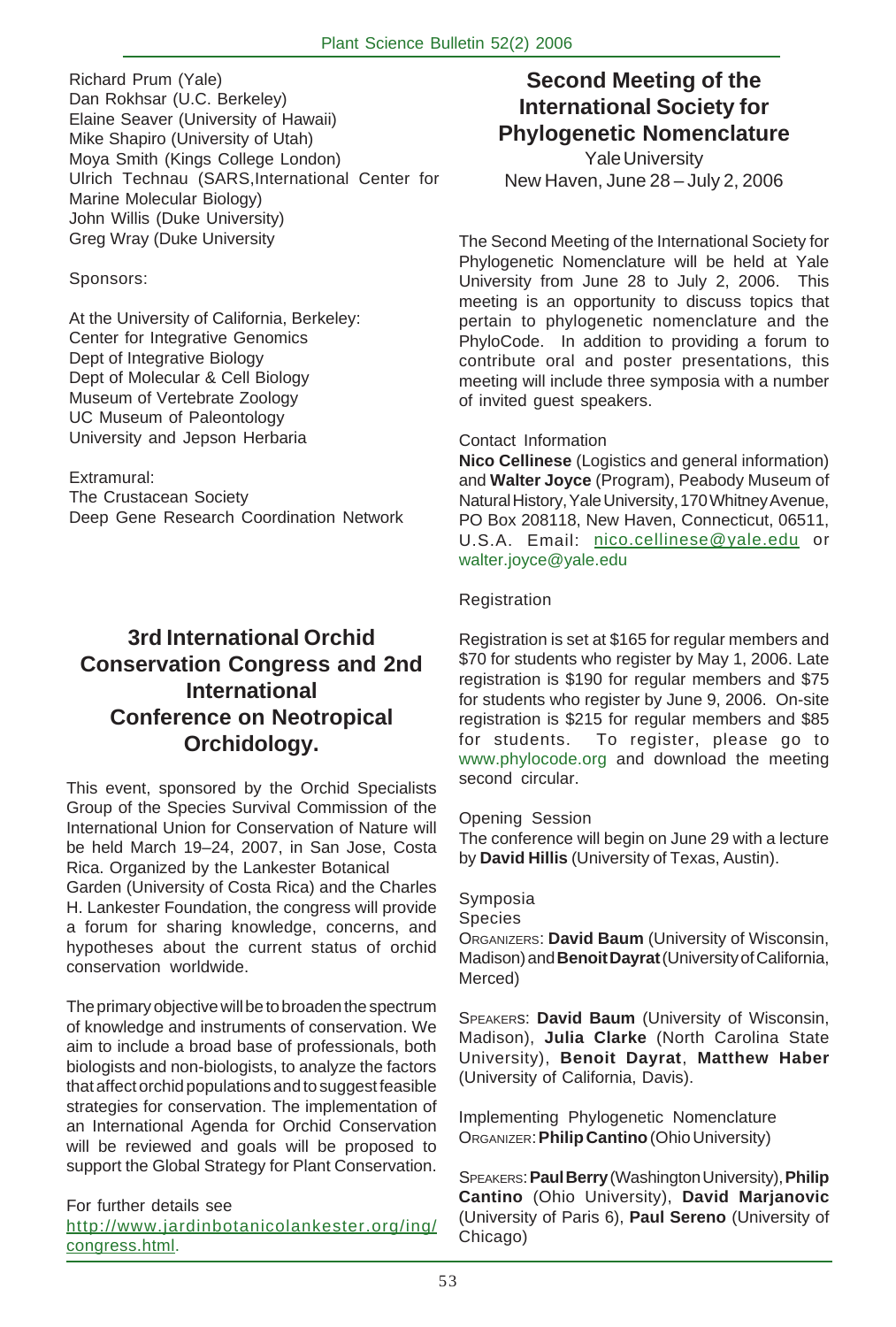Richard Prum (Yale)
Dan Rokhsar (U.C. Berkeley)
Elaine Seaver (University of Hawaii)
Mike Shapiro (University of Utah)
Moya Smith (Kings College London)
Ulrich Technau (SARS,International Center for Marine Molecular Biology)
John Willis (Duke University)
Greg Wray (Duke University

Sponsors:

At the University of California, Berkeley:
Center for Integrative Genomics
Dept of Integrative Biology
Dept of Molecular & Cell Biology
Museum of Vertebrate Zoology
UC Museum of Paleontology
University and Jepson Herbaria

Extramural:
The Crustacean Society
Deep Gene Research Coordination Network

## 3rd International Orchid Conservation Congress and 2nd International Conference on Neotropical Orchidology.

This event, sponsored by the Orchid Specialists Group of the Species Survival Commission of the International Union for Conservation of Nature will be held March 19–24, 2007, in San Jose, Costa Rica. Organized by the Lankester Botanical Garden (University of Costa Rica) and the Charles H. Lankester Foundation, the congress will provide a forum for sharing knowledge, concerns, and hypotheses about the current status of orchid conservation worldwide.

The primary objective will be to broaden the spectrum of knowledge and instruments of conservation. We aim to include a broad base of professionals, both biologists and non-biologists, to analyze the factors that affect orchid populations and to suggest feasible strategies for conservation. The implementation of an International Agenda for Orchid Conservation will be reviewed and goals will be proposed to support the Global Strategy for Plant Conservation.

For further details see
http://www.jardinbotanicolankester.org/ing/congress.html.

## Second Meeting of the International Society for Phylogenetic Nomenclature

Yale University
New Haven, June 28 – July 2, 2006

The Second Meeting of the International Society for Phylogenetic Nomenclature will be held at Yale University from June 28 to July 2, 2006. This meeting is an opportunity to discuss topics that pertain to phylogenetic nomenclature and the PhyloCode. In addition to providing a forum to contribute oral and poster presentations, this meeting will include three symposia with a number of invited guest speakers.

Contact Information

**Nico Cellinese** (Logistics and general information) and **Walter Joyce** (Program), Peabody Museum of Natural History, Yale University, 170 Whitney Avenue, PO Box 208118, New Haven, Connecticut, 06511, U.S.A. Email: nico.cellinese@yale.edu or walter.joyce@yale.edu

Registration

Registration is set at $165 for regular members and $70 for students who register by May 1, 2006. Late registration is $190 for regular members and $75 for students who register by June 9, 2006. On-site registration is $215 for regular members and $85 for students. To register, please go to www.phylocode.org and download the meeting second circular.

Opening Session

The conference will begin on June 29 with a lecture by **David Hillis** (University of Texas, Austin).

Symposia

Species

ORGANIZERS: **David Baum** (University of Wisconsin, Madison) and **Benoit Dayrat** (University of California, Merced)

SPEAKERS: **David Baum** (University of Wisconsin, Madison), **Julia Clarke** (North Carolina State University), **Benoit Dayrat**, **Matthew Haber** (University of California, Davis).

Implementing Phylogenetic Nomenclature

ORGANIZER: **Philip Cantino** (Ohio University)

SPEAKERS: **Paul Berry** (Washington University), **Philip Cantino** (Ohio University), **David Marjanovic** (University of Paris 6), **Paul Sereno** (University of Chicago)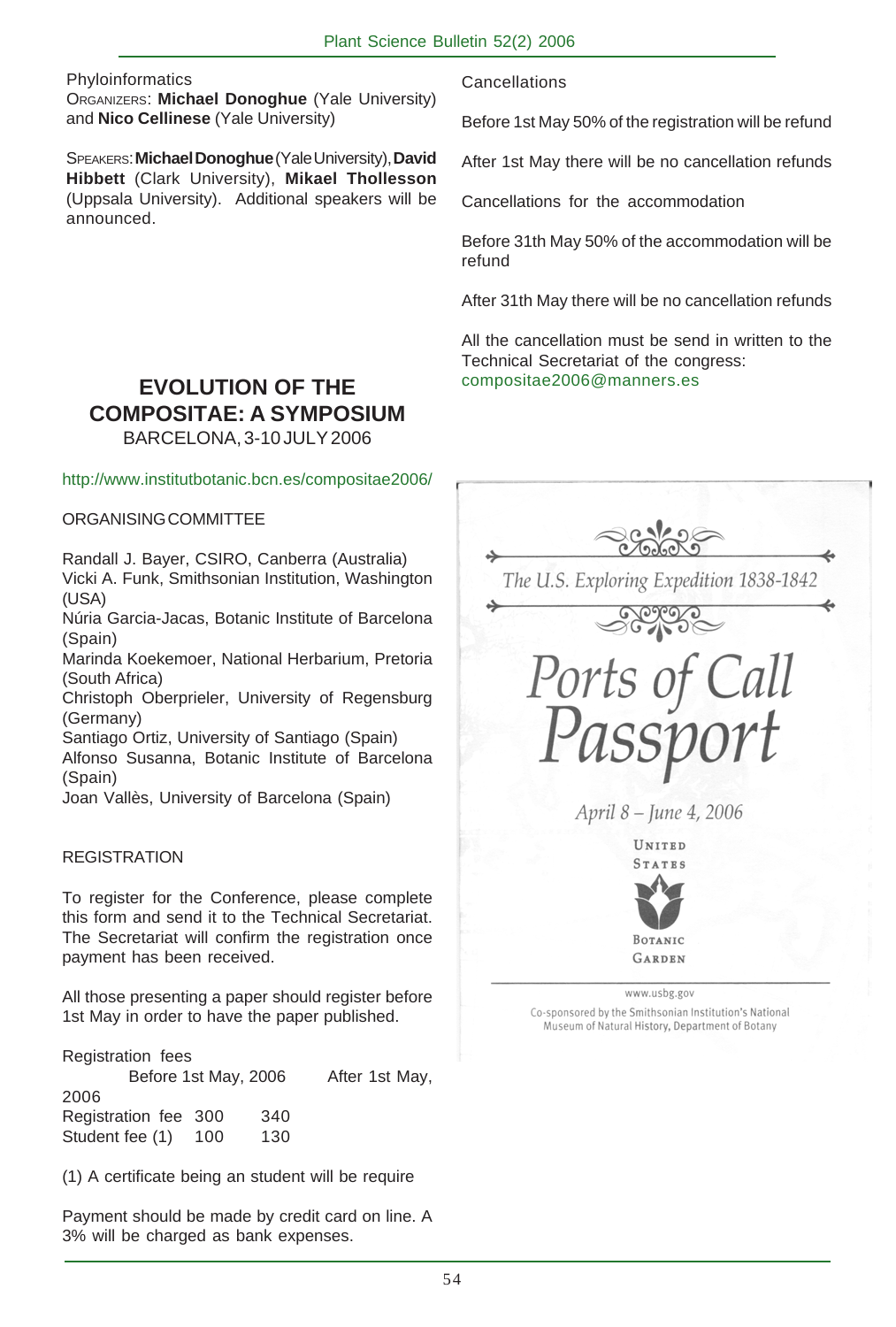Phyloinformatics
ORGANIZERS: **Michael Donoghue** (Yale University) and **Nico Cellinese** (Yale University)

SPEAKERS: **Michael Donoghue** (Yale University), **David Hibbett** (Clark University), **Mikael Thollesson** (Uppsala University). Additional speakers will be announced.

## EVOLUTION OF THE COMPOSITAE: A SYMPOSIUM

BARCELONA, 3-10 JULY 2006

http://www.institutbotanic.bcn.es/compositae2006/

ORGANISING COMMITTEE

Randall J. Bayer, CSIRO, Canberra (Australia)
Vicki A. Funk, Smithsonian Institution, Washington (USA)
Núria Garcia-Jacas, Botanic Institute of Barcelona (Spain)
Marinda Koekemoer, National Herbarium, Pretoria (South Africa)
Christoph Oberprieler, University of Regensburg (Germany)
Santiago Ortiz, University of Santiago (Spain)
Alfonso Susanna, Botanic Institute of Barcelona (Spain)
Joan Vallès, University of Barcelona (Spain)

REGISTRATION

To register for the Conference, please complete this form and send it to the Technical Secretariat. The Secretariat will confirm the registration once payment has been received.

All those presenting a paper should register before 1st May in order to have the paper published.

Registration fees

| | Before 1st May, 2006 | After 1st May, 2006 |
|---|---|---|
| Registration fee | 300 | 340 |
| Student fee (1) | 100 | 130 |

(1) A certificate being an student will be require

Payment should be made by credit card on line. A 3% will be charged as bank expenses.

Cancellations

Before 1st May 50% of the registration will be refund

After 1st May there will be no cancellation refunds

Cancellations for the accommodation

Before 31th May 50% of the accommodation will be refund

After 31th May there will be no cancellation refunds

All the cancellation must be send in written to the Technical Secretariat of the congress: compositae2006@manners.es

*The U.S. Exploring Expedition 1838-1842*

*Ports of Call Passport*

*April 8 – June 4, 2006*

UNITED STATES BOTANIC GARDEN

www.usbg.gov

Co-sponsored by the Smithsonian Institution's National Museum of Natural History, Department of Botany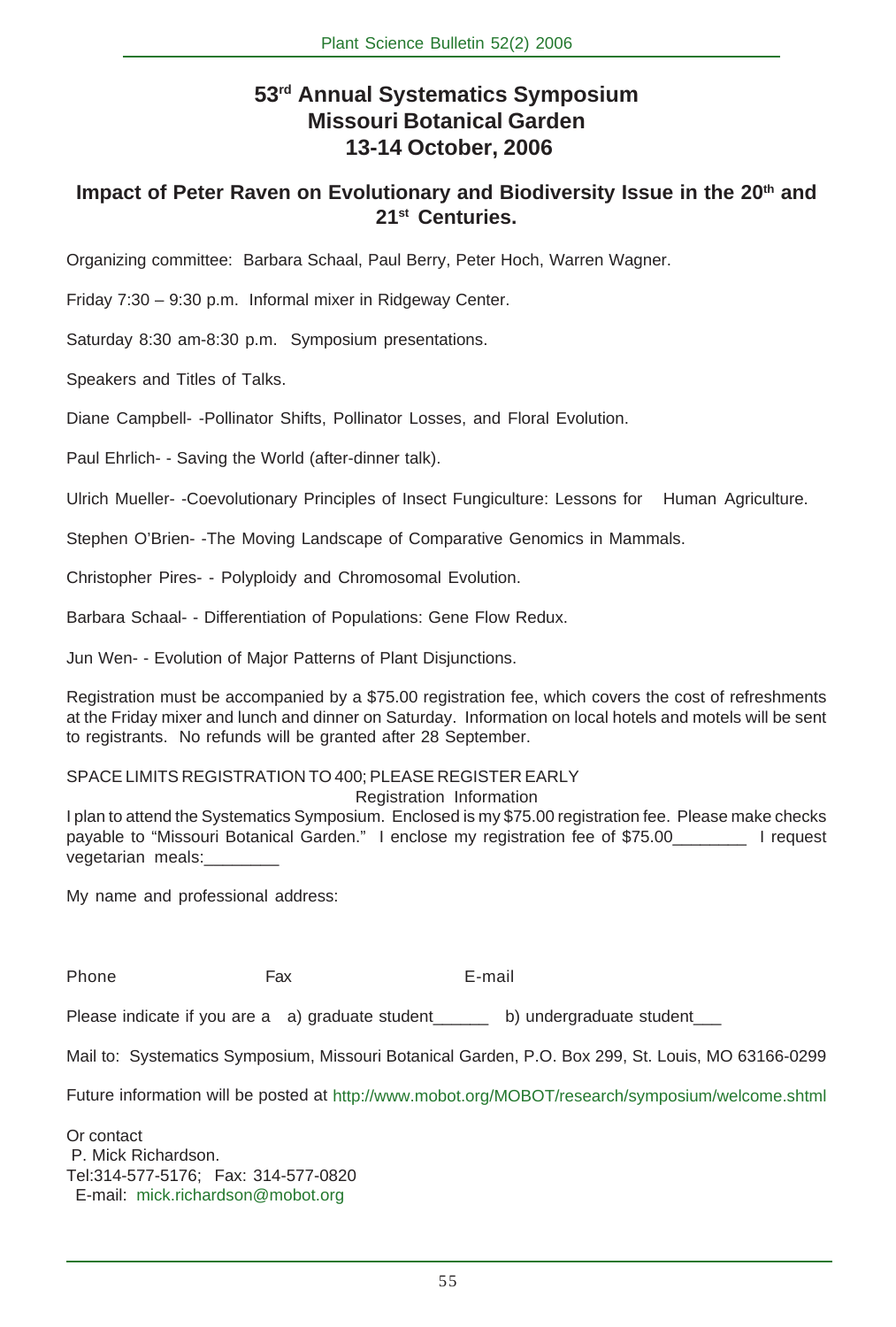# 53rd Annual Systematics Symposium
# Missouri Botanical Garden
# 13-14 October, 2006

## Impact of Peter Raven on Evolutionary and Biodiversity Issue in the 20th and 21st Centuries.

Organizing committee: Barbara Schaal, Paul Berry, Peter Hoch, Warren Wagner.

Friday 7:30 – 9:30 p.m. Informal mixer in Ridgeway Center.

Saturday 8:30 am-8:30 p.m. Symposium presentations.

Speakers and Titles of Talks.

Diane Campbell- -Pollinator Shifts, Pollinator Losses, and Floral Evolution.

Paul Ehrlich- - Saving the World (after-dinner talk).

Ulrich Mueller- -Coevolutionary Principles of Insect Fungiculture: Lessons for Human Agriculture.

Stephen O'Brien- -The Moving Landscape of Comparative Genomics in Mammals.

Christopher Pires- - Polyploidy and Chromosomal Evolution.

Barbara Schaal- - Differentiation of Populations: Gene Flow Redux.

Jun Wen- - Evolution of Major Patterns of Plant Disjunctions.

Registration must be accompanied by a $75.00 registration fee, which covers the cost of refreshments at the Friday mixer and lunch and dinner on Saturday. Information on local hotels and motels will be sent to registrants. No refunds will be granted after 28 September.

SPACE LIMITS REGISTRATION TO 400; PLEASE REGISTER EARLY

Registration Information

I plan to attend the Systematics Symposium. Enclosed is my $75.00 registration fee. Please make checks payable to "Missouri Botanical Garden." I enclose my registration fee of $75.00________ I request vegetarian meals:________

My name and professional address:

Phone Fax E-mail

Please indicate if you are a a) graduate student______ b) undergraduate student___

Mail to: Systematics Symposium, Missouri Botanical Garden, P.O. Box 299, St. Louis, MO 63166-0299

Future information will be posted at http://www.mobot.org/MOBOT/research/symposium/welcome.shtml

Or contact
P. Mick Richardson.
Tel:314-577-5176; Fax: 314-577-0820
E-mail: mick.richardson@mobot.org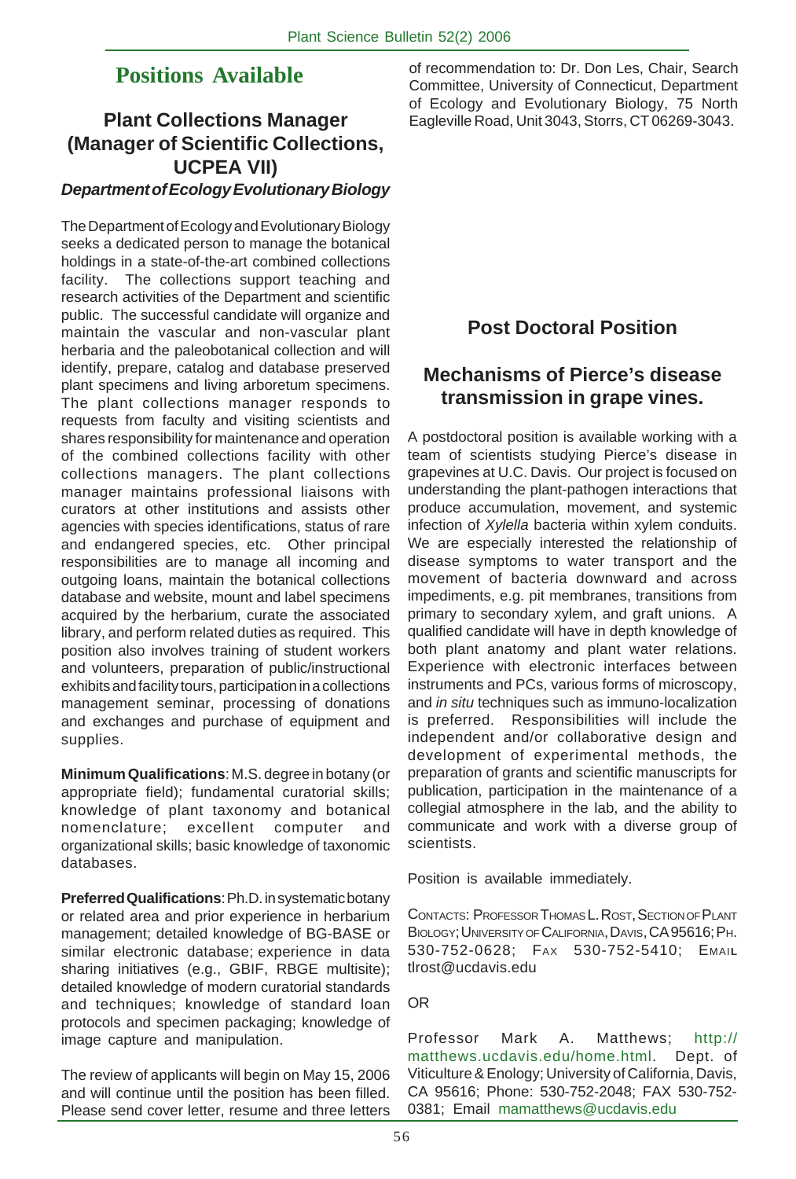# Positions Available

## Plant Collections Manager (Manager of Scientific Collections, UCPEA VII)

***Department of Ecology Evolutionary Biology***

The Department of Ecology and Evolutionary Biology seeks a dedicated person to manage the botanical holdings in a state-of-the-art combined collections facility. The collections support teaching and research activities of the Department and scientific public. The successful candidate will organize and maintain the vascular and non-vascular plant herbaria and the paleobotanical collection and will identify, prepare, catalog and database preserved plant specimens and living arboretum specimens. The plant collections manager responds to requests from faculty and visiting scientists and shares responsibility for maintenance and operation of the combined collections facility with other collections managers. The plant collections manager maintains professional liaisons with curators at other institutions and assists other agencies with species identifications, status of rare and endangered species, etc. Other principal responsibilities are to manage all incoming and outgoing loans, maintain the botanical collections database and website, mount and label specimens acquired by the herbarium, curate the associated library, and perform related duties as required. This position also involves training of student workers and volunteers, preparation of public/instructional exhibits and facility tours, participation in a collections management seminar, processing of donations and exchanges and purchase of equipment and supplies.

**Minimum Qualifications**: M.S. degree in botany (or appropriate field); fundamental curatorial skills; knowledge of plant taxonomy and botanical nomenclature; excellent computer and organizational skills; basic knowledge of taxonomic databases.

**Preferred Qualifications**: Ph.D. in systematic botany or related area and prior experience in herbarium management; detailed knowledge of BG-BASE or similar electronic database; experience in data sharing initiatives (e.g., GBIF, RBGE multisite); detailed knowledge of modern curatorial standards and techniques; knowledge of standard loan protocols and specimen packaging; knowledge of image capture and manipulation.

The review of applicants will begin on May 15, 2006 and will continue until the position has been filled. Please send cover letter, resume and three letters of recommendation to: Dr. Don Les, Chair, Search Committee, University of Connecticut, Department of Ecology and Evolutionary Biology, 75 North Eagleville Road, Unit 3043, Storrs, CT 06269-3043.

## Post Doctoral Position

## Mechanisms of Pierce's disease transmission in grape vines.

A postdoctoral position is available working with a team of scientists studying Pierce's disease in grapevines at U.C. Davis. Our project is focused on understanding the plant-pathogen interactions that produce accumulation, movement, and systemic infection of *Xylella* bacteria within xylem conduits. We are especially interested the relationship of disease symptoms to water transport and the movement of bacteria downward and across impediments, e.g. pit membranes, transitions from primary to secondary xylem, and graft unions. A qualified candidate will have in depth knowledge of both plant anatomy and plant water relations. Experience with electronic interfaces between instruments and PCs, various forms of microscopy, and *in situ* techniques such as immuno-localization is preferred. Responsibilities will include the independent and/or collaborative design and development of experimental methods, the preparation of grants and scientific manuscripts for publication, participation in the maintenance of a collegial atmosphere in the lab, and the ability to communicate and work with a diverse group of scientists.

Position is available immediately.

Contacts: Professor Thomas L. Rost, Section of Plant Biology; University of California, Davis, CA 95616; Ph. 530-752-0628; Fax 530-752-5410; Email tlrost@ucdavis.edu

OR

Professor Mark A. Matthews; http://matthews.ucdavis.edu/home.html. Dept. of Viticulture & Enology; University of California, Davis, CA 95616; Phone: 530-752-2048; FAX 530-752-0381; Email mamatthews@ucdavis.edu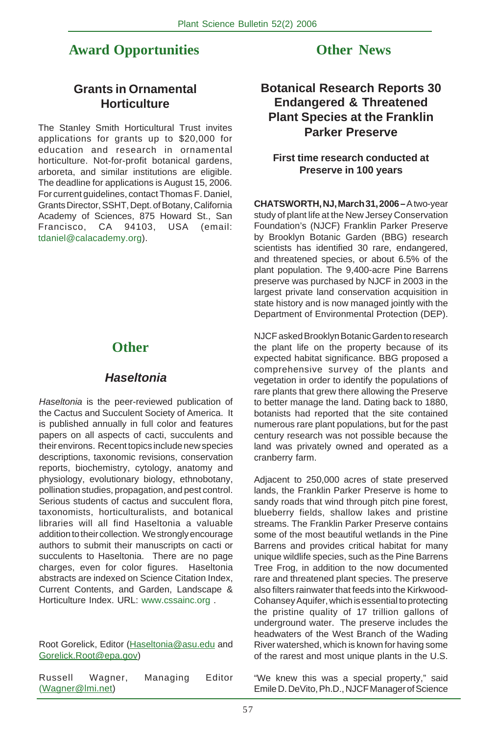# Award Opportunities

## Grants in Ornamental Horticulture

The Stanley Smith Horticultural Trust invites applications for grants up to $20,000 for education and research in ornamental horticulture. Not-for-profit botanical gardens, arboreta, and similar institutions are eligible. The deadline for applications is August 15, 2006. For current guidelines, contact Thomas F. Daniel, Grants Director, SSHT, Dept. of Botany, California Academy of Sciences, 875 Howard St., San Francisco, CA 94103, USA (email: tdaniel@calacademy.org).

# Other

## *Haseltonia*

*Haseltonia* is the peer-reviewed publication of the Cactus and Succulent Society of America. It is published annually in full color and features papers on all aspects of cacti, succulents and their environs. Recent topics include new species descriptions, taxonomic revisions, conservation reports, biochemistry, cytology, anatomy and physiology, evolutionary biology, ethnobotany, pollination studies, propagation, and pest control. Serious students of cactus and succulent flora, taxonomists, horticulturalists, and botanical libraries will all find Haseltonia a valuable addition to their collection. We strongly encourage authors to submit their manuscripts on cacti or succulents to Haseltonia. There are no page charges, even for color figures. Haseltonia abstracts are indexed on Science Citation Index, Current Contents, and Garden, Landscape & Horticulture Index. URL: www.cssainc.org .

Root Gorelick, Editor (Haseltonia@asu.edu and Gorelick.Root@epa.gov)

Russell Wagner, Managing Editor (Wagner@lmi.net)

# Other News

## Botanical Research Reports 30 Endangered & Threatened Plant Species at the Franklin Parker Preserve

### First time research conducted at Preserve in 100 years

**CHATSWORTH, NJ, March 31, 2006 –** A two-year study of plant life at the New Jersey Conservation Foundation's (NJCF) Franklin Parker Preserve by Brooklyn Botanic Garden (BBG) research scientists has identified 30 rare, endangered, and threatened species, or about 6.5% of the plant population. The 9,400-acre Pine Barrens preserve was purchased by NJCF in 2003 in the largest private land conservation acquisition in state history and is now managed jointly with the Department of Environmental Protection (DEP).

NJCF asked Brooklyn Botanic Garden to research the plant life on the property because of its expected habitat significance. BBG proposed a comprehensive survey of the plants and vegetation in order to identify the populations of rare plants that grew there allowing the Preserve to better manage the land. Dating back to 1880, botanists had reported that the site contained numerous rare plant populations, but for the past century research was not possible because the land was privately owned and operated as a cranberry farm.

Adjacent to 250,000 acres of state preserved lands, the Franklin Parker Preserve is home to sandy roads that wind through pitch pine forest, blueberry fields, shallow lakes and pristine streams. The Franklin Parker Preserve contains some of the most beautiful wetlands in the Pine Barrens and provides critical habitat for many unique wildlife species, such as the Pine Barrens Tree Frog, in addition to the now documented rare and threatened plant species. The preserve also filters rainwater that feeds into the Kirkwood-Cohansey Aquifer, which is essential to protecting the pristine quality of 17 trillion gallons of underground water. The preserve includes the headwaters of the West Branch of the Wading River watershed, which is known for having some of the rarest and most unique plants in the U.S.

"We knew this was a special property," said Emile D. DeVito, Ph.D., NJCF Manager of Science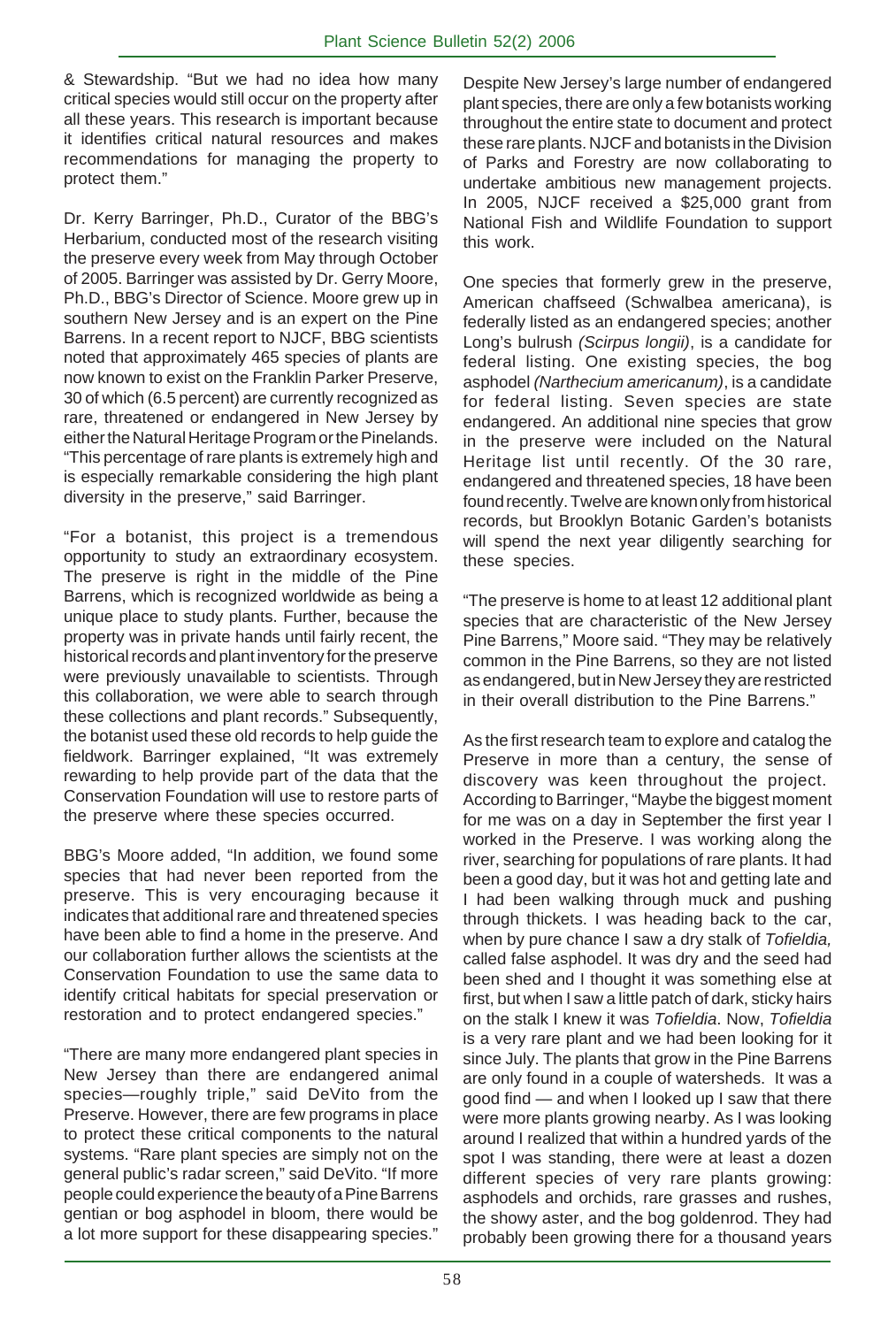& Stewardship. "But we had no idea how many critical species would still occur on the property after all these years. This research is important because it identifies critical natural resources and makes recommendations for managing the property to protect them."

Dr. Kerry Barringer, Ph.D., Curator of the BBG's Herbarium, conducted most of the research visiting the preserve every week from May through October of 2005. Barringer was assisted by Dr. Gerry Moore, Ph.D., BBG's Director of Science. Moore grew up in southern New Jersey and is an expert on the Pine Barrens. In a recent report to NJCF, BBG scientists noted that approximately 465 species of plants are now known to exist on the Franklin Parker Preserve, 30 of which (6.5 percent) are currently recognized as rare, threatened or endangered in New Jersey by either the Natural Heritage Program or the Pinelands. "This percentage of rare plants is extremely high and is especially remarkable considering the high plant diversity in the preserve," said Barringer.

"For a botanist, this project is a tremendous opportunity to study an extraordinary ecosystem. The preserve is right in the middle of the Pine Barrens, which is recognized worldwide as being a unique place to study plants. Further, because the property was in private hands until fairly recent, the historical records and plant inventory for the preserve were previously unavailable to scientists. Through this collaboration, we were able to search through these collections and plant records." Subsequently, the botanist used these old records to help guide the fieldwork. Barringer explained, "It was extremely rewarding to help provide part of the data that the Conservation Foundation will use to restore parts of the preserve where these species occurred.

BBG's Moore added, "In addition, we found some species that had never been reported from the preserve. This is very encouraging because it indicates that additional rare and threatened species have been able to find a home in the preserve. And our collaboration further allows the scientists at the Conservation Foundation to use the same data to identify critical habitats for special preservation or restoration and to protect endangered species."

"There are many more endangered plant species in New Jersey than there are endangered animal species—roughly triple," said DeVito from the Preserve. However, there are few programs in place to protect these critical components to the natural systems. "Rare plant species are simply not on the general public's radar screen," said DeVito. "If more people could experience the beauty of a Pine Barrens gentian or bog asphodel in bloom, there would be a lot more support for these disappearing species."

Despite New Jersey's large number of endangered plant species, there are only a few botanists working throughout the entire state to document and protect these rare plants. NJCF and botanists in the Division of Parks and Forestry are now collaborating to undertake ambitious new management projects. In 2005, NJCF received a $25,000 grant from National Fish and Wildlife Foundation to support this work.

One species that formerly grew in the preserve, American chaffseed (Schwalbea americana), is federally listed as an endangered species; another Long's bulrush *(Scirpus longii)*, is a candidate for federal listing. One existing species, the bog asphodel *(Narthecium americanum)*, is a candidate for federal listing. Seven species are state endangered. An additional nine species that grow in the preserve were included on the Natural Heritage list until recently. Of the 30 rare, endangered and threatened species, 18 have been found recently. Twelve are known only from historical records, but Brooklyn Botanic Garden's botanists will spend the next year diligently searching for these species.

"The preserve is home to at least 12 additional plant species that are characteristic of the New Jersey Pine Barrens," Moore said. "They may be relatively common in the Pine Barrens, so they are not listed as endangered, but in New Jersey they are restricted in their overall distribution to the Pine Barrens."

As the first research team to explore and catalog the Preserve in more than a century, the sense of discovery was keen throughout the project. According to Barringer, "Maybe the biggest moment for me was on a day in September the first year I worked in the Preserve. I was working along the river, searching for populations of rare plants. It had been a good day, but it was hot and getting late and I had been walking through muck and pushing through thickets. I was heading back to the car, when by pure chance I saw a dry stalk of *Tofieldia,* called false asphodel. It was dry and the seed had been shed and I thought it was something else at first, but when I saw a little patch of dark, sticky hairs on the stalk I knew it was *Tofieldia*. Now, *Tofieldia* is a very rare plant and we had been looking for it since July. The plants that grow in the Pine Barrens are only found in a couple of watersheds. It was a good find — and when I looked up I saw that there were more plants growing nearby. As I was looking around I realized that within a hundred yards of the spot I was standing, there were at least a dozen different species of very rare plants growing: asphodels and orchids, rare grasses and rushes, the showy aster, and the bog goldenrod. They had probably been growing there for a thousand years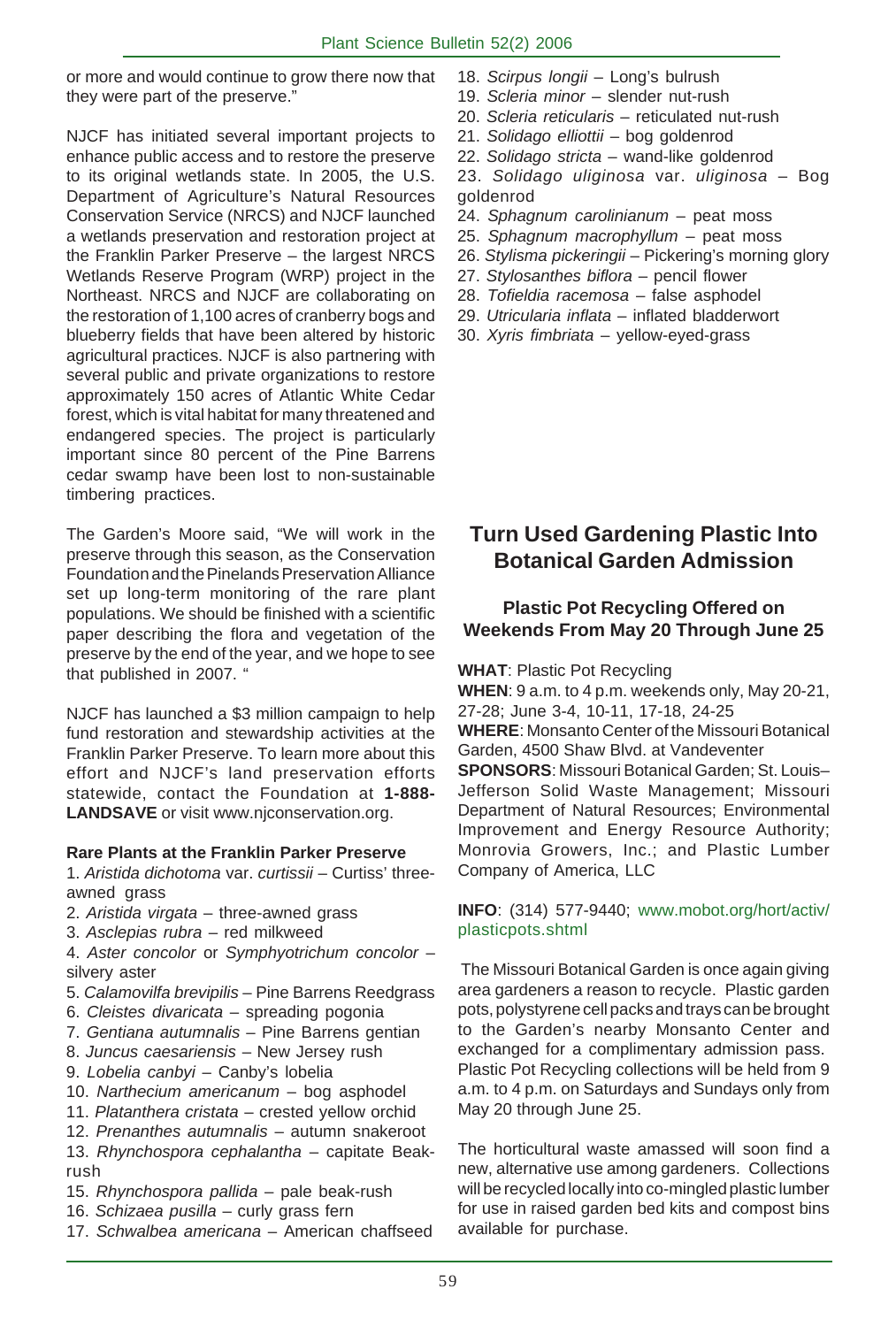or more and would continue to grow there now that they were part of the preserve."

NJCF has initiated several important projects to enhance public access and to restore the preserve to its original wetlands state. In 2005, the U.S. Department of Agriculture's Natural Resources Conservation Service (NRCS) and NJCF launched a wetlands preservation and restoration project at the Franklin Parker Preserve – the largest NRCS Wetlands Reserve Program (WRP) project in the Northeast. NRCS and NJCF are collaborating on the restoration of 1,100 acres of cranberry bogs and blueberry fields that have been altered by historic agricultural practices. NJCF is also partnering with several public and private organizations to restore approximately 150 acres of Atlantic White Cedar forest, which is vital habitat for many threatened and endangered species. The project is particularly important since 80 percent of the Pine Barrens cedar swamp have been lost to non-sustainable timbering practices.

The Garden's Moore said, "We will work in the preserve through this season, as the Conservation Foundation and the Pinelands Preservation Alliance set up long-term monitoring of the rare plant populations. We should be finished with a scientific paper describing the flora and vegetation of the preserve by the end of the year, and we hope to see that published in 2007. "

NJCF has launched a $3 million campaign to help fund restoration and stewardship activities at the Franklin Parker Preserve. To learn more about this effort and NJCF's land preservation efforts statewide, contact the Foundation at **1-888-LANDSAVE** or visit www.njconservation.org.

**Rare Plants at the Franklin Parker Preserve**

1. *Aristida dichotoma* var. *curtissii* – Curtiss' three-awned grass
2. *Aristida virgata* – three-awned grass
3. *Asclepias rubra* – red milkweed
4. *Aster concolor* or *Symphyotrichum concolor* – silvery aster
5. *Calamovilfa brevipilis* – Pine Barrens Reedgrass
6. *Cleistes divaricata* – spreading pogonia
7. *Gentiana autumnalis* – Pine Barrens gentian
8. *Juncus caesariensis* – New Jersey rush
9. *Lobelia canbyi* – Canby's lobelia
10. *Narthecium americanum* – bog asphodel
11. *Platanthera cristata* – crested yellow orchid
12. *Prenanthes autumnalis* – autumn snakeroot
13. *Rhynchospora cephalantha* – capitate Beak-rush
15. *Rhynchospora pallida* – pale beak-rush
16. *Schizaea pusilla* – curly grass fern
17. *Schwalbea americana* – American chaffseed
18. *Scirpus longii* – Long's bulrush
19. *Scleria minor* – slender nut-rush
20. *Scleria reticularis* – reticulated nut-rush
21. *Solidago elliottii* – bog goldenrod
22. *Solidago stricta* – wand-like goldenrod
23. *Solidago uliginosa* var. *uliginosa* – Bog goldenrod
24. *Sphagnum carolinianum* – peat moss
25. *Sphagnum macrophyllum* – peat moss
26. *Stylisma pickeringii* – Pickering's morning glory
27. *Stylosanthes biflora* – pencil flower
28. *Tofieldia racemosa* – false asphodel
29. *Utricularia inflata* – inflated bladderwort
30. *Xyris fimbriata* – yellow-eyed-grass

## Turn Used Gardening Plastic Into Botanical Garden Admission

### Plastic Pot Recycling Offered on Weekends From May 20 Through June 25

**WHAT**: Plastic Pot Recycling
**WHEN**: 9 a.m. to 4 p.m. weekends only, May 20-21, 27-28; June 3-4, 10-11, 17-18, 24-25
**WHERE**: Monsanto Center of the Missouri Botanical Garden, 4500 Shaw Blvd. at Vandeventer
**SPONSORS**: Missouri Botanical Garden; St. Louis–Jefferson Solid Waste Management; Missouri Department of Natural Resources; Environmental Improvement and Energy Resource Authority; Monrovia Growers, Inc.; and Plastic Lumber Company of America, LLC

**INFO**: (314) 577-9440; www.mobot.org/hort/activ/plasticpots.shtml

The Missouri Botanical Garden is once again giving area gardeners a reason to recycle. Plastic garden pots, polystyrene cell packs and trays can be brought to the Garden's nearby Monsanto Center and exchanged for a complimentary admission pass. Plastic Pot Recycling collections will be held from 9 a.m. to 4 p.m. on Saturdays and Sundays only from May 20 through June 25.

The horticultural waste amassed will soon find a new, alternative use among gardeners. Collections will be recycled locally into co-mingled plastic lumber for use in raised garden bed kits and compost bins available for purchase.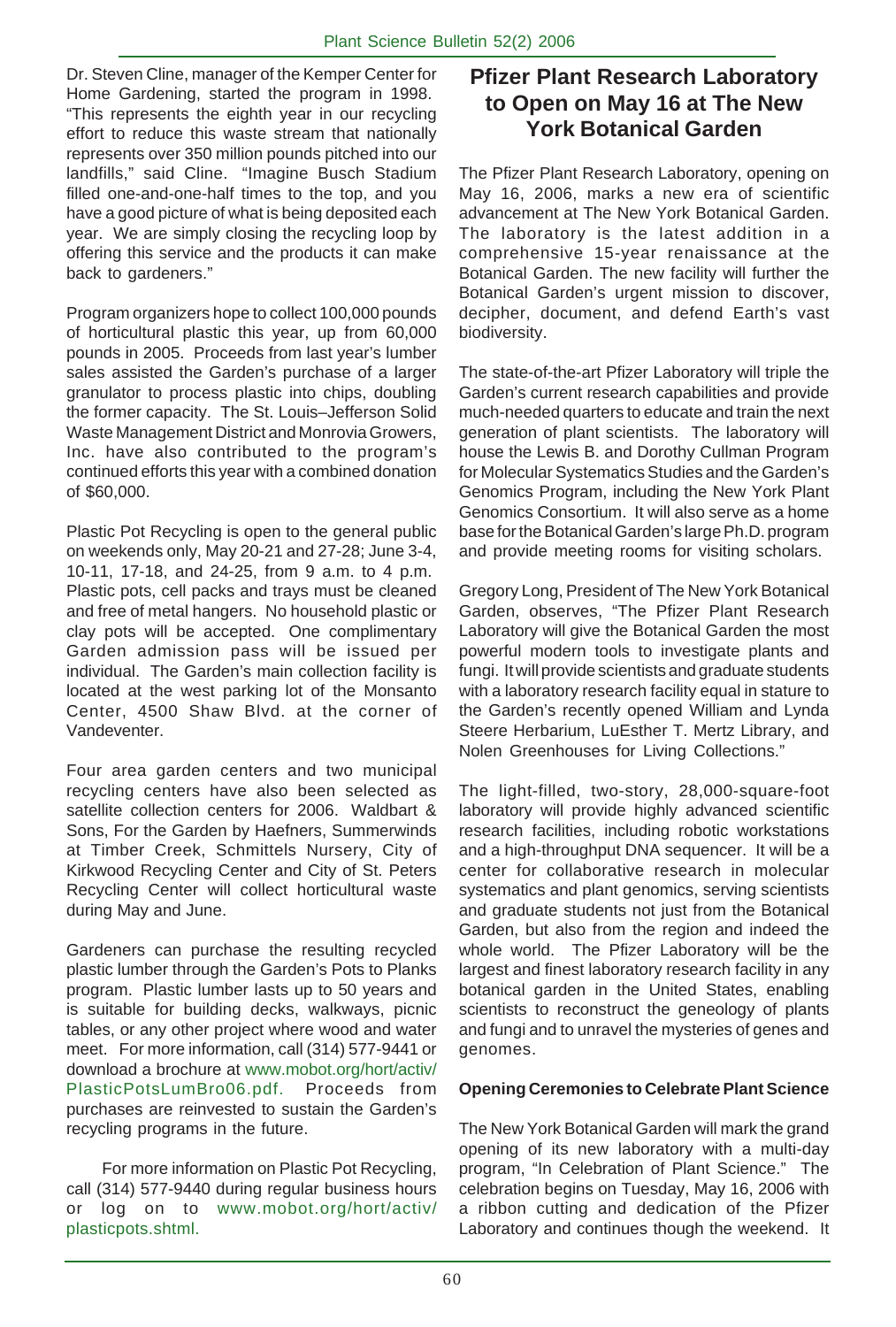Dr. Steven Cline, manager of the Kemper Center for Home Gardening, started the program in 1998. "This represents the eighth year in our recycling effort to reduce this waste stream that nationally represents over 350 million pounds pitched into our landfills," said Cline. "Imagine Busch Stadium filled one-and-one-half times to the top, and you have a good picture of what is being deposited each year. We are simply closing the recycling loop by offering this service and the products it can make back to gardeners."

Program organizers hope to collect 100,000 pounds of horticultural plastic this year, up from 60,000 pounds in 2005. Proceeds from last year's lumber sales assisted the Garden's purchase of a larger granulator to process plastic into chips, doubling the former capacity. The St. Louis–Jefferson Solid Waste Management District and Monrovia Growers, Inc. have also contributed to the program's continued efforts this year with a combined donation of $60,000.

Plastic Pot Recycling is open to the general public on weekends only, May 20-21 and 27-28; June 3-4, 10-11, 17-18, and 24-25, from 9 a.m. to 4 p.m. Plastic pots, cell packs and trays must be cleaned and free of metal hangers. No household plastic or clay pots will be accepted. One complimentary Garden admission pass will be issued per individual. The Garden's main collection facility is located at the west parking lot of the Monsanto Center, 4500 Shaw Blvd. at the corner of Vandeventer.

Four area garden centers and two municipal recycling centers have also been selected as satellite collection centers for 2006. Waldbart & Sons, For the Garden by Haefners, Summerwinds at Timber Creek, Schmittels Nursery, City of Kirkwood Recycling Center and City of St. Peters Recycling Center will collect horticultural waste during May and June.

Gardeners can purchase the resulting recycled plastic lumber through the Garden's Pots to Planks program. Plastic lumber lasts up to 50 years and is suitable for building decks, walkways, picnic tables, or any other project where wood and water meet. For more information, call (314) 577-9441 or download a brochure at www.mobot.org/hort/activ/PlasticPotsLumBro06.pdf. Proceeds from purchases are reinvested to sustain the Garden's recycling programs in the future.

For more information on Plastic Pot Recycling, call (314) 577-9440 during regular business hours or log on to www.mobot.org/hort/activ/plasticpots.shtml.

## Pfizer Plant Research Laboratory to Open on May 16 at The New York Botanical Garden

The Pfizer Plant Research Laboratory, opening on May 16, 2006, marks a new era of scientific advancement at The New York Botanical Garden. The laboratory is the latest addition in a comprehensive 15-year renaissance at the Botanical Garden. The new facility will further the Botanical Garden's urgent mission to discover, decipher, document, and defend Earth's vast biodiversity.

The state-of-the-art Pfizer Laboratory will triple the Garden's current research capabilities and provide much-needed quarters to educate and train the next generation of plant scientists. The laboratory will house the Lewis B. and Dorothy Cullman Program for Molecular Systematics Studies and the Garden's Genomics Program, including the New York Plant Genomics Consortium. It will also serve as a home base for the Botanical Garden's large Ph.D. program and provide meeting rooms for visiting scholars.

Gregory Long, President of The New York Botanical Garden, observes, "The Pfizer Plant Research Laboratory will give the Botanical Garden the most powerful modern tools to investigate plants and fungi. It will provide scientists and graduate students with a laboratory research facility equal in stature to the Garden's recently opened William and Lynda Steere Herbarium, LuEsther T. Mertz Library, and Nolen Greenhouses for Living Collections."

The light-filled, two-story, 28,000-square-foot laboratory will provide highly advanced scientific research facilities, including robotic workstations and a high-throughput DNA sequencer. It will be a center for collaborative research in molecular systematics and plant genomics, serving scientists and graduate students not just from the Botanical Garden, but also from the region and indeed the whole world. The Pfizer Laboratory will be the largest and finest laboratory research facility in any botanical garden in the United States, enabling scientists to reconstruct the geneology of plants and fungi and to unravel the mysteries of genes and genomes.

**Opening Ceremonies to Celebrate Plant Science**

The New York Botanical Garden will mark the grand opening of its new laboratory with a multi-day program, "In Celebration of Plant Science." The celebration begins on Tuesday, May 16, 2006 with a ribbon cutting and dedication of the Pfizer Laboratory and continues though the weekend. It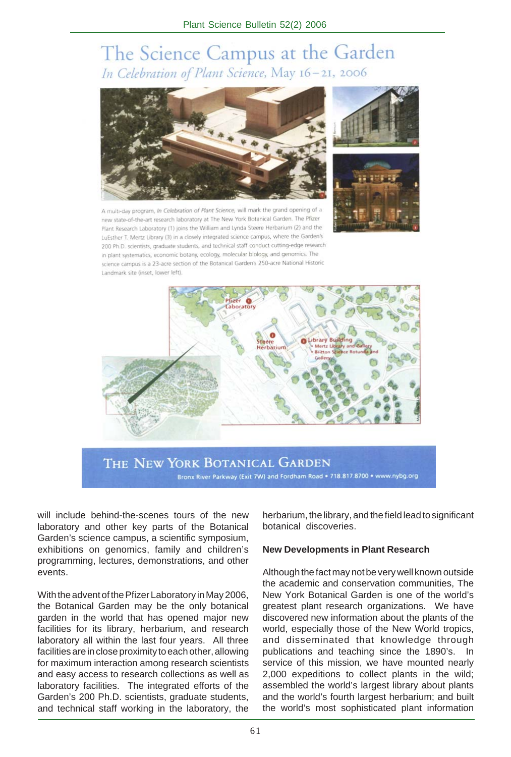# The Science Campus at the Garden

*In Celebration of Plant Science*, May 16–21, 2006

A multi-day program, *In Celebration of Plant Science*, will mark the grand opening of a new state-of-the-art research laboratory at The New York Botanical Garden. The Pfizer Plant Research Laboratory (1) joins the William and Lynda Steere Herbarium (2) and the LuEsther T. Mertz Library (3) in a closely integrated science campus, where the Garden's 200 Ph.D. scientists, graduate students, and technical staff conduct cutting-edge research in plant systematics, economic botany, ecology, molecular biology, and genomics. The science campus is a 23-acre section of the Botanical Garden's 250-acre National Historic Landmark site (inset, lower left).

Pfizer Laboratory
Steere Herbarium
Library Building
• Mertz Library and Gallery
• Britton Science Rotunda and Gallery

**THE NEW YORK BOTANICAL GARDEN**
Bronx River Parkway (Exit 7W) and Fordham Road • 718.817.8700 • www.nybg.org

will include behind-the-scenes tours of the new laboratory and other key parts of the Botanical Garden's science campus, a scientific symposium, exhibitions on genomics, family and children's programming, lectures, demonstrations, and other events.

With the advent of the Pfizer Laboratory in May 2006, the Botanical Garden may be the only botanical garden in the world that has opened major new facilities for its library, herbarium, and research laboratory all within the last four years. All three facilities are in close proximity to each other, allowing for maximum interaction among research scientists and easy access to research collections as well as laboratory facilities. The integrated efforts of the Garden's 200 Ph.D. scientists, graduate students, and technical staff working in the laboratory, the herbarium, the library, and the field lead to significant botanical discoveries.

### New Developments in Plant Research

Although the fact may not be very well known outside the academic and conservation communities, The New York Botanical Garden is one of the world's greatest plant research organizations. We have discovered new information about the plants of the world, especially those of the New World tropics, and disseminated that knowledge through publications and teaching since the 1890's. In service of this mission, we have mounted nearly 2,000 expeditions to collect plants in the wild; assembled the world's largest library about plants and the world's fourth largest herbarium; and built the world's most sophisticated plant information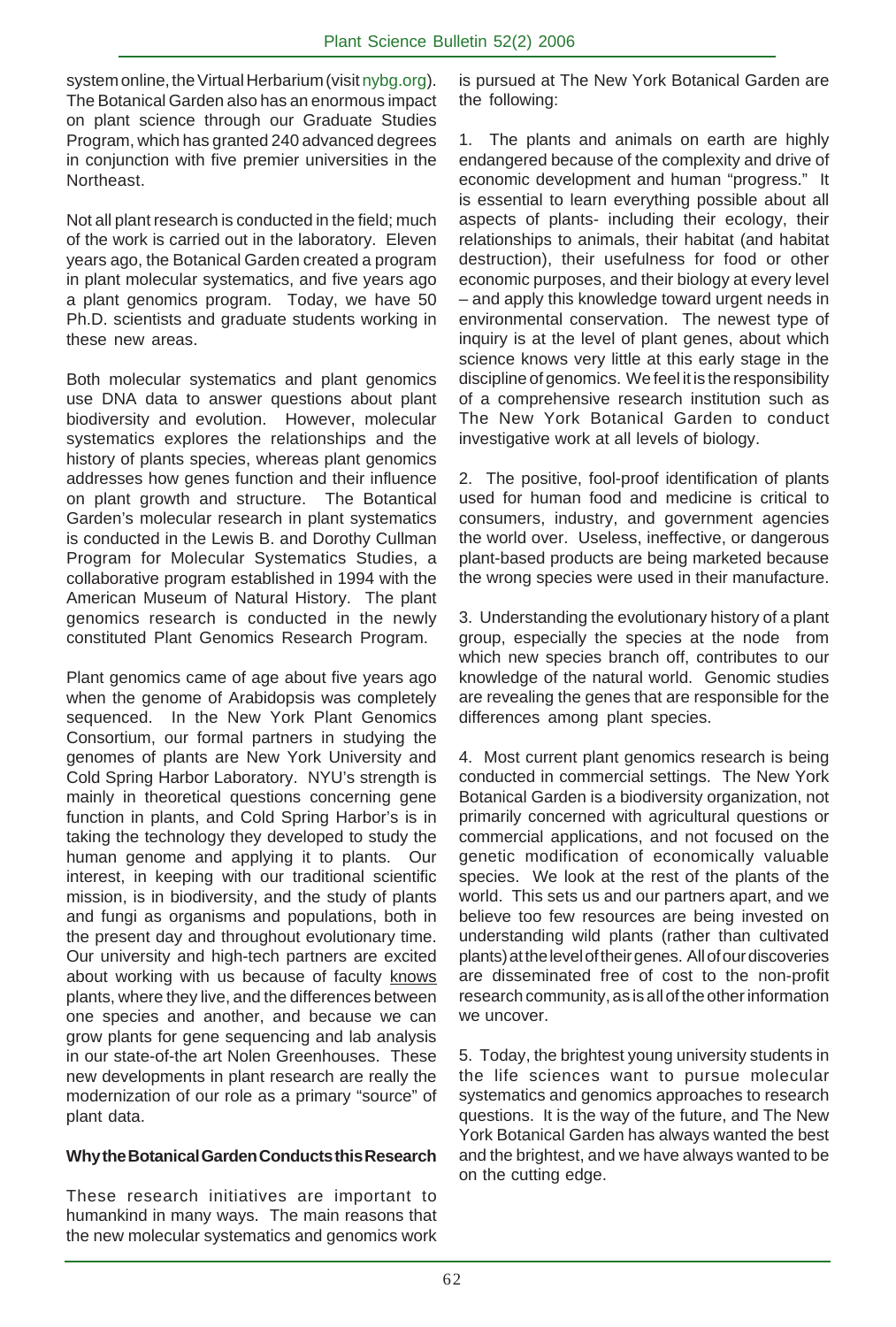system online, the Virtual Herbarium (visit nybg.org). The Botanical Garden also has an enormous impact on plant science through our Graduate Studies Program, which has granted 240 advanced degrees in conjunction with five premier universities in the Northeast.

Not all plant research is conducted in the field; much of the work is carried out in the laboratory. Eleven years ago, the Botanical Garden created a program in plant molecular systematics, and five years ago a plant genomics program. Today, we have 50 Ph.D. scientists and graduate students working in these new areas.

Both molecular systematics and plant genomics use DNA data to answer questions about plant biodiversity and evolution. However, molecular systematics explores the relationships and the history of plants species, whereas plant genomics addresses how genes function and their influence on plant growth and structure. The Botantical Garden's molecular research in plant systematics is conducted in the Lewis B. and Dorothy Cullman Program for Molecular Systematics Studies, a collaborative program established in 1994 with the American Museum of Natural History. The plant genomics research is conducted in the newly constituted Plant Genomics Research Program.

Plant genomics came of age about five years ago when the genome of Arabidopsis was completely sequenced. In the New York Plant Genomics Consortium, our formal partners in studying the genomes of plants are New York University and Cold Spring Harbor Laboratory. NYU's strength is mainly in theoretical questions concerning gene function in plants, and Cold Spring Harbor's is in taking the technology they developed to study the human genome and applying it to plants. Our interest, in keeping with our traditional scientific mission, is in biodiversity, and the study of plants and fungi as organisms and populations, both in the present day and throughout evolutionary time. Our university and high-tech partners are excited about working with us because of faculty knows plants, where they live, and the differences between one species and another, and because we can grow plants for gene sequencing and lab analysis in our state-of-the art Nolen Greenhouses. These new developments in plant research are really the modernization of our role as a primary "source" of plant data.

**Why the Botanical Garden Conducts this Research**

These research initiatives are important to humankind in many ways. The main reasons that the new molecular systematics and genomics work is pursued at The New York Botanical Garden are the following:

1. The plants and animals on earth are highly endangered because of the complexity and drive of economic development and human "progress." It is essential to learn everything possible about all aspects of plants- including their ecology, their relationships to animals, their habitat (and habitat destruction), their usefulness for food or other economic purposes, and their biology at every level – and apply this knowledge toward urgent needs in environmental conservation. The newest type of inquiry is at the level of plant genes, about which science knows very little at this early stage in the discipline of genomics. We feel it is the responsibility of a comprehensive research institution such as The New York Botanical Garden to conduct investigative work at all levels of biology.

2. The positive, fool-proof identification of plants used for human food and medicine is critical to consumers, industry, and government agencies the world over. Useless, ineffective, or dangerous plant-based products are being marketed because the wrong species were used in their manufacture.

3. Understanding the evolutionary history of a plant group, especially the species at the node from which new species branch off, contributes to our knowledge of the natural world. Genomic studies are revealing the genes that are responsible for the differences among plant species.

4. Most current plant genomics research is being conducted in commercial settings. The New York Botanical Garden is a biodiversity organization, not primarily concerned with agricultural questions or commercial applications, and not focused on the genetic modification of economically valuable species. We look at the rest of the plants of the world. This sets us and our partners apart, and we believe too few resources are being invested on understanding wild plants (rather than cultivated plants) at the level of their genes. All of our discoveries are disseminated free of cost to the non-profit research community, as is all of the other information we uncover.

5. Today, the brightest young university students in the life sciences want to pursue molecular systematics and genomics approaches to research questions. It is the way of the future, and The New York Botanical Garden has always wanted the best and the brightest, and we have always wanted to be on the cutting edge.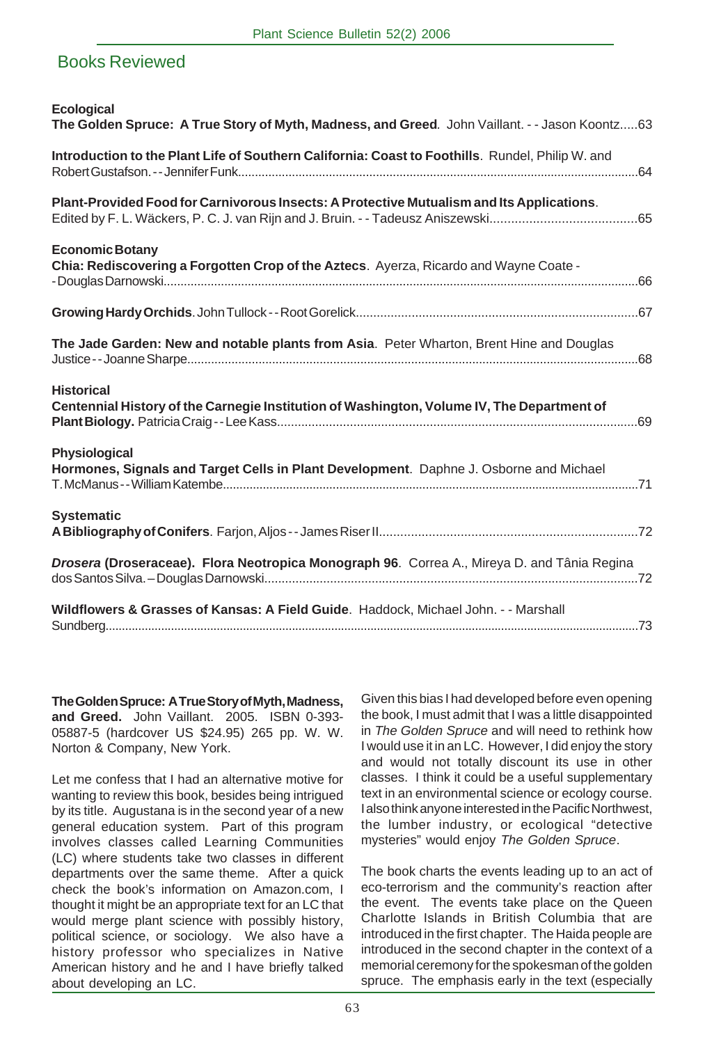## Books Reviewed

**Ecological**

**The Golden Spruce: A True Story of Myth, Madness, and Greed**. John Vaillant. - - Jason Koontz.....63

**Introduction to the Plant Life of Southern California: Coast to Foothills**. Rundel, Philip W. and Robert Gustafson. - - Jennifer Funk.....64

**Plant-Provided Food for Carnivorous Insects: A Protective Mutualism and Its Applications**. Edited by F. L. Wäckers, P. C. J. van Rijn and J. Bruin. - - Tadeusz Aniszewski.....65

**Economic Botany**

**Chia: Rediscovering a Forgotten Crop of the Aztecs**. Ayerza, Ricardo and Wayne Coate - - Douglas Darnowski.....66

**Growing Hardy Orchids**. John Tullock - - Root Gorelick.....67

**The Jade Garden: New and notable plants from Asia**. Peter Wharton, Brent Hine and Douglas Justice - - Joanne Sharpe.....68

**Historical**

**Centennial History of the Carnegie Institution of Washington, Volume IV, The Department of Plant Biology.** Patricia Craig - - Lee Kass.....69

**Physiological**

**Hormones, Signals and Target Cells in Plant Development**. Daphne J. Osborne and Michael T. McManus - - William Katembe.....71

**Systematic**

**A Bibliography of Conifers**. Farjon, Aljos - - James Riser II.....72

***Drosera* (Droseraceae). Flora Neotropica Monograph 96**. Correa A., Mireya D. and Tânia Regina dos Santos Silva. – Douglas Darnowski.....72

**Wildflowers & Grasses of Kansas: A Field Guide**. Haddock, Michael John. - - Marshall Sundberg.....73

**The Golden Spruce: A True Story of Myth, Madness, and Greed.** John Vaillant. 2005. ISBN 0-393-05887-5 (hardcover US $24.95) 265 pp. W. W. Norton & Company, New York.

Let me confess that I had an alternative motive for wanting to review this book, besides being intrigued by its title. Augustana is in the second year of a new general education system. Part of this program involves classes called Learning Communities (LC) where students take two classes in different departments over the same theme. After a quick check the book's information on Amazon.com, I thought it might be an appropriate text for an LC that would merge plant science with possibly history, political science, or sociology. We also have a history professor who specializes in Native American history and he and I have briefly talked about developing an LC.

Given this bias I had developed before even opening the book, I must admit that I was a little disappointed in *The Golden Spruce* and will need to rethink how I would use it in an LC. However, I did enjoy the story and would not totally discount its use in other classes. I think it could be a useful supplementary text in an environmental science or ecology course. I also think anyone interested in the Pacific Northwest, the lumber industry, or ecological "detective mysteries" would enjoy *The Golden Spruce*.

The book charts the events leading up to an act of eco-terrorism and the community's reaction after the event. The events take place on the Queen Charlotte Islands in British Columbia that are introduced in the first chapter. The Haida people are introduced in the second chapter in the context of a memorial ceremony for the spokesman of the golden spruce. The emphasis early in the text (especially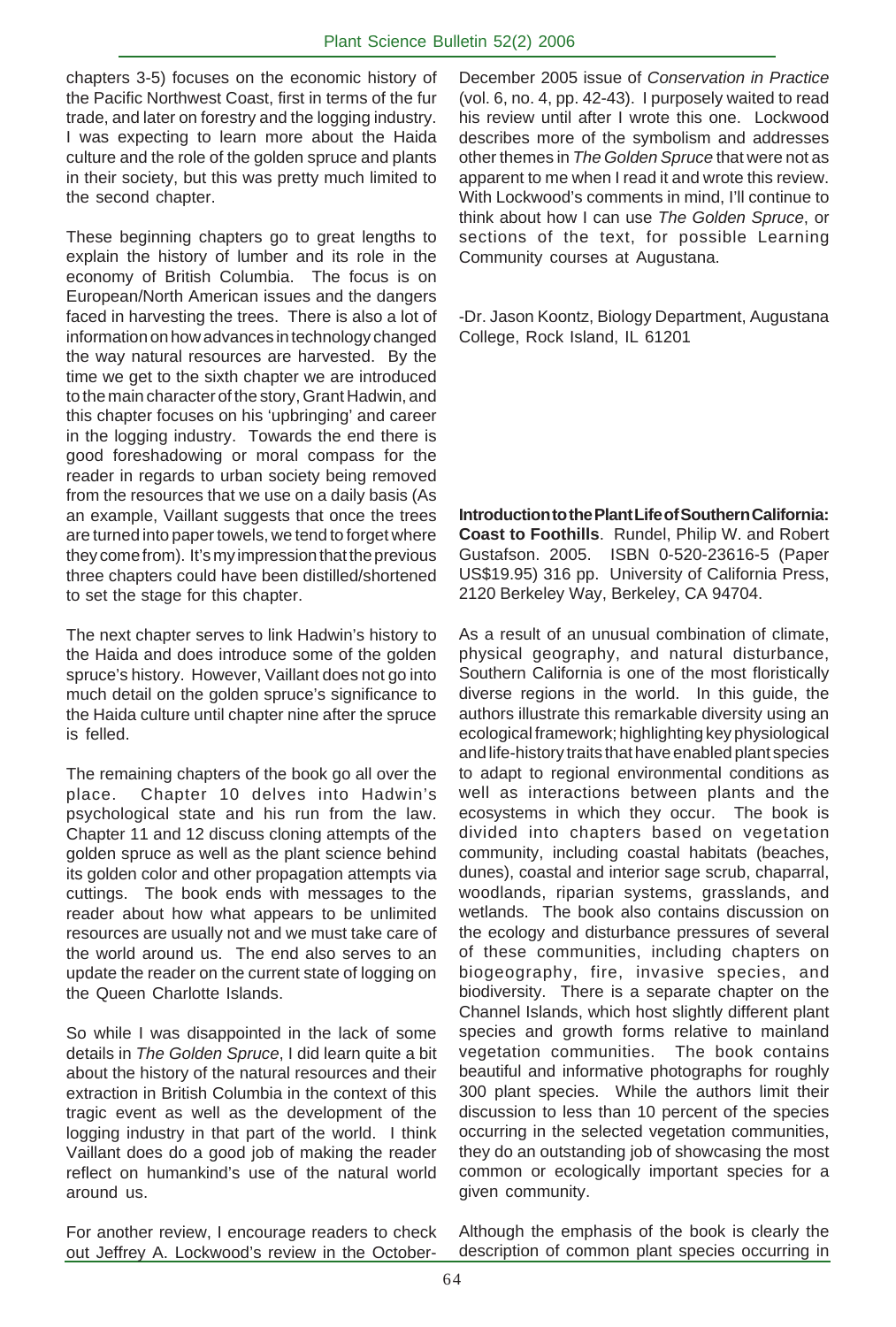chapters 3-5) focuses on the economic history of the Pacific Northwest Coast, first in terms of the fur trade, and later on forestry and the logging industry. I was expecting to learn more about the Haida culture and the role of the golden spruce and plants in their society, but this was pretty much limited to the second chapter.

These beginning chapters go to great lengths to explain the history of lumber and its role in the economy of British Columbia. The focus is on European/North American issues and the dangers faced in harvesting the trees. There is also a lot of information on how advances in technology changed the way natural resources are harvested. By the time we get to the sixth chapter we are introduced to the main character of the story, Grant Hadwin, and this chapter focuses on his 'upbringing' and career in the logging industry. Towards the end there is good foreshadowing or moral compass for the reader in regards to urban society being removed from the resources that we use on a daily basis (As an example, Vaillant suggests that once the trees are turned into paper towels, we tend to forget where they come from). It's my impression that the previous three chapters could have been distilled/shortened to set the stage for this chapter.

The next chapter serves to link Hadwin's history to the Haida and does introduce some of the golden spruce's history. However, Vaillant does not go into much detail on the golden spruce's significance to the Haida culture until chapter nine after the spruce is felled.

The remaining chapters of the book go all over the place. Chapter 10 delves into Hadwin's psychological state and his run from the law. Chapter 11 and 12 discuss cloning attempts of the golden spruce as well as the plant science behind its golden color and other propagation attempts via cuttings. The book ends with messages to the reader about how what appears to be unlimited resources are usually not and we must take care of the world around us. The end also serves to an update the reader on the current state of logging on the Queen Charlotte Islands.

So while I was disappointed in the lack of some details in *The Golden Spruce*, I did learn quite a bit about the history of the natural resources and their extraction in British Columbia in the context of this tragic event as well as the development of the logging industry in that part of the world. I think Vaillant does do a good job of making the reader reflect on humankind's use of the natural world around us.

For another review, I encourage readers to check out Jeffrey A. Lockwood's review in the October-December 2005 issue of *Conservation in Practice* (vol. 6, no. 4, pp. 42-43). I purposely waited to read his review until after I wrote this one. Lockwood describes more of the symbolism and addresses other themes in *The Golden Spruce* that were not as apparent to me when I read it and wrote this review. With Lockwood's comments in mind, I'll continue to think about how I can use *The Golden Spruce*, or sections of the text, for possible Learning Community courses at Augustana.

-Dr. Jason Koontz, Biology Department, Augustana College, Rock Island, IL 61201

**Introduction to the Plant Life of Southern California: Coast to Foothills**. Rundel, Philip W. and Robert Gustafson. 2005. ISBN 0-520-23616-5 (Paper US$19.95) 316 pp. University of California Press, 2120 Berkeley Way, Berkeley, CA 94704.

As a result of an unusual combination of climate, physical geography, and natural disturbance, Southern California is one of the most floristically diverse regions in the world. In this guide, the authors illustrate this remarkable diversity using an ecological framework; highlighting key physiological and life-history traits that have enabled plant species to adapt to regional environmental conditions as well as interactions between plants and the ecosystems in which they occur. The book is divided into chapters based on vegetation community, including coastal habitats (beaches, dunes), coastal and interior sage scrub, chaparral, woodlands, riparian systems, grasslands, and wetlands. The book also contains discussion on the ecology and disturbance pressures of several of these communities, including chapters on biogeography, fire, invasive species, and biodiversity. There is a separate chapter on the Channel Islands, which host slightly different plant species and growth forms relative to mainland vegetation communities. The book contains beautiful and informative photographs for roughly 300 plant species. While the authors limit their discussion to less than 10 percent of the species occurring in the selected vegetation communities, they do an outstanding job of showcasing the most common or ecologically important species for a given community.

Although the emphasis of the book is clearly the description of common plant species occurring in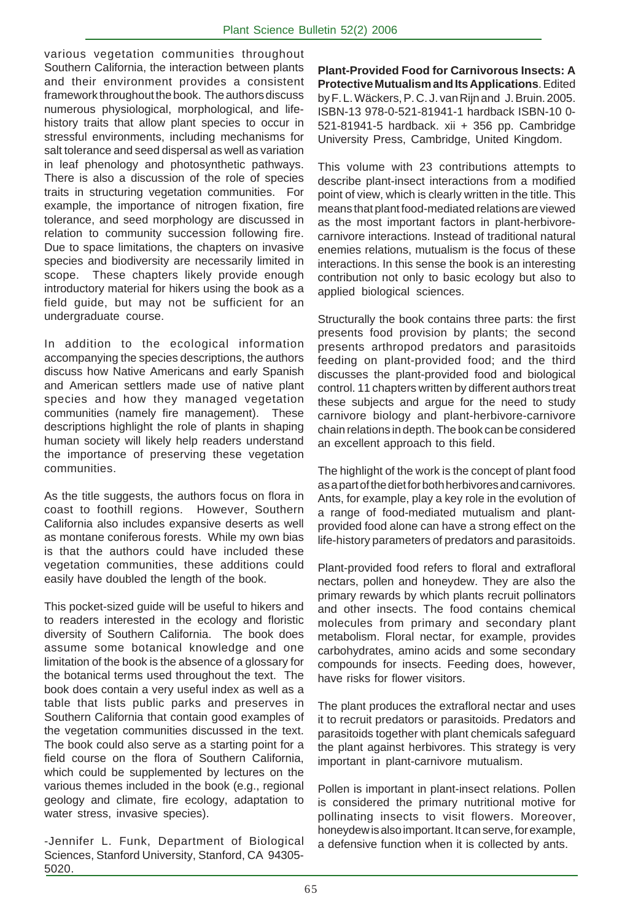various vegetation communities throughout Southern California, the interaction between plants and their environment provides a consistent framework throughout the book. The authors discuss numerous physiological, morphological, and life-history traits that allow plant species to occur in stressful environments, including mechanisms for salt tolerance and seed dispersal as well as variation in leaf phenology and photosynthetic pathways. There is also a discussion of the role of species traits in structuring vegetation communities. For example, the importance of nitrogen fixation, fire tolerance, and seed morphology are discussed in relation to community succession following fire. Due to space limitations, the chapters on invasive species and biodiversity are necessarily limited in scope. These chapters likely provide enough introductory material for hikers using the book as a field guide, but may not be sufficient for an undergraduate course.

In addition to the ecological information accompanying the species descriptions, the authors discuss how Native Americans and early Spanish and American settlers made use of native plant species and how they managed vegetation communities (namely fire management). These descriptions highlight the role of plants in shaping human society will likely help readers understand the importance of preserving these vegetation communities.

As the title suggests, the authors focus on flora in coast to foothill regions. However, Southern California also includes expansive deserts as well as montane coniferous forests. While my own bias is that the authors could have included these vegetation communities, these additions could easily have doubled the length of the book.

This pocket-sized guide will be useful to hikers and to readers interested in the ecology and floristic diversity of Southern California. The book does assume some botanical knowledge and one limitation of the book is the absence of a glossary for the botanical terms used throughout the text. The book does contain a very useful index as well as a table that lists public parks and preserves in Southern California that contain good examples of the vegetation communities discussed in the text. The book could also serve as a starting point for a field course on the flora of Southern California, which could be supplemented by lectures on the various themes included in the book (e.g., regional geology and climate, fire ecology, adaptation to water stress, invasive species).

-Jennifer L. Funk, Department of Biological Sciences, Stanford University, Stanford, CA 94305-5020.

**Plant-Provided Food for Carnivorous Insects: A Protective Mutualism and Its Applications**. Edited by F. L. Wäckers, P. C. J. van Rijn and J. Bruin. 2005. ISBN-13 978-0-521-81941-1 hardback ISBN-10 0-521-81941-5 hardback. xii + 356 pp. Cambridge University Press, Cambridge, United Kingdom.

This volume with 23 contributions attempts to describe plant-insect interactions from a modified point of view, which is clearly written in the title. This means that plant food-mediated relations are viewed as the most important factors in plant-herbivore-carnivore interactions. Instead of traditional natural enemies relations, mutualism is the focus of these interactions. In this sense the book is an interesting contribution not only to basic ecology but also to applied biological sciences.

Structurally the book contains three parts: the first presents food provision by plants; the second presents arthropod predators and parasitoids feeding on plant-provided food; and the third discusses the plant-provided food and biological control. 11 chapters written by different authors treat these subjects and argue for the need to study carnivore biology and plant-herbivore-carnivore chain relations in depth. The book can be considered an excellent approach to this field.

The highlight of the work is the concept of plant food as a part of the diet for both herbivores and carnivores. Ants, for example, play a key role in the evolution of a range of food-mediated mutualism and plant-provided food alone can have a strong effect on the life-history parameters of predators and parasitoids.

Plant-provided food refers to floral and extrafloral nectars, pollen and honeydew. They are also the primary rewards by which plants recruit pollinators and other insects. The food contains chemical molecules from primary and secondary plant metabolism. Floral nectar, for example, provides carbohydrates, amino acids and some secondary compounds for insects. Feeding does, however, have risks for flower visitors.

The plant produces the extrafloral nectar and uses it to recruit predators or parasitoids. Predators and parasitoids together with plant chemicals safeguard the plant against herbivores. This strategy is very important in plant-carnivore mutualism.

Pollen is important in plant-insect relations. Pollen is considered the primary nutritional motive for pollinating insects to visit flowers. Moreover, honeydew is also important. It can serve, for example, a defensive function when it is collected by ants.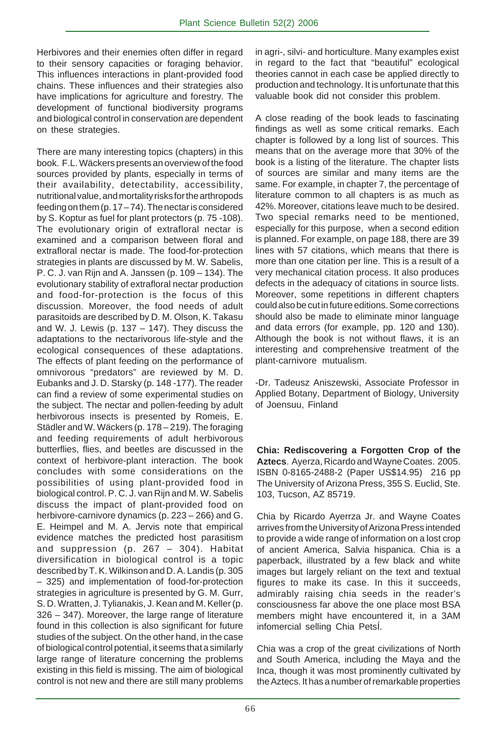Herbivores and their enemies often differ in regard to their sensory capacities or foraging behavior. This influences interactions in plant-provided food chains. These influences and their strategies also have implications for agriculture and forestry. The development of functional biodiversity programs and biological control in conservation are dependent on these strategies.

There are many interesting topics (chapters) in this book. F.L. Wäckers presents an overview of the food sources provided by plants, especially in terms of their availability, detectability, accessibility, nutritional value, and mortality risks for the arthropods feeding on them (p. 17 – 74). The nectar is considered by S. Koptur as fuel for plant protectors (p. 75 -108). The evolutionary origin of extrafloral nectar is examined and a comparison between floral and extrafloral nectar is made. The food-for-protection strategies in plants are discussed by M. W. Sabelis, P. C. J. van Rijn and A. Janssen (p. 109 – 134). The evolutionary stability of extrafloral nectar production and food-for-protection is the focus of this discussion. Moreover, the food needs of adult parasitoids are described by D. M. Olson, K. Takasu and W. J. Lewis (p. 137 – 147). They discuss the adaptations to the nectarivorous life-style and the ecological consequences of these adaptations. The effects of plant feeding on the performance of omnivorous "predators" are reviewed by M. D. Eubanks and J. D. Starsky (p. 148 -177). The reader can find a review of some experimental studies on the subject. The nectar and pollen-feeding by adult herbivorous insects is presented by Romeis, E. Städler and W. Wäckers (p. 178 – 219). The foraging and feeding requirements of adult herbivorous butterflies, flies, and beetles are discussed in the context of herbivore-plant interaction. The book concludes with some considerations on the possibilities of using plant-provided food in biological control. P. C. J. van Rijn and M. W. Sabelis discuss the impact of plant-provided food on herbivore-carnivore dynamics (p. 223 – 266) and G. E. Heimpel and M. A. Jervis note that empirical evidence matches the predicted host parasitism and suppression (p. 267 – 304). Habitat diversification in biological control is a topic described by T. K. Wilkinson and D. A. Landis (p. 305 – 325) and implementation of food-for-protection strategies in agriculture is presented by G. M. Gurr, S. D. Wratten, J. Tylianakis, J. Kean and M. Keller (p. 326 – 347). Moreover, the large range of literature found in this collection is also significant for future studies of the subject. On the other hand, in the case of biological control potential, it seems that a similarly large range of literature concerning the problems existing in this field is missing. The aim of biological control is not new and there are still many problems in agri-, silvi- and horticulture. Many examples exist in regard to the fact that "beautiful" ecological theories cannot in each case be applied directly to production and technology. It is unfortunate that this valuable book did not consider this problem.

A close reading of the book leads to fascinating findings as well as some critical remarks. Each chapter is followed by a long list of sources. This means that on the average more that 30% of the book is a listing of the literature. The chapter lists of sources are similar and many items are the same. For example, in chapter 7, the percentage of literature common to all chapters is as much as 42%. Moreover, citations leave much to be desired. Two special remarks need to be mentioned, especially for this purpose, when a second edition is planned. For example, on page 188, there are 39 lines with 57 citations, which means that there is more than one citation per line. This is a result of a very mechanical citation process. It also produces defects in the adequacy of citations in source lists. Moreover, some repetitions in different chapters could also be cut in future editions. Some corrections should also be made to eliminate minor language and data errors (for example, pp. 120 and 130). Although the book is not without flaws, it is an interesting and comprehensive treatment of the plant-carnivore mutualism.

-Dr. Tadeusz Aniszewski, Associate Professor in Applied Botany, Department of Biology, University of Joensuu, Finland

**Chia: Rediscovering a Forgotten Crop of the Aztecs**. Ayerza, Ricardo and Wayne Coates. 2005. ISBN 0-8165-2488-2 (Paper US$14.95) 216 pp The University of Arizona Press, 355 S. Euclid, Ste. 103, Tucson, AZ 85719.

Chia by Ricardo Ayerrza Jr. and Wayne Coates arrives from the University of Arizona Press intended to provide a wide range of information on a lost crop of ancient America, Salvia hispanica. Chia is a paperback, illustrated by a few black and white images but largely reliant on the text and textual figures to make its case. In this it succeeds, admirably raising chia seeds in the reader's consciousness far above the one place most BSA members might have encountered it, in a 3AM infomercial selling Chia PetsÍ.

Chia was a crop of the great civilizations of North and South America, including the Maya and the Inca, though it was most prominently cultivated by the Aztecs. It has a number of remarkable properties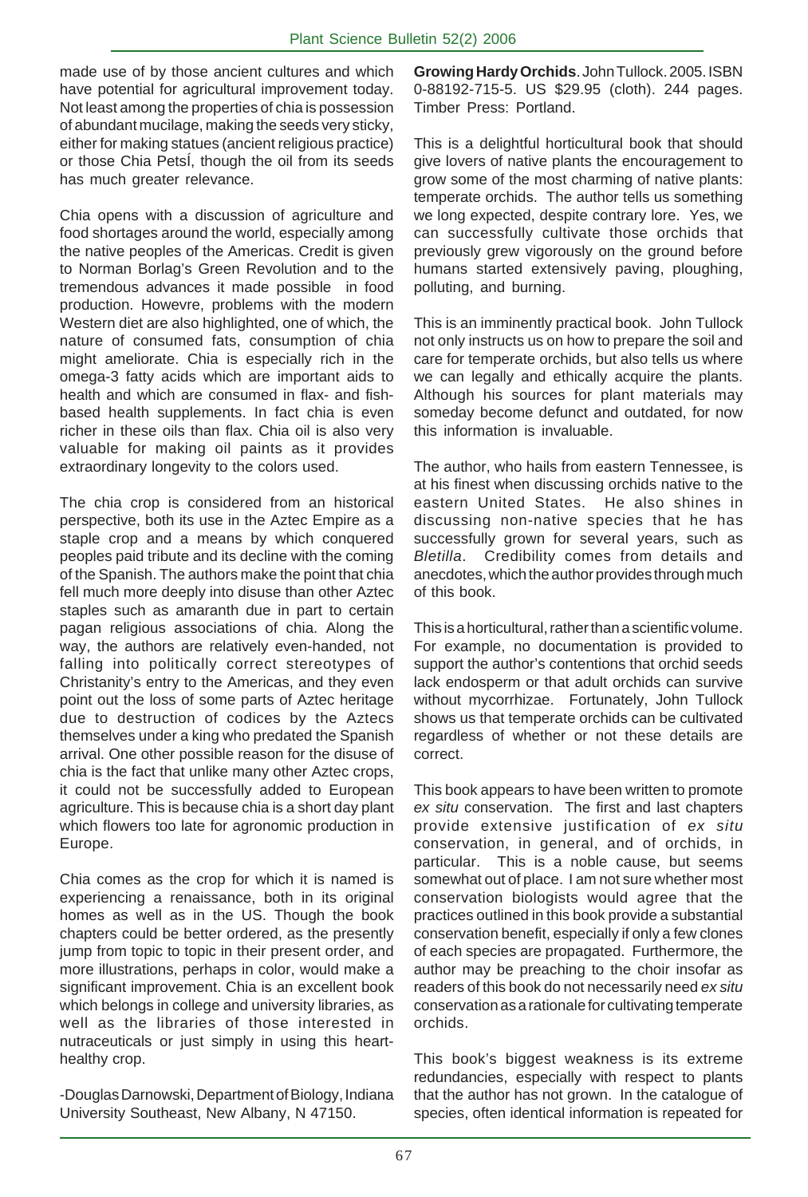made use of by those ancient cultures and which have potential for agricultural improvement today. Not least among the properties of chia is possession of abundant mucilage, making the seeds very sticky, either for making statues (ancient religious practice) or those Chia PetsÍ, though the oil from its seeds has much greater relevance.

Chia opens with a discussion of agriculture and food shortages around the world, especially among the native peoples of the Americas. Credit is given to Norman Borlag's Green Revolution and to the tremendous advances it made possible in food production. Howevre, problems with the modern Western diet are also highlighted, one of which, the nature of consumed fats, consumption of chia might ameliorate. Chia is especially rich in the omega-3 fatty acids which are important aids to health and which are consumed in flax- and fish-based health supplements. In fact chia is even richer in these oils than flax. Chia oil is also very valuable for making oil paints as it provides extraordinary longevity to the colors used.

The chia crop is considered from an historical perspective, both its use in the Aztec Empire as a staple crop and a means by which conquered peoples paid tribute and its decline with the coming of the Spanish. The authors make the point that chia fell much more deeply into disuse than other Aztec staples such as amaranth due in part to certain pagan religious associations of chia. Along the way, the authors are relatively even-handed, not falling into politically correct stereotypes of Christianity's entry to the Americas, and they even point out the loss of some parts of Aztec heritage due to destruction of codices by the Aztecs themselves under a king who predated the Spanish arrival. One other possible reason for the disuse of chia is the fact that unlike many other Aztec crops, it could not be successfully added to European agriculture. This is because chia is a short day plant which flowers too late for agronomic production in Europe.

Chia comes as the crop for which it is named is experiencing a renaissance, both in its original homes as well as in the US. Though the book chapters could be better ordered, as the presently jump from topic to topic in their present order, and more illustrations, perhaps in color, would make a significant improvement. Chia is an excellent book which belongs in college and university libraries, as well as the libraries of those interested in nutraceuticals or just simply in using this heart-healthy crop.

-Douglas Darnowski, Department of Biology, Indiana University Southeast, New Albany, N 47150.

**Growing Hardy Orchids**. John Tullock. 2005. ISBN 0-88192-715-5. US $29.95 (cloth). 244 pages. Timber Press: Portland.

This is a delightful horticultural book that should give lovers of native plants the encouragement to grow some of the most charming of native plants: temperate orchids. The author tells us something we long expected, despite contrary lore. Yes, we can successfully cultivate those orchids that previously grew vigorously on the ground before humans started extensively paving, ploughing, polluting, and burning.

This is an imminently practical book. John Tullock not only instructs us on how to prepare the soil and care for temperate orchids, but also tells us where we can legally and ethically acquire the plants. Although his sources for plant materials may someday become defunct and outdated, for now this information is invaluable.

The author, who hails from eastern Tennessee, is at his finest when discussing orchids native to the eastern United States. He also shines in discussing non-native species that he has successfully grown for several years, such as *Bletilla*. Credibility comes from details and anecdotes, which the author provides through much of this book.

This is a horticultural, rather than a scientific volume. For example, no documentation is provided to support the author's contentions that orchid seeds lack endosperm or that adult orchids can survive without mycorrhizae. Fortunately, John Tullock shows us that temperate orchids can be cultivated regardless of whether or not these details are correct.

This book appears to have been written to promote *ex situ* conservation. The first and last chapters provide extensive justification of *ex situ* conservation, in general, and of orchids, in particular. This is a noble cause, but seems somewhat out of place. I am not sure whether most conservation biologists would agree that the practices outlined in this book provide a substantial conservation benefit, especially if only a few clones of each species are propagated. Furthermore, the author may be preaching to the choir insofar as readers of this book do not necessarily need *ex situ* conservation as a rationale for cultivating temperate orchids.

This book's biggest weakness is its extreme redundancies, especially with respect to plants that the author has not grown. In the catalogue of species, often identical information is repeated for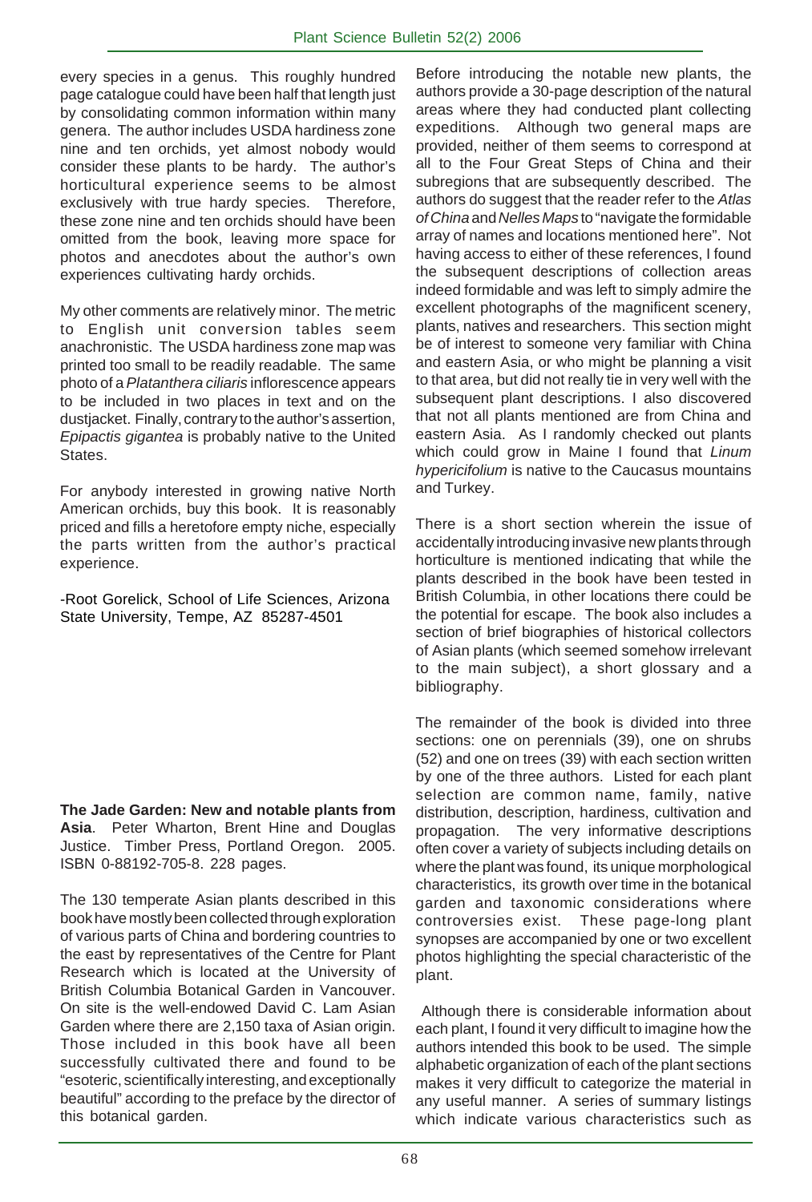every species in a genus. This roughly hundred page catalogue could have been half that length just by consolidating common information within many genera. The author includes USDA hardiness zone nine and ten orchids, yet almost nobody would consider these plants to be hardy. The author's horticultural experience seems to be almost exclusively with true hardy species. Therefore, these zone nine and ten orchids should have been omitted from the book, leaving more space for photos and anecdotes about the author's own experiences cultivating hardy orchids.

My other comments are relatively minor. The metric to English unit conversion tables seem anachronistic. The USDA hardiness zone map was printed too small to be readily readable. The same photo of a *Platanthera ciliaris* inflorescence appears to be included in two places in text and on the dustjacket. Finally, contrary to the author's assertion, *Epipactis gigantea* is probably native to the United States.

For anybody interested in growing native North American orchids, buy this book. It is reasonably priced and fills a heretofore empty niche, especially the parts written from the author's practical experience.

-Root Gorelick, School of Life Sciences, Arizona State University, Tempe, AZ 85287-4501

**The Jade Garden: New and notable plants from Asia**. Peter Wharton, Brent Hine and Douglas Justice. Timber Press, Portland Oregon. 2005. ISBN 0-88192-705-8. 228 pages.

The 130 temperate Asian plants described in this book have mostly been collected through exploration of various parts of China and bordering countries to the east by representatives of the Centre for Plant Research which is located at the University of British Columbia Botanical Garden in Vancouver. On site is the well-endowed David C. Lam Asian Garden where there are 2,150 taxa of Asian origin. Those included in this book have all been successfully cultivated there and found to be "esoteric, scientifically interesting, and exceptionally beautiful" according to the preface by the director of this botanical garden.

Before introducing the notable new plants, the authors provide a 30-page description of the natural areas where they had conducted plant collecting expeditions. Although two general maps are provided, neither of them seems to correspond at all to the Four Great Steps of China and their subregions that are subsequently described. The authors do suggest that the reader refer to the *Atlas of China* and *Nelles Maps* to "navigate the formidable array of names and locations mentioned here". Not having access to either of these references, I found the subsequent descriptions of collection areas indeed formidable and was left to simply admire the excellent photographs of the magnificent scenery, plants, natives and researchers. This section might be of interest to someone very familiar with China and eastern Asia, or who might be planning a visit to that area, but did not really tie in very well with the subsequent plant descriptions. I also discovered that not all plants mentioned are from China and eastern Asia. As I randomly checked out plants which could grow in Maine I found that *Linum hypericifolium* is native to the Caucasus mountains and Turkey.

There is a short section wherein the issue of accidentally introducing invasive new plants through horticulture is mentioned indicating that while the plants described in the book have been tested in British Columbia, in other locations there could be the potential for escape. The book also includes a section of brief biographies of historical collectors of Asian plants (which seemed somehow irrelevant to the main subject), a short glossary and a bibliography.

The remainder of the book is divided into three sections: one on perennials (39), one on shrubs (52) and one on trees (39) with each section written by one of the three authors. Listed for each plant selection are common name, family, native distribution, description, hardiness, cultivation and propagation. The very informative descriptions often cover a variety of subjects including details on where the plant was found, its unique morphological characteristics, its growth over time in the botanical garden and taxonomic considerations where controversies exist. These page-long plant synopses are accompanied by one or two excellent photos highlighting the special characteristic of the plant.

Although there is considerable information about each plant, I found it very difficult to imagine how the authors intended this book to be used. The simple alphabetic organization of each of the plant sections makes it very difficult to categorize the material in any useful manner. A series of summary listings which indicate various characteristics such as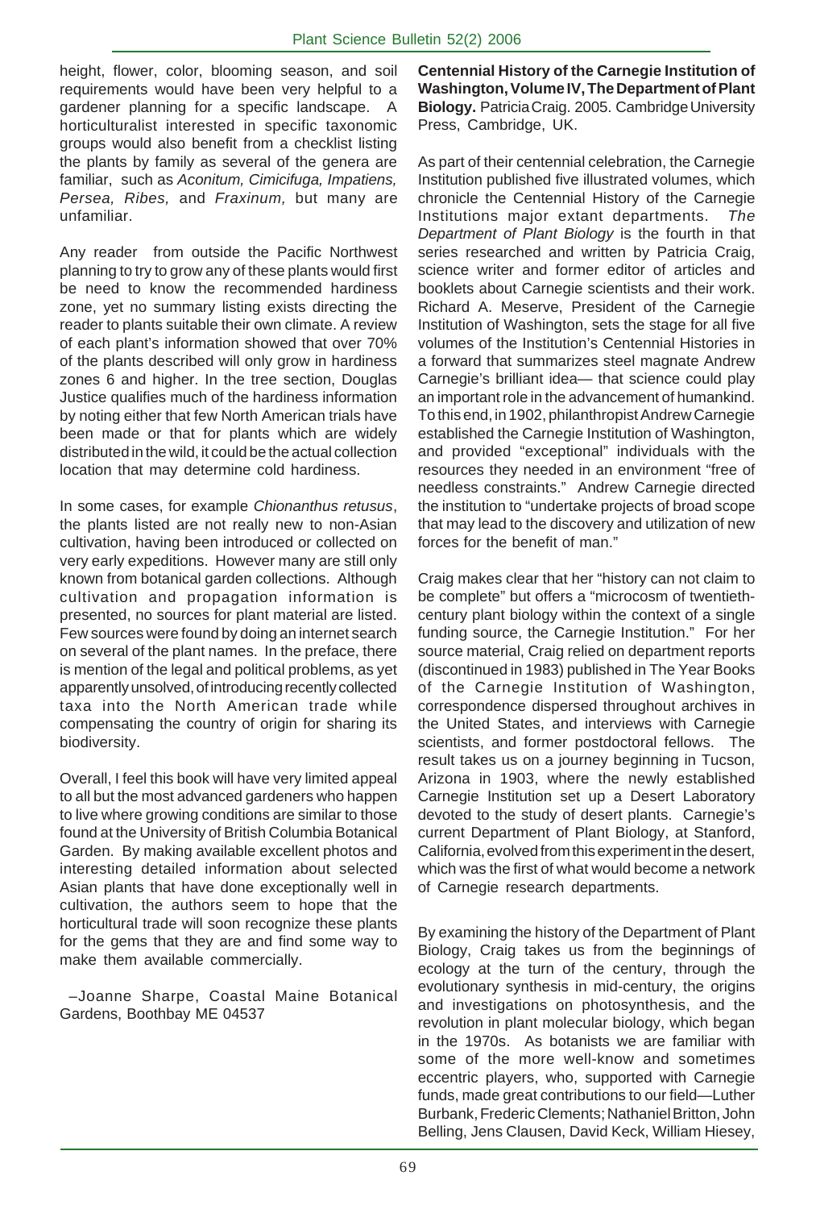height, flower, color, blooming season, and soil requirements would have been very helpful to a gardener planning for a specific landscape. A horticulturalist interested in specific taxonomic groups would also benefit from a checklist listing the plants by family as several of the genera are familiar, such as *Aconitum, Cimicifuga, Impatiens, Persea, Ribes,* and *Fraxinum,* but many are unfamiliar.

Any reader from outside the Pacific Northwest planning to try to grow any of these plants would first be need to know the recommended hardiness zone, yet no summary listing exists directing the reader to plants suitable their own climate. A review of each plant's information showed that over 70% of the plants described will only grow in hardiness zones 6 and higher. In the tree section, Douglas Justice qualifies much of the hardiness information by noting either that few North American trials have been made or that for plants which are widely distributed in the wild, it could be the actual collection location that may determine cold hardiness.

In some cases, for example *Chionanthus retusus*, the plants listed are not really new to non-Asian cultivation, having been introduced or collected on very early expeditions. However many are still only known from botanical garden collections. Although cultivation and propagation information is presented, no sources for plant material are listed. Few sources were found by doing an internet search on several of the plant names. In the preface, there is mention of the legal and political problems, as yet apparently unsolved, of introducing recently collected taxa into the North American trade while compensating the country of origin for sharing its biodiversity.

Overall, I feel this book will have very limited appeal to all but the most advanced gardeners who happen to live where growing conditions are similar to those found at the University of British Columbia Botanical Garden. By making available excellent photos and interesting detailed information about selected Asian plants that have done exceptionally well in cultivation, the authors seem to hope that the horticultural trade will soon recognize these plants for the gems that they are and find some way to make them available commercially.

–Joanne Sharpe, Coastal Maine Botanical Gardens, Boothbay ME 04537

**Centennial History of the Carnegie Institution of Washington, Volume IV, The Department of Plant Biology.** Patricia Craig. 2005. Cambridge University Press, Cambridge, UK.

As part of their centennial celebration, the Carnegie Institution published five illustrated volumes, which chronicle the Centennial History of the Carnegie Institutions major extant departments. *The Department of Plant Biology* is the fourth in that series researched and written by Patricia Craig, science writer and former editor of articles and booklets about Carnegie scientists and their work. Richard A. Meserve, President of the Carnegie Institution of Washington, sets the stage for all five volumes of the Institution's Centennial Histories in a forward that summarizes steel magnate Andrew Carnegie's brilliant idea— that science could play an important role in the advancement of humankind. To this end, in 1902, philanthropist Andrew Carnegie established the Carnegie Institution of Washington, and provided "exceptional" individuals with the resources they needed in an environment "free of needless constraints." Andrew Carnegie directed the institution to "undertake projects of broad scope that may lead to the discovery and utilization of new forces for the benefit of man."

Craig makes clear that her "history can not claim to be complete" but offers a "microcosm of twentieth-century plant biology within the context of a single funding source, the Carnegie Institution." For her source material, Craig relied on department reports (discontinued in 1983) published in The Year Books of the Carnegie Institution of Washington, correspondence dispersed throughout archives in the United States, and interviews with Carnegie scientists, and former postdoctoral fellows. The result takes us on a journey beginning in Tucson, Arizona in 1903, where the newly established Carnegie Institution set up a Desert Laboratory devoted to the study of desert plants. Carnegie's current Department of Plant Biology, at Stanford, California, evolved from this experiment in the desert, which was the first of what would become a network of Carnegie research departments.

By examining the history of the Department of Plant Biology, Craig takes us from the beginnings of ecology at the turn of the century, through the evolutionary synthesis in mid-century, the origins and investigations on photosynthesis, and the revolution in plant molecular biology, which began in the 1970s. As botanists we are familiar with some of the more well-know and sometimes eccentric players, who, supported with Carnegie funds, made great contributions to our field—Luther Burbank, Frederic Clements; Nathaniel Britton, John Belling, Jens Clausen, David Keck, William Hiesey,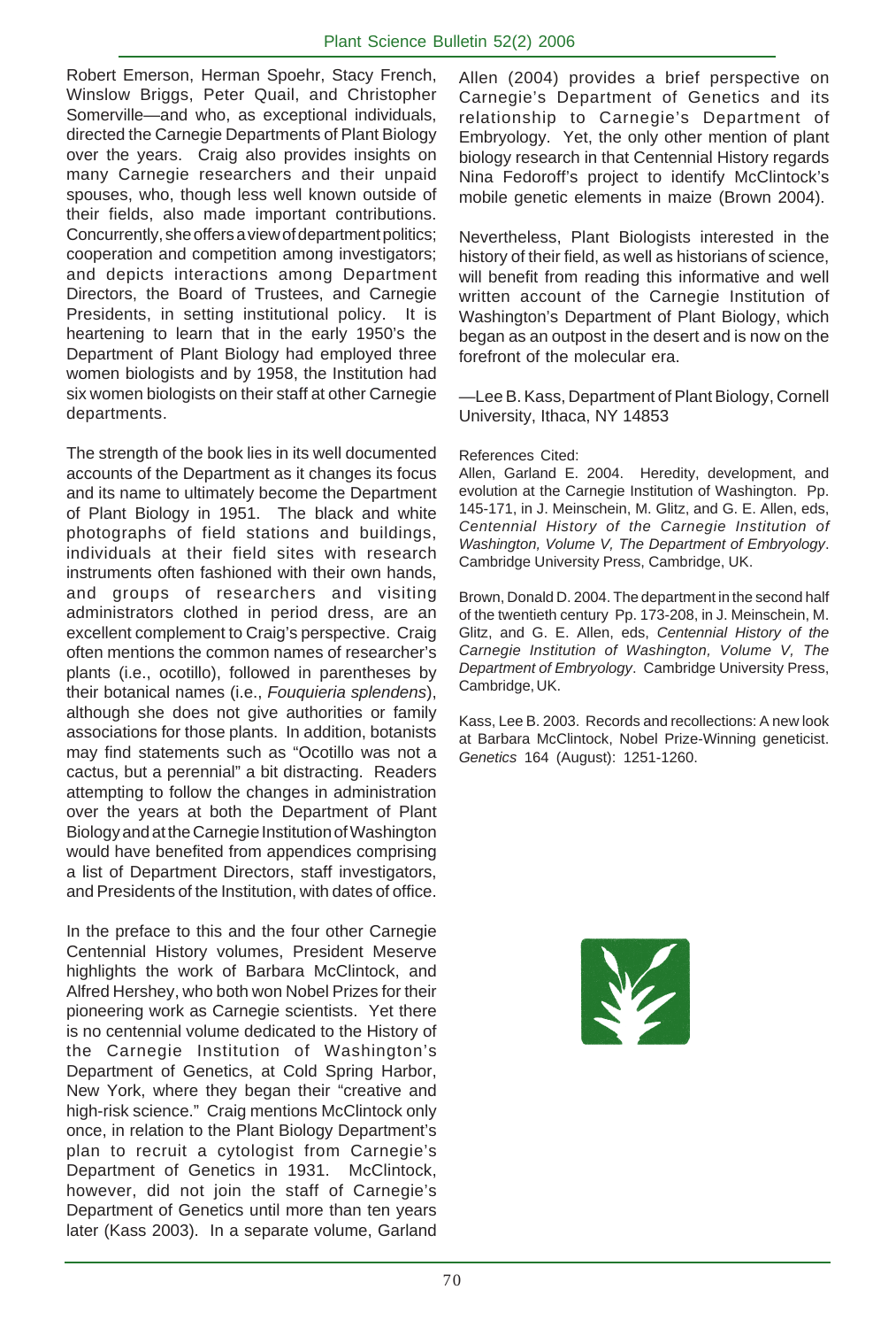Robert Emerson, Herman Spoehr, Stacy French, Winslow Briggs, Peter Quail, and Christopher Somerville—and who, as exceptional individuals, directed the Carnegie Departments of Plant Biology over the years. Craig also provides insights on many Carnegie researchers and their unpaid spouses, who, though less well known outside of their fields, also made important contributions. Concurrently, she offers a view of department politics; cooperation and competition among investigators; and depicts interactions among Department Directors, the Board of Trustees, and Carnegie Presidents, in setting institutional policy. It is heartening to learn that in the early 1950's the Department of Plant Biology had employed three women biologists and by 1958, the Institution had six women biologists on their staff at other Carnegie departments.

The strength of the book lies in its well documented accounts of the Department as it changes its focus and its name to ultimately become the Department of Plant Biology in 1951. The black and white photographs of field stations and buildings, individuals at their field sites with research instruments often fashioned with their own hands, and groups of researchers and visiting administrators clothed in period dress, are an excellent complement to Craig's perspective. Craig often mentions the common names of researcher's plants (i.e., ocotillo), followed in parentheses by their botanical names (i.e., *Fouquieria splendens*), although she does not give authorities or family associations for those plants. In addition, botanists may find statements such as "Ocotillo was not a cactus, but a perennial" a bit distracting. Readers attempting to follow the changes in administration over the years at both the Department of Plant Biology and at the Carnegie Institution of Washington would have benefited from appendices comprising a list of Department Directors, staff investigators, and Presidents of the Institution, with dates of office.

In the preface to this and the four other Carnegie Centennial History volumes, President Meserve highlights the work of Barbara McClintock, and Alfred Hershey, who both won Nobel Prizes for their pioneering work as Carnegie scientists. Yet there is no centennial volume dedicated to the History of the Carnegie Institution of Washington's Department of Genetics, at Cold Spring Harbor, New York, where they began their "creative and high-risk science." Craig mentions McClintock only once, in relation to the Plant Biology Department's plan to recruit a cytologist from Carnegie's Department of Genetics in 1931. McClintock, however, did not join the staff of Carnegie's Department of Genetics until more than ten years later (Kass 2003). In a separate volume, Garland Allen (2004) provides a brief perspective on Carnegie's Department of Genetics and its relationship to Carnegie's Department of Embryology. Yet, the only other mention of plant biology research in that Centennial History regards Nina Fedoroff's project to identify McClintock's mobile genetic elements in maize (Brown 2004).

Nevertheless, Plant Biologists interested in the history of their field, as well as historians of science, will benefit from reading this informative and well written account of the Carnegie Institution of Washington's Department of Plant Biology, which began as an outpost in the desert and is now on the forefront of the molecular era.

—Lee B. Kass, Department of Plant Biology, Cornell University, Ithaca, NY 14853

References Cited:

Allen, Garland E. 2004. Heredity, development, and evolution at the Carnegie Institution of Washington. Pp. 145-171, in J. Meinschein, M. Glitz, and G. E. Allen, eds, *Centennial History of the Carnegie Institution of Washington, Volume V, The Department of Embryology*. Cambridge University Press, Cambridge, UK.

Brown, Donald D. 2004. The department in the second half of the twentieth century Pp. 173-208, in J. Meinschein, M. Glitz, and G. E. Allen, eds, *Centennial History of the Carnegie Institution of Washington, Volume V, The Department of Embryology*. Cambridge University Press, Cambridge, UK.

Kass, Lee B. 2003. Records and recollections: A new look at Barbara McClintock, Nobel Prize-Winning geneticist. *Genetics* 164 (August): 1251-1260.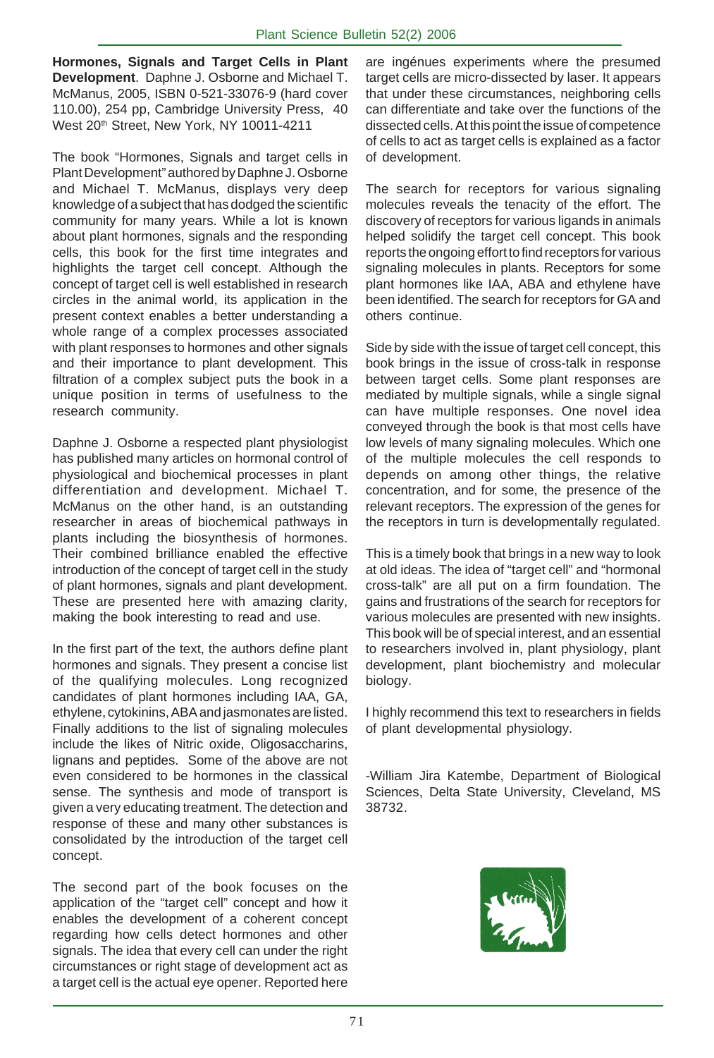**Hormones, Signals and Target Cells in Plant Development**. Daphne J. Osborne and Michael T. McManus, 2005, ISBN 0-521-33076-9 (hard cover 110.00), 254 pp, Cambridge University Press, 40 West 20th Street, New York, NY 10011-4211

The book "Hormones, Signals and target cells in Plant Development" authored by Daphne J. Osborne and Michael T. McManus, displays very deep knowledge of a subject that has dodged the scientific community for many years. While a lot is known about plant hormones, signals and the responding cells, this book for the first time integrates and highlights the target cell concept. Although the concept of target cell is well established in research circles in the animal world, its application in the present context enables a better understanding a whole range of a complex processes associated with plant responses to hormones and other signals and their importance to plant development. This filtration of a complex subject puts the book in a unique position in terms of usefulness to the research community.

Daphne J. Osborne a respected plant physiologist has published many articles on hormonal control of physiological and biochemical processes in plant differentiation and development. Michael T. McManus on the other hand, is an outstanding researcher in areas of biochemical pathways in plants including the biosynthesis of hormones. Their combined brilliance enabled the effective introduction of the concept of target cell in the study of plant hormones, signals and plant development. These are presented here with amazing clarity, making the book interesting to read and use.

In the first part of the text, the authors define plant hormones and signals. They present a concise list of the qualifying molecules. Long recognized candidates of plant hormones including IAA, GA, ethylene, cytokinins, ABA and jasmonates are listed. Finally additions to the list of signaling molecules include the likes of Nitric oxide, Oligosaccharins, lignans and peptides. Some of the above are not even considered to be hormones in the classical sense. The synthesis and mode of transport is given a very educating treatment. The detection and response of these and many other substances is consolidated by the introduction of the target cell concept.

The second part of the book focuses on the application of the "target cell" concept and how it enables the development of a coherent concept regarding how cells detect hormones and other signals. The idea that every cell can under the right circumstances or right stage of development act as a target cell is the actual eye opener. Reported here are ingénues experiments where the presumed target cells are micro-dissected by laser. It appears that under these circumstances, neighboring cells can differentiate and take over the functions of the dissected cells. At this point the issue of competence of cells to act as target cells is explained as a factor of development.

The search for receptors for various signaling molecules reveals the tenacity of the effort. The discovery of receptors for various ligands in animals helped solidify the target cell concept. This book reports the ongoing effort to find receptors for various signaling molecules in plants. Receptors for some plant hormones like IAA, ABA and ethylene have been identified. The search for receptors for GA and others continue.

Side by side with the issue of target cell concept, this book brings in the issue of cross-talk in response between target cells. Some plant responses are mediated by multiple signals, while a single signal can have multiple responses. One novel idea conveyed through the book is that most cells have low levels of many signaling molecules. Which one of the multiple molecules the cell responds to depends on among other things, the relative concentration, and for some, the presence of the relevant receptors. The expression of the genes for the receptors in turn is developmentally regulated.

This is a timely book that brings in a new way to look at old ideas. The idea of "target cell" and "hormonal cross-talk" are all put on a firm foundation. The gains and frustrations of the search for receptors for various molecules are presented with new insights. This book will be of special interest, and an essential to researchers involved in, plant physiology, plant development, plant biochemistry and molecular biology.

I highly recommend this text to researchers in fields of plant developmental physiology.

-William Jira Katembe, Department of Biological Sciences, Delta State University, Cleveland, MS 38732.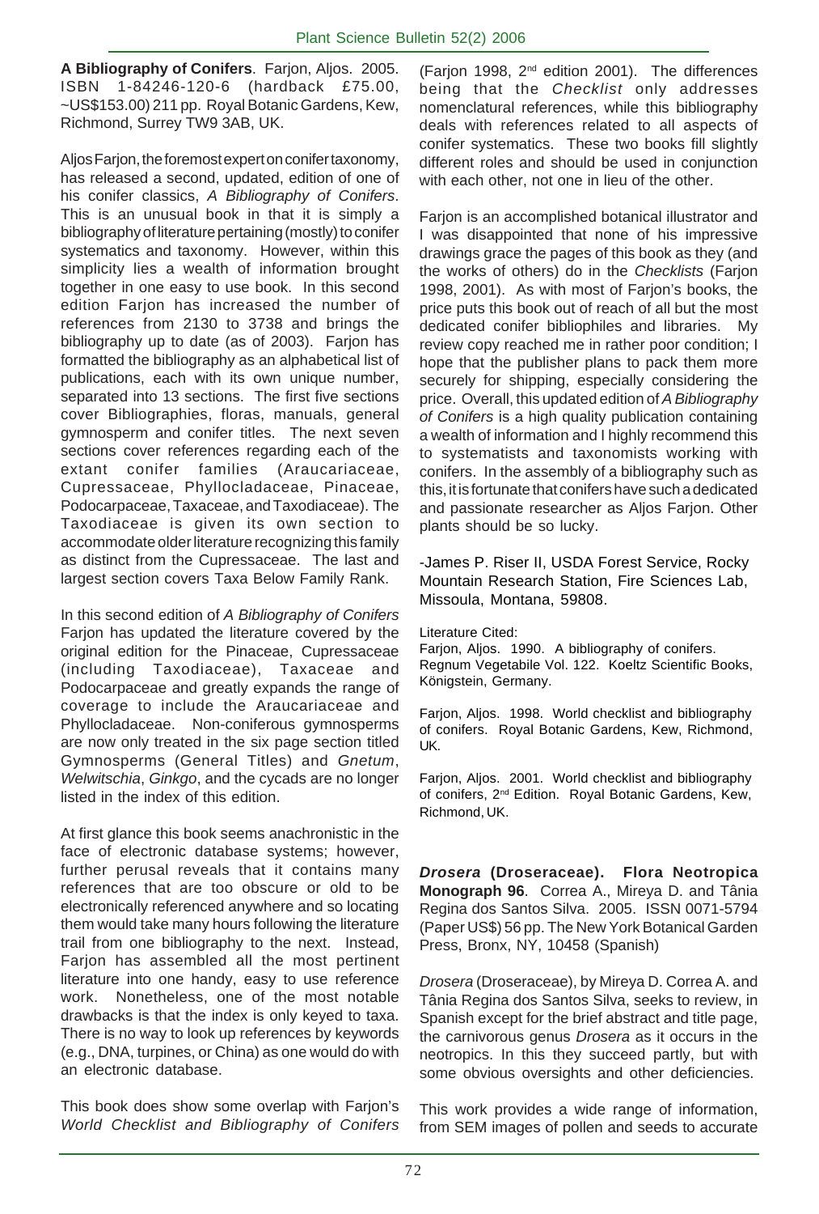**A Bibliography of Conifers**. Farjon, Aljos. 2005. ISBN 1-84246-120-6 (hardback £75.00, ~US$153.00) 211 pp. Royal Botanic Gardens, Kew, Richmond, Surrey TW9 3AB, UK.

Aljos Farjon, the foremost expert on conifer taxonomy, has released a second, updated, edition of one of his conifer classics, *A Bibliography of Conifers*. This is an unusual book in that it is simply a bibliography of literature pertaining (mostly) to conifer systematics and taxonomy. However, within this simplicity lies a wealth of information brought together in one easy to use book. In this second edition Farjon has increased the number of references from 2130 to 3738 and brings the bibliography up to date (as of 2003). Farjon has formatted the bibliography as an alphabetical list of publications, each with its own unique number, separated into 13 sections. The first five sections cover Bibliographies, floras, manuals, general gymnosperm and conifer titles. The next seven sections cover references regarding each of the extant conifer families (Araucariaceae, Cupressaceae, Phyllocladaceae, Pinaceae, Podocarpaceae, Taxaceae, and Taxodiaceae). The Taxodiaceae is given its own section to accommodate older literature recognizing this family as distinct from the Cupressaceae. The last and largest section covers Taxa Below Family Rank.

In this second edition of *A Bibliography of Conifers* Farjon has updated the literature covered by the original edition for the Pinaceae, Cupressaceae (including Taxodiaceae), Taxaceae and Podocarpaceae and greatly expands the range of coverage to include the Araucariaceae and Phyllocladaceae. Non-coniferous gymnosperms are now only treated in the six page section titled Gymnosperms (General Titles) and *Gnetum*, *Welwitschia*, *Ginkgo*, and the cycads are no longer listed in the index of this edition.

At first glance this book seems anachronistic in the face of electronic database systems; however, further perusal reveals that it contains many references that are too obscure or old to be electronically referenced anywhere and so locating them would take many hours following the literature trail from one bibliography to the next. Instead, Farjon has assembled all the most pertinent literature into one handy, easy to use reference work. Nonetheless, one of the most notable drawbacks is that the index is only keyed to taxa. There is no way to look up references by keywords (e.g., DNA, turpines, or China) as one would do with an electronic database.

This book does show some overlap with Farjon's *World Checklist and Bibliography of Conifers* (Farjon 1998, 2nd edition 2001). The differences being that the *Checklist* only addresses nomenclatural references, while this bibliography deals with references related to all aspects of conifer systematics. These two books fill slightly different roles and should be used in conjunction with each other, not one in lieu of the other.

Farjon is an accomplished botanical illustrator and I was disappointed that none of his impressive drawings grace the pages of this book as they (and the works of others) do in the *Checklists* (Farjon 1998, 2001). As with most of Farjon's books, the price puts this book out of reach of all but the most dedicated conifer bibliophiles and libraries. My review copy reached me in rather poor condition; I hope that the publisher plans to pack them more securely for shipping, especially considering the price. Overall, this updated edition of *A Bibliography of Conifers* is a high quality publication containing a wealth of information and I highly recommend this to systematists and taxonomists working with conifers. In the assembly of a bibliography such as this, it is fortunate that conifers have such a dedicated and passionate researcher as Aljos Farjon. Other plants should be so lucky.

-James P. Riser II, USDA Forest Service, Rocky Mountain Research Station, Fire Sciences Lab, Missoula, Montana, 59808.

Literature Cited:

Farjon, Aljos. 1990. A bibliography of conifers. Regnum Vegetabile Vol. 122. Koeltz Scientific Books, Königstein, Germany.

Farjon, Aljos. 1998. World checklist and bibliography of conifers. Royal Botanic Gardens, Kew, Richmond, UK.

Farjon, Aljos. 2001. World checklist and bibliography of conifers, 2nd Edition. Royal Botanic Gardens, Kew, Richmond, UK.

***Drosera* (Droseraceae). Flora Neotropica Monograph 96**. Correa A., Mireya D. and Tânia Regina dos Santos Silva. 2005. ISSN 0071-5794 (Paper US$) 56 pp. The New York Botanical Garden Press, Bronx, NY, 10458 (Spanish)

*Drosera* (Droseraceae), by Mireya D. Correa A. and Tânia Regina dos Santos Silva, seeks to review, in Spanish except for the brief abstract and title page, the carnivorous genus *Drosera* as it occurs in the neotropics. In this they succeed partly, but with some obvious oversights and other deficiencies.

This work provides a wide range of information, from SEM images of pollen and seeds to accurate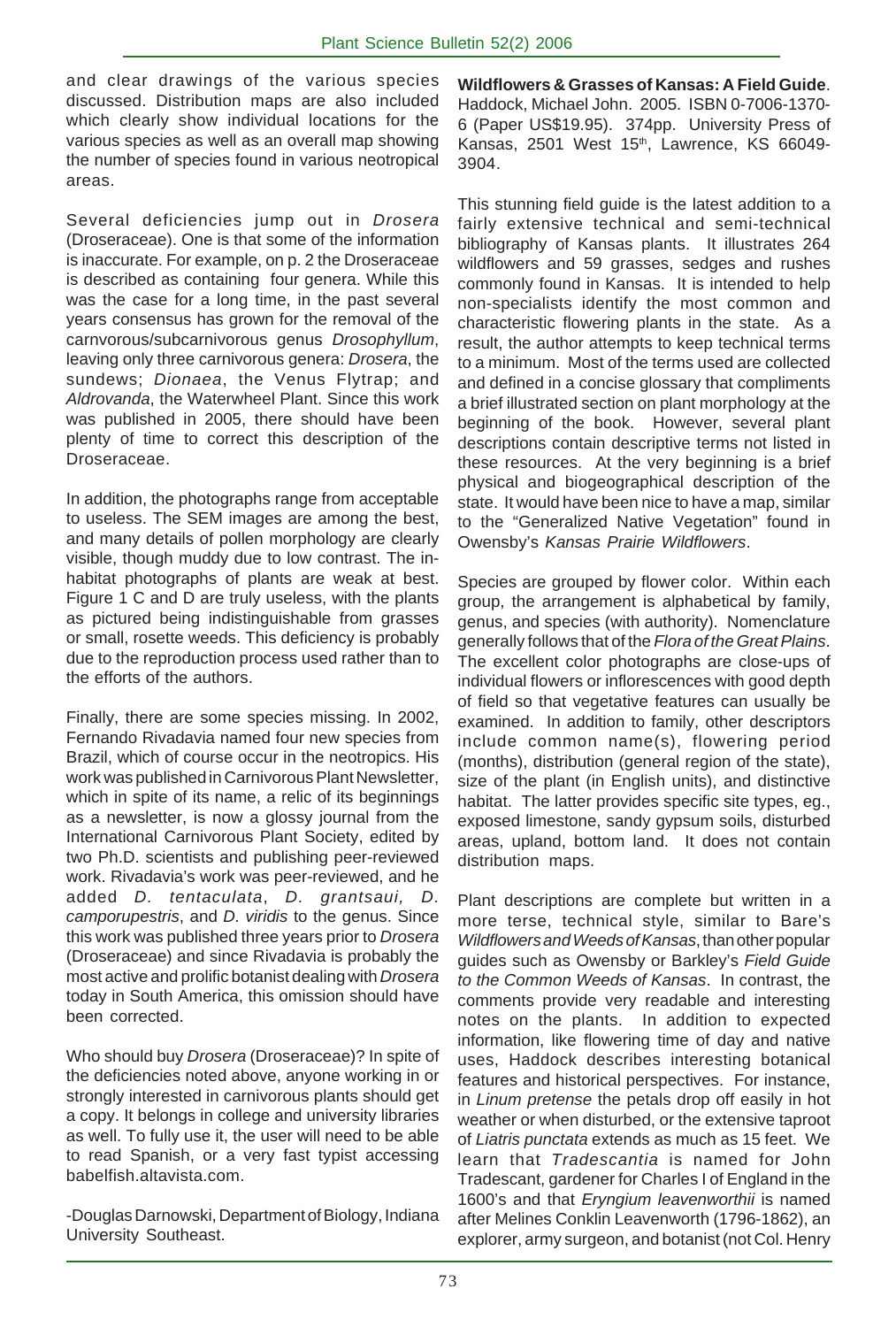and clear drawings of the various species discussed. Distribution maps are also included which clearly show individual locations for the various species as well as an overall map showing the number of species found in various neotropical areas.

Several deficiencies jump out in *Drosera* (Droseraceae). One is that some of the information is inaccurate. For example, on p. 2 the Droseraceae is described as containing four genera. While this was the case for a long time, in the past several years consensus has grown for the removal of the carnvorous/subcarnivorous genus *Drosophyllum*, leaving only three carnivorous genera: *Drosera*, the sundews; *Dionaea*, the Venus Flytrap; and *Aldrovanda*, the Waterwheel Plant. Since this work was published in 2005, there should have been plenty of time to correct this description of the Droseraceae.

In addition, the photographs range from acceptable to useless. The SEM images are among the best, and many details of pollen morphology are clearly visible, though muddy due to low contrast. The in-habitat photographs of plants are weak at best. Figure 1 C and D are truly useless, with the plants as pictured being indistinguishable from grasses or small, rosette weeds. This deficiency is probably due to the reproduction process used rather than to the efforts of the authors.

Finally, there are some species missing. In 2002, Fernando Rivadavia named four new species from Brazil, which of course occur in the neotropics. His work was published in Carnivorous Plant Newsletter, which in spite of its name, a relic of its beginnings as a newsletter, is now a glossy journal from the International Carnivorous Plant Society, edited by two Ph.D. scientists and publishing peer-reviewed work. Rivadavia's work was peer-reviewed, and he added *D. tentaculata*, *D. grantsaui, D. camporupestris*, and *D. viridis* to the genus. Since this work was published three years prior to *Drosera* (Droseraceae) and since Rivadavia is probably the most active and prolific botanist dealing with *Drosera* today in South America, this omission should have been corrected.

Who should buy *Drosera* (Droseraceae)? In spite of the deficiencies noted above, anyone working in or strongly interested in carnivorous plants should get a copy. It belongs in college and university libraries as well. To fully use it, the user will need to be able to read Spanish, or a very fast typist accessing babelfish.altavista.com.

-Douglas Darnowski, Department of Biology, Indiana University Southeast.

**Wildflowers & Grasses of Kansas: A Field Guide**. Haddock, Michael John. 2005. ISBN 0-7006-1370-6 (Paper US$19.95). 374pp. University Press of Kansas, 2501 West 15th, Lawrence, KS 66049-3904.

This stunning field guide is the latest addition to a fairly extensive technical and semi-technical bibliography of Kansas plants. It illustrates 264 wildflowers and 59 grasses, sedges and rushes commonly found in Kansas. It is intended to help non-specialists identify the most common and characteristic flowering plants in the state. As a result, the author attempts to keep technical terms to a minimum. Most of the terms used are collected and defined in a concise glossary that compliments a brief illustrated section on plant morphology at the beginning of the book. However, several plant descriptions contain descriptive terms not listed in these resources. At the very beginning is a brief physical and biogeographical description of the state. It would have been nice to have a map, similar to the "Generalized Native Vegetation" found in Owensby's *Kansas Prairie Wildflowers*.

Species are grouped by flower color. Within each group, the arrangement is alphabetical by family, genus, and species (with authority). Nomenclature generally follows that of the *Flora of the Great Plains*. The excellent color photographs are close-ups of individual flowers or inflorescences with good depth of field so that vegetative features can usually be examined. In addition to family, other descriptors include common name(s), flowering period (months), distribution (general region of the state), size of the plant (in English units), and distinctive habitat. The latter provides specific site types, eg., exposed limestone, sandy gypsum soils, disturbed areas, upland, bottom land. It does not contain distribution maps.

Plant descriptions are complete but written in a more terse, technical style, similar to Bare's *Wildflowers and Weeds of Kansas*, than other popular guides such as Owensby or Barkley's *Field Guide to the Common Weeds of Kansas*. In contrast, the comments provide very readable and interesting notes on the plants. In addition to expected information, like flowering time of day and native uses, Haddock describes interesting botanical features and historical perspectives. For instance, in *Linum pretense* the petals drop off easily in hot weather or when disturbed, or the extensive taproot of *Liatris punctata* extends as much as 15 feet. We learn that *Tradescantia* is named for John Tradescant, gardener for Charles I of England in the 1600's and that *Eryngium leavenworthii* is named after Melines Conklin Leavenworth (1796-1862), an explorer, army surgeon, and botanist (not Col. Henry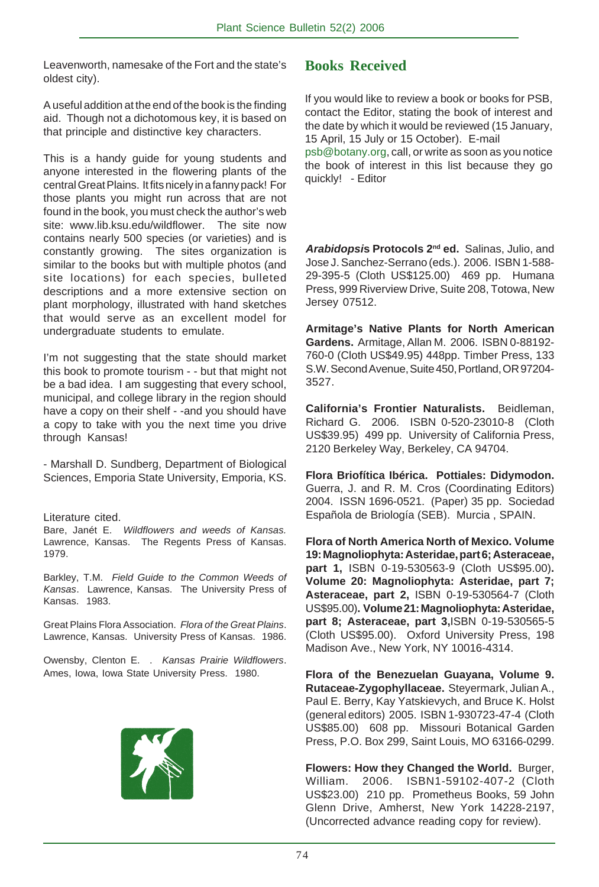Leavenworth, namesake of the Fort and the state's oldest city).

A useful addition at the end of the book is the finding aid. Though not a dichotomous key, it is based on that principle and distinctive key characters.

This is a handy guide for young students and anyone interested in the flowering plants of the central Great Plains. It fits nicely in a fanny pack! For those plants you might run across that are not found in the book, you must check the author's web site: www.lib.ksu.edu/wildflower. The site now contains nearly 500 species (or varieties) and is constantly growing. The sites organization is similar to the books but with multiple photos (and site locations) for each species, bulleted descriptions and a more extensive section on plant morphology, illustrated with hand sketches that would serve as an excellent model for undergraduate students to emulate.

I'm not suggesting that the state should market this book to promote tourism - - but that might not be a bad idea. I am suggesting that every school, municipal, and college library in the region should have a copy on their shelf - -and you should have a copy to take with you the next time you drive through Kansas!

- Marshall D. Sundberg, Department of Biological Sciences, Emporia State University, Emporia, KS.

Literature cited.

Bare, Janét E. *Wildflowers and weeds of Kansas.* Lawrence, Kansas. The Regents Press of Kansas. 1979.

Barkley, T.M. *Field Guide to the Common Weeds of Kansas*. Lawrence, Kansas. The University Press of Kansas. 1983.

Great Plains Flora Association. *Flora of the Great Plains*. Lawrence, Kansas. University Press of Kansas. 1986.

Owensby, Clenton E. . *Kansas Prairie Wildflowers*. Ames, Iowa, Iowa State University Press. 1980.

## Books Received

If you would like to review a book or books for PSB, contact the Editor, stating the book of interest and the date by which it would be reviewed (15 January, 15 April, 15 July or 15 October). E-mail psb@botany.org, call, or write as soon as you notice the book of interest in this list because they go quickly! - Editor

***Arabidopsis* Protocols 2nd ed.** Salinas, Julio, and Jose J. Sanchez-Serrano (eds.). 2006. ISBN 1-588-29-395-5 (Cloth US$125.00) 469 pp. Humana Press, 999 Riverview Drive, Suite 208, Totowa, New Jersey 07512.

**Armitage's Native Plants for North American Gardens.** Armitage, Allan M. 2006. ISBN 0-88192-760-0 (Cloth US$49.95) 448pp. Timber Press, 133 S.W. Second Avenue, Suite 450, Portland, OR 97204-3527.

**California's Frontier Naturalists.** Beidleman, Richard G. 2006. ISBN 0-520-23010-8 (Cloth US$39.95) 499 pp. University of California Press, 2120 Berkeley Way, Berkeley, CA 94704.

**Flora Briofítica Ibérica. Pottiales: Didymodon.** Guerra, J. and R. M. Cros (Coordinating Editors) 2004. ISSN 1696-0521. (Paper) 35 pp. Sociedad Española de Briología (SEB). Murcia , SPAIN.

**Flora of North America North of Mexico. Volume 19: Magnoliophyta: Asteridae, part 6; Asteraceae, part 1,** ISBN 0-19-530563-9 (Cloth US$95.00)**. Volume 20: Magnoliophyta: Asteridae, part 7; Asteraceae, part 2,** ISBN 0-19-530564-7 (Cloth US$95.00)**. Volume 21: Magnoliophyta: Asteridae, part 8; Asteraceae, part 3,**ISBN 0-19-530565-5 (Cloth US$95.00). Oxford University Press, 198 Madison Ave., New York, NY 10016-4314.

**Flora of the Benezuelan Guayana, Volume 9. Rutaceae-Zygophyllaceae.** Steyermark, Julian A., Paul E. Berry, Kay Yatskievych, and Bruce K. Holst (general editors) 2005. ISBN 1-930723-47-4 (Cloth US$85.00) 608 pp. Missouri Botanical Garden Press, P.O. Box 299, Saint Louis, MO 63166-0299.

**Flowers: How they Changed the World.** Burger, William. 2006. ISBN1-59102-407-2 (Cloth US$23.00) 210 pp. Prometheus Books, 59 John Glenn Drive, Amherst, New York 14228-2197, (Uncorrected advance reading copy for review).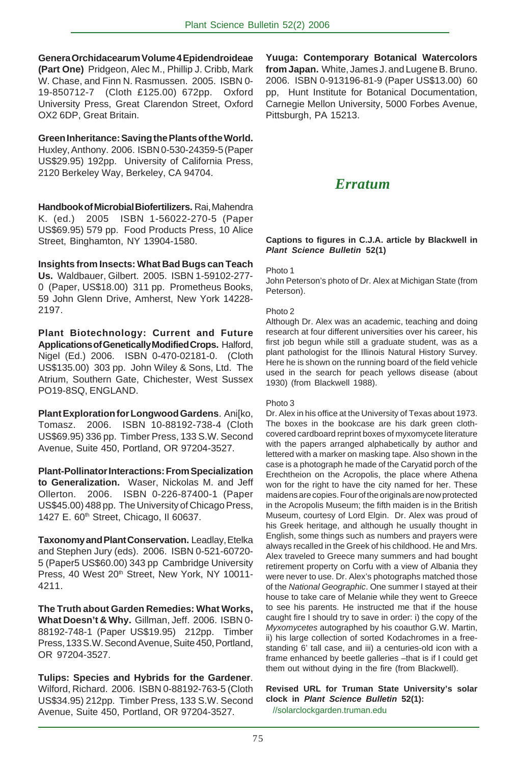**Genera Orchidacearum Volume 4 Epidendroideae (Part One)** Pridgeon, Alec M., Phillip J. Cribb, Mark W. Chase, and Finn N. Rasmussen. 2005. ISBN 0-19-850712-7 (Cloth £125.00) 672pp. Oxford University Press, Great Clarendon Street, Oxford OX2 6DP, Great Britain.

**Green Inheritance: Saving the Plants of the World.** Huxley, Anthony. 2006. ISBN 0-530-24359-5 (Paper US$29.95) 192pp. University of California Press, 2120 Berkeley Way, Berkeley, CA 94704.

**Handbook of Microbial Biofertilizers.** Rai, Mahendra K. (ed.) 2005 ISBN 1-56022-270-5 (Paper US$69.95) 579 pp. Food Products Press, 10 Alice Street, Binghamton, NY 13904-1580.

**Insights from Insects: What Bad Bugs can Teach Us.** Waldbauer, Gilbert. 2005. ISBN 1-59102-277-0 (Paper, US$18.00) 311 pp. Prometheus Books, 59 John Glenn Drive, Amherst, New York 14228-2197.

**Plant Biotechnology: Current and Future Applications of Genetically Modified Crops.** Halford, Nigel (Ed.) 2006. ISBN 0-470-02181-0. (Cloth US$135.00) 303 pp. John Wiley & Sons, Ltd. The Atrium, Southern Gate, Chichester, West Sussex PO19-8SQ, ENGLAND.

**Plant Exploration for Longwood Gardens**. Ani[ko, Tomasz. 2006. ISBN 10-88192-738-4 (Cloth US$69.95) 336 pp. Timber Press, 133 S.W. Second Avenue, Suite 450, Portland, OR 97204-3527.

**Plant-Pollinator Interactions: From Specialization to Generalization.** Waser, Nickolas M. and Jeff Ollerton. 2006. ISBN 0-226-87400-1 (Paper US$45.00) 488 pp. The University of Chicago Press, 1427 E. 60th Street, Chicago, Il 60637.

**Taxonomy and Plant Conservation.** Leadlay, Etelka and Stephen Jury (eds). 2006. ISBN 0-521-60720-5 (Paper5 US$60.00) 343 pp Cambridge University Press, 40 West 20th Street, New York, NY 10011-4211.

**The Truth about Garden Remedies: What Works, What Doesn't & Why.** Gillman, Jeff. 2006. ISBN 0-88192-748-1 (Paper US$19.95) 212pp. Timber Press, 133 S.W. Second Avenue, Suite 450, Portland, OR 97204-3527.

**Tulips: Species and Hybrids for the Gardener**. Wilford, Richard. 2006. ISBN 0-88192-763-5 (Cloth US$34.95) 212pp. Timber Press, 133 S.W. Second Avenue, Suite 450, Portland, OR 97204-3527.

**Yuuga: Contemporary Botanical Watercolors from Japan.** White, James J. and Lugene B. Bruno. 2006. ISBN 0-913196-81-9 (Paper US$13.00) 60 pp, Hunt Institute for Botanical Documentation, Carnegie Mellon University, 5000 Forbes Avenue, Pittsburgh, PA 15213.

## *Erratum*

**Captions to figures in C.J.A. article by Blackwell in *Plant Science Bulletin* 52(1)**

Photo 1

John Peterson's photo of Dr. Alex at Michigan State (from Peterson).

Photo 2

Although Dr. Alex was an academic, teaching and doing research at four different universities over his career, his first job begun while still a graduate student, was as a plant pathologist for the Illinois Natural History Survey. Here he is shown on the running board of the field vehicle used in the search for peach yellows disease (about 1930) (from Blackwell 1988).

Photo 3

Dr. Alex in his office at the University of Texas about 1973. The boxes in the bookcase are his dark green cloth-covered cardboard reprint boxes of myxomycete literature with the papers arranged alphabetically by author and lettered with a marker on masking tape. Also shown in the case is a photograph he made of the Caryatid porch of the Erechtheion on the Acropolis, the place where Athena won for the right to have the city named for her. These maidens are copies. Four of the originals are now protected in the Acropolis Museum; the fifth maiden is in the British Museum, courtesy of Lord Elgin. Dr. Alex was proud of his Greek heritage, and although he usually thought in English, some things such as numbers and prayers were always recalled in the Greek of his childhood. He and Mrs. Alex traveled to Greece many summers and had bought retirement property on Corfu with a view of Albania they were never to use. Dr. Alex's photographs matched those of the *National Geographic*. One summer I stayed at their house to take care of Melanie while they went to Greece to see his parents. He instructed me that if the house caught fire I should try to save in order: i) the copy of the *Myxomycetes* autographed by his coauthor G.W. Martin, ii) his large collection of sorted Kodachromes in a free-standing 6' tall case, and iii) a centuries-old icon with a frame enhanced by beetle galleries –that is if I could get them out without dying in the fire (from Blackwell).

**Revised URL for Truman State University's solar clock in *Plant Science Bulletin* 52(1):**
//solarclockgarden.truman.edu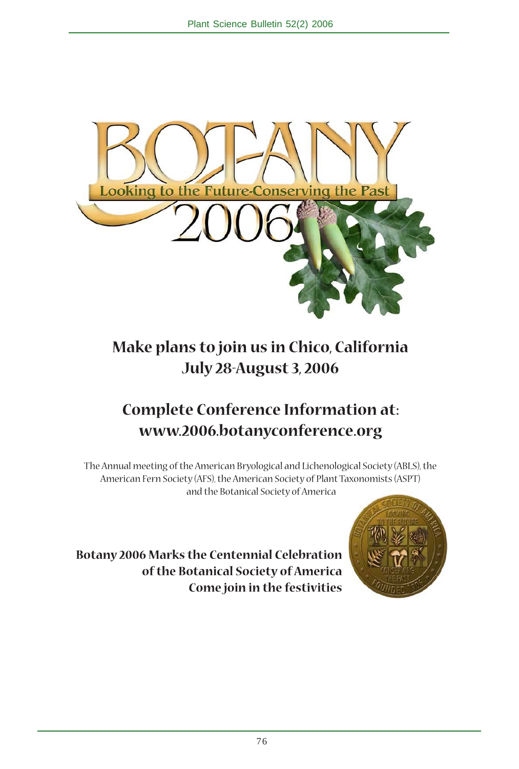# BOTANY 2006

**Looking to the Future-Conserving the Past**

## Make plans to join us in Chico, California
## July 28-August 3, 2006

## Complete Conference Information at:
## www.2006.botanyconference.org

The Annual meeting of the American Bryological and Lichenological Society (ABLS), the American Fern Society (AFS), the American Society of Plant Taxonomists (ASPT) and the Botanical Society of America

**Botany 2006 Marks the Centennial Celebration of the Botanical Society of America Come join in the festivities**